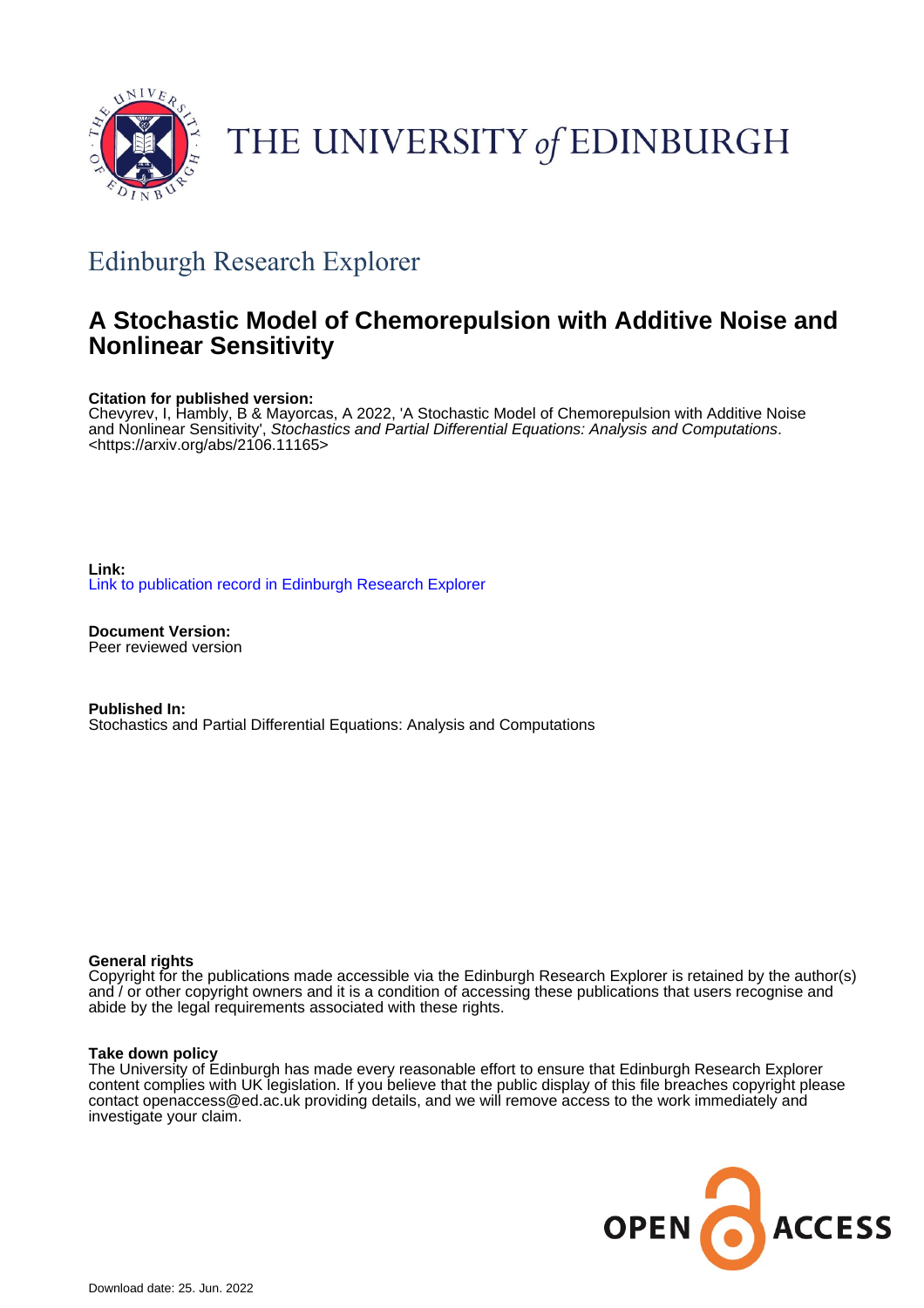THE UNIVERSITY of EDINBURGH

## Edinburgh Research Explorer

# A Stochastic Model of Chemorepulsion with Additive Noise and Nonlinear Sensitivity

**Citation for published version:**
Chevyrev, I, Hambly, B & Mayorcas, A 2022, 'A Stochastic Model of Chemorepulsion with Additive Noise and Nonlinear Sensitivity', *Stochastics and Partial Differential Equations: Analysis and Computations*. <https://arxiv.org/abs/2106.11165>

**Link:**
Link to publication record in Edinburgh Research Explorer

**Document Version:**
Peer reviewed version

**Published In:**
Stochastics and Partial Differential Equations: Analysis and Computations

**General rights**
Copyright for the publications made accessible via the Edinburgh Research Explorer is retained by the author(s) and / or other copyright owners and it is a condition of accessing these publications that users recognise and abide by the legal requirements associated with these rights.

**Take down policy**
The University of Edinburgh has made every reasonable effort to ensure that Edinburgh Research Explorer content complies with UK legislation. If you believe that the public display of this file breaches copyright please contact openaccess@ed.ac.uk providing details, and we will remove access to the work immediately and investigate your claim.

Download date: 25. Jun. 2022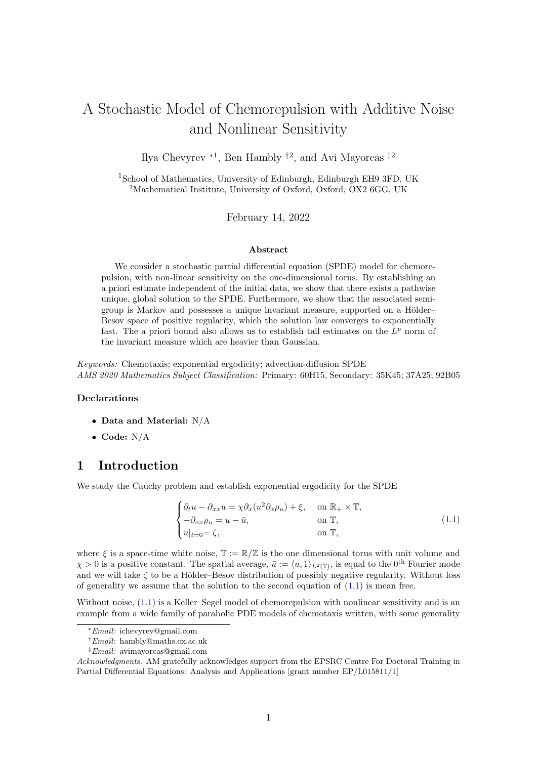# A Stochastic Model of Chemorepulsion with Additive Noise and Nonlinear Sensitivity

Ilya Chevyrev [*1], Ben Hambly [†2], and Avi Mayorcas [‡2]

[1]School of Mathematics, University of Edinburgh, Edinburgh EH9 3FD, UK
[2]Mathematical Institute, University of Oxford, Oxford, OX2 6GG, UK

February 14, 2022

### Abstract

We consider a stochastic partial differential equation (SPDE) model for chemorepulsion, with non-linear sensitivity on the one-dimensional torus. By establishing an a priori estimate independent of the initial data, we show that there exists a pathwise unique, global solution to the SPDE. Furthermore, we show that the associated semigroup is Markov and possesses a unique invariant measure, supported on a Hölder–Besov space of positive regularity, which the solution law converges to exponentially fast. The a priori bound also allows us to establish tail estimates on the $L^p$ norm of the invariant measure which are heavier than Gaussian.

*Keywords:* Chemotaxis; exponential ergodicity; advection-diffusion SPDE
*AMS 2020 Mathematics Subject Classification:* Primary: 60H15, Secondary: 35K45; 37A25; 92B05

### Declarations

- **Data and Material:** N/A
- **Code:** N/A

## 1 Introduction

We study the Cauchy problem and establish exponential ergodicity for the SPDE

$$
\begin{cases}
\partial_t u - \partial_{xx} u = \chi \partial_x (u^2 \partial_x \rho_u) + \xi, & \text{on } \mathbb{R}_+ \times \mathbb{T}, \\
-\partial_{xx}\rho_u = u - \bar{u}, & \text{on } \mathbb{T}, \\
u|_{t=0} = \zeta, & \text{on } \mathbb{T},
\end{cases}
\tag{1.1}
$$

where $\xi$ is a space-time white noise, $\mathbb{T} := \mathbb{R}/\mathbb{Z}$ is the one dimensional torus with unit volume and $\chi > 0$ is a positive constant. The spatial average, $\bar{u} := \langle u, 1 \rangle_{L^2(\mathbb{T})}$, is equal to the $0^{\text{th}}$ Fourier mode and we will take $\zeta$ to be a Hölder–Besov distribution of possibly negative regularity. Without loss of generality we assume that the solution to the second equation of (1.1) is mean free.

Without noise, (1.1) is a Keller–Segel model of chemorepulsion with nonlinear sensitivity and is an example from a wide family of parabolic PDE models of chemotaxis written, with some generality

[*] *Email:* ichevyrev@gmail.com
[†] *Email:* hambly@maths.ox.ac.uk
[‡] *Email:* avimayorcas@gmail.com

*Acknowledgments.* AM gratefully acknowledges support from the EPSRC Centre For Doctoral Training in Partial Differential Equations: Analysis and Applications [grant number EP/L015811/1]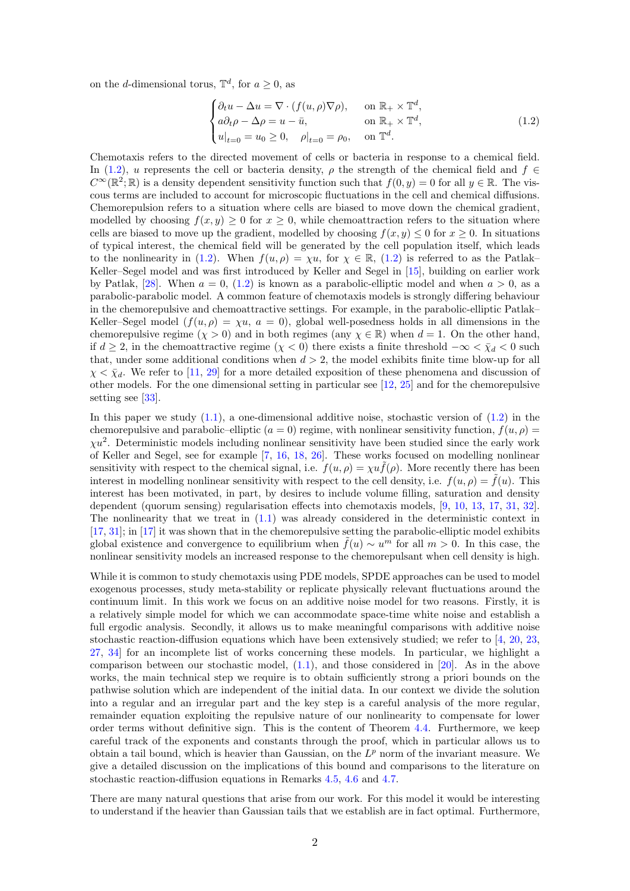on the $d$-dimensional torus, $\mathbb{T}^d$, for $a \geq 0$, as

$$\begin{cases} \partial_t u - \Delta u = \nabla \cdot (f(u,\rho)\nabla\rho), & \text{on } \mathbb{R}_+ \times \mathbb{T}^d, \\ a\partial_t \rho - \Delta\rho = u - \bar{u}, & \text{on } \mathbb{R}_+ \times \mathbb{T}^d, \\ u|_{t=0} = u_0 \geq 0, \quad \rho|_{t=0} = \rho_0, & \text{on } \mathbb{T}^d. \end{cases} \tag{1.2}$$

Chemotaxis refers to the directed movement of cells or bacteria in response to a chemical field. In (1.2), $u$ represents the cell or bacteria density, $\rho$ the strength of the chemical field and $f \in C^\infty(\mathbb{R}^2;\mathbb{R})$ is a density dependent sensitivity function such that $f(0,y) = 0$ for all $y \in \mathbb{R}$. The viscous terms are included to account for microscopic fluctuations in the cell and chemical diffusions. Chemorepulsion refers to a situation where cells are biased to move down the chemical gradient, modelled by choosing $f(x,y) \geq 0$ for $x \geq 0$, while chemoattraction refers to the situation where cells are biased to move up the gradient, modelled by choosing $f(x,y) \leq 0$ for $x \geq 0$. In situations of typical interest, the chemical field will be generated by the cell population itself, which leads to the nonlinearity in (1.2). When $f(u,\rho) = \chi u$, for $\chi \in \mathbb{R}$, (1.2) is referred to as the Patlak–Keller–Segel model and was first introduced by Keller and Segel in [15], building on earlier work by Patlak, [28]. When $a = 0$, (1.2) is known as a parabolic-elliptic model and when $a > 0$, as a parabolic-parabolic model. A common feature of chemotaxis models is strongly differing behaviour in the chemorepulsive and chemoattractive settings. For example, in the parabolic-elliptic Patlak–Keller–Segel model ($f(u,\rho) = \chi u$, $a = 0$), global well-posedness holds in all dimensions in the chemorepulsive regime ($\chi > 0$) and in both regimes (any $\chi \in \mathbb{R}$) when $d = 1$. On the other hand, if $d \geq 2$, in the chemoattractive regime ($\chi < 0$) there exists a finite threshold $-\infty < \bar{\chi}_d < 0$ such that, under some additional conditions when $d > 2$, the model exhibits finite time blow-up for all $\chi < \bar{\chi}_d$. We refer to [11, 29] for a more detailed exposition of these phenomena and discussion of other models. For the one dimensional setting in particular see [12, 25] and for the chemorepulsive setting see [33].

In this paper we study (1.1), a one-dimensional additive noise, stochastic version of (1.2) in the chemorepulsive and parabolic–elliptic ($a = 0$) regime, with nonlinear sensitivity function, $f(u,\rho) = \chi u^2$. Deterministic models including nonlinear sensitivity have been studied since the early work of Keller and Segel, see for example [7, 16, 18, 26]. These works focused on modelling nonlinear sensitivity with respect to the chemical signal, i.e. $f(u,\rho) = \chi u \tilde{f}(\rho)$. More recently there has been interest in modelling nonlinear sensitivity with respect to the cell density, i.e. $f(u,\rho) = \tilde{f}(u)$. This interest has been motivated, in part, by desires to include volume filling, saturation and density dependent (quorum sensing) regularisation effects into chemotaxis models, [9, 10, 13, 17, 31, 32]. The nonlinearity that we treat in (1.1) was already considered in the deterministic context in [17, 31]; in [17] it was shown that in the chemorepulsive setting the parabolic-elliptic model exhibits global existence and convergence to equilibrium when $\tilde{f}(u) \sim u^m$ for all $m > 0$. In this case, the nonlinear sensitivity models an increased response to the chemorepulsant when cell density is high.

While it is common to study chemotaxis using PDE models, SPDE approaches can be used to model exogenous processes, study meta-stability or replicate physically relevant fluctuations around the continuum limit. In this work we focus on an additive noise model for two reasons. Firstly, it is a relatively simple model for which we can accommodate space-time white noise and establish a full ergodic analysis. Secondly, it allows us to make meaningful comparisons with additive noise stochastic reaction-diffusion equations which have been extensively studied; we refer to [4, 20, 23, 27, 34] for an incomplete list of works concerning these models. In particular, we highlight a comparison between our stochastic model, (1.1), and those considered in [20]. As in the above works, the main technical step we require is to obtain sufficiently strong a priori bounds on the pathwise solution which are independent of the initial data. In our context we divide the solution into a regular and an irregular part and the key step is a careful analysis of the more regular, remainder equation exploiting the repulsive nature of our nonlinearity to compensate for lower order terms without definitive sign. This is the content of Theorem 4.4. Furthermore, we keep careful track of the exponents and constants through the proof, which in particular allows us to obtain a tail bound, which is heavier than Gaussian, on the $L^p$ norm of the invariant measure. We give a detailed discussion on the implications of this bound and comparisons to the literature on stochastic reaction-diffusion equations in Remarks 4.5, 4.6 and 4.7.

There are many natural questions that arise from our work. For this model it would be interesting to understand if the heavier than Gaussian tails that we establish are in fact optimal. Furthermore,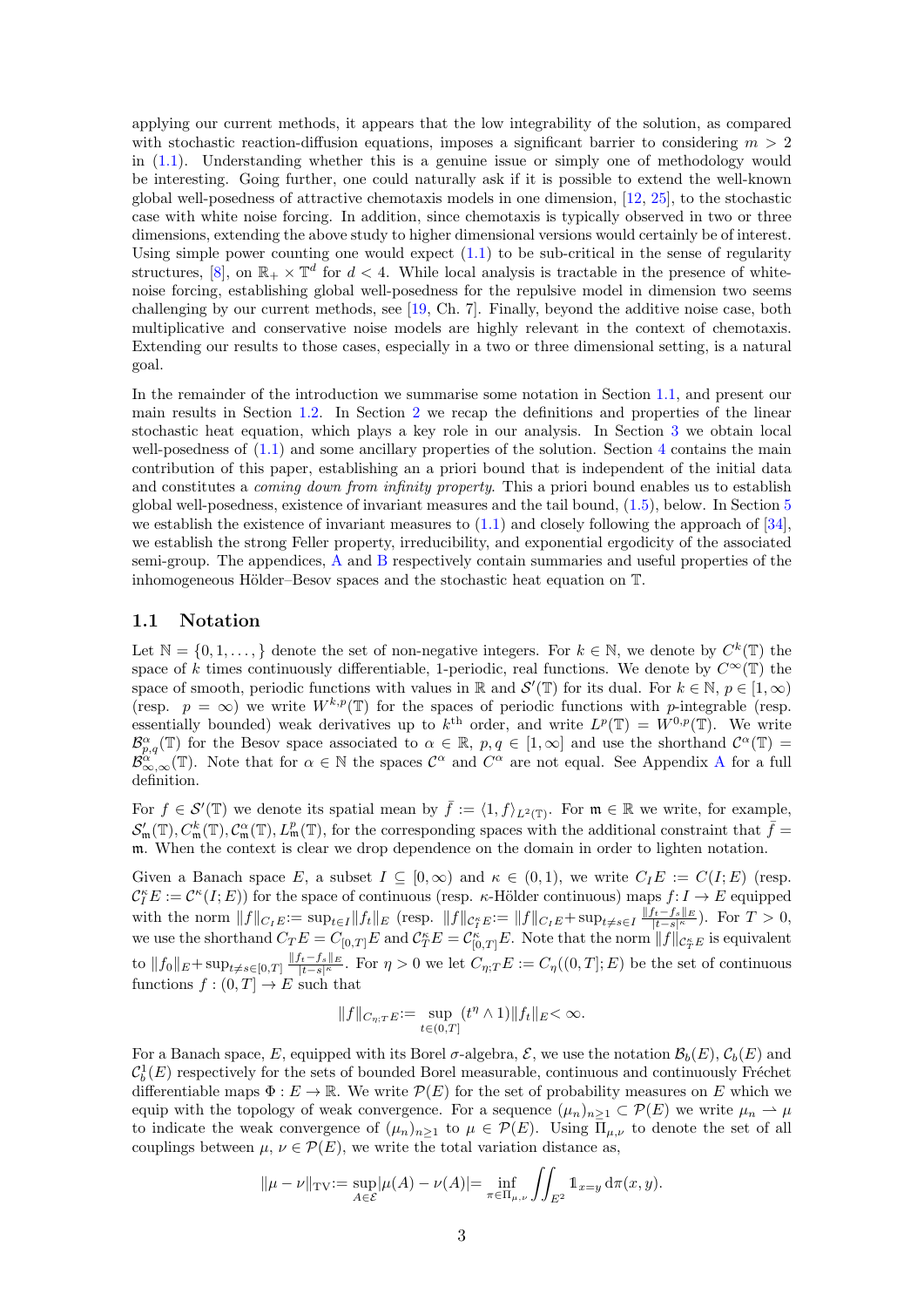applying our current methods, it appears that the low integrability of the solution, as compared with stochastic reaction-diffusion equations, imposes a significant barrier to considering $m > 2$ in (1.1). Understanding whether this is a genuine issue or simply one of methodology would be interesting. Going further, one could naturally ask if it is possible to extend the well-known global well-posedness of attractive chemotaxis models in one dimension, [12, 25], to the stochastic case with white noise forcing. In addition, since chemotaxis is typically observed in two or three dimensions, extending the above study to higher dimensional versions would certainly be of interest. Using simple power counting one would expect (1.1) to be sub-critical in the sense of regularity structures, [8], on $\mathbb{R}_+ \times \mathbb{T}^d$ for $d < 4$. While local analysis is tractable in the presence of white-noise forcing, establishing global well-posedness for the repulsive model in dimension two seems challenging by our current methods, see [19, Ch. 7]. Finally, beyond the additive noise case, both multiplicative and conservative noise models are highly relevant in the context of chemotaxis. Extending our results to those cases, especially in a two or three dimensional setting, is a natural goal.

In the remainder of the introduction we summarise some notation in Section 1.1, and present our main results in Section 1.2. In Section 2 we recap the definitions and properties of the linear stochastic heat equation, which plays a key role in our analysis. In Section 3 we obtain local well-posedness of (1.1) and some ancillary properties of the solution. Section 4 contains the main contribution of this paper, establishing an a priori bound that is independent of the initial data and constitutes a *coming down from infinity property*. This a priori bound enables us to establish global well-posedness, existence of invariant measures and the tail bound, (1.5), below. In Section 5 we establish the existence of invariant measures to (1.1) and closely following the approach of [34], we establish the strong Feller property, irreducibility, and exponential ergodicity of the associated semi-group. The appendices, A and B respectively contain summaries and useful properties of the inhomogeneous Hölder–Besov spaces and the stochastic heat equation on $\mathbb{T}$.

## 1.1 Notation

Let $\mathbb{N} = \{0, 1, \ldots, \}$ denote the set of non-negative integers. For $k \in \mathbb{N}$, we denote by $C^k(\mathbb{T})$ the space of $k$ times continuously differentiable, 1-periodic, real functions. We denote by $C^\infty(\mathbb{T})$ the space of smooth, periodic functions with values in $\mathbb{R}$ and $\mathcal{S}'(\mathbb{T})$ for its dual. For $k \in \mathbb{N}$, $p \in [1, \infty)$ (resp. $p = \infty$) we write $W^{k,p}(\mathbb{T})$ for the spaces of periodic functions with $p$-integrable (resp. essentially bounded) weak derivatives up to $k^{\text{th}}$ order, and write $L^p(\mathbb{T}) = W^{0,p}(\mathbb{T})$. We write $\mathcal{B}^\alpha_{p,q}(\mathbb{T})$ for the Besov space associated to $\alpha \in \mathbb{R}$, $p, q \in [1, \infty]$ and use the shorthand $\mathcal{C}^\alpha(\mathbb{T}) = \mathcal{B}^\alpha_{\infty,\infty}(\mathbb{T})$. Note that for $\alpha \in \mathbb{N}$ the spaces $\mathcal{C}^\alpha$ and $C^\alpha$ are not equal. See Appendix A for a full definition.

For $f \in \mathcal{S}'(\mathbb{T})$ we denote its spatial mean by $\bar{f} := \langle 1, f\rangle_{L^2(\mathbb{T})}$. For $\mathfrak{m} \in \mathbb{R}$ we write, for example, $\mathcal{S}'_{\mathfrak{m}}(\mathbb{T}), C^k_{\mathfrak{m}}(\mathbb{T}), \mathcal{C}^\alpha_{\mathfrak{m}}(\mathbb{T}), L^p_{\mathfrak{m}}(\mathbb{T})$, for the corresponding spaces with the additional constraint that $\bar{f} = \mathfrak{m}$. When the context is clear we drop dependence on the domain in order to lighten notation.

Given a Banach space $E$, a subset $I \subseteq [0, \infty)$ and $\kappa \in (0, 1)$, we write $C_I E := C(I; E)$ (resp. $\mathcal{C}^\kappa_I E := \mathcal{C}^\kappa(I; E)$) for the space of continuous (resp. $\kappa$-Hölder continuous) maps $f : I \to E$ equipped with the norm $\|f\|_{C_I E} := \sup_{t \in I} \|f_t\|_E$ (resp. $\|f\|_{\mathcal{C}^\kappa_I E} := \|f\|_{C_I E} + \sup_{t \neq s \in I} \frac{\|f_t - f_s\|_E}{|t-s|^\kappa}$). For $T > 0$, we use the shorthand $C_T E = C_{[0,T]} E$ and $\mathcal{C}^\kappa_T E = \mathcal{C}^\kappa_{[0,T]} E$. Note that the norm $\|f\|_{\mathcal{C}^\kappa_T E}$ is equivalent to $\|f_0\|_E + \sup_{t \neq s \in [0,T]} \frac{\|f_t - f_s\|_E}{|t-s|^\kappa}$. For $\eta > 0$ we let $C_{\eta;T} E := C_\eta((0,T]; E)$ be the set of continuous functions $f : (0, T] \to E$ such that

$$\|f\|_{C_{\eta;T} E} := \sup_{t \in (0,T]} (t^\eta \wedge 1) \|f_t\|_E < \infty.$$

For a Banach space, $E$, equipped with its Borel $\sigma$-algebra, $\mathcal{E}$, we use the notation $\mathcal{B}_b(E)$, $\mathcal{C}_b(E)$ and $\mathcal{C}^1_b(E)$ respectively for the sets of bounded Borel measurable, continuous and continuously Fréchet differentiable maps $\Phi : E \to \mathbb{R}$. We write $\mathcal{P}(E)$ for the set of probability measures on $E$ which we equip with the topology of weak convergence. For a sequence $(\mu_n)_{n \geq 1} \subset \mathcal{P}(E)$ we write $\mu_n \rightharpoonup \mu$ to indicate the weak convergence of $(\mu_n)_{n \geq 1}$ to $\mu \in \mathcal{P}(E)$. Using $\Pi_{\mu,\nu}$ to denote the set of all couplings between $\mu$, $\nu \in \mathcal{P}(E)$, we write the total variation distance as,

$$\|\mu - \nu\|_{\text{TV}} := \sup_{A \in \mathcal{E}} |\mu(A) - \nu(A)| = \inf_{\pi \in \Pi_{\mu,\nu}} \iint_{E^2} \mathbb{1}_{x = y} \, \mathrm{d}\pi(x, y).$$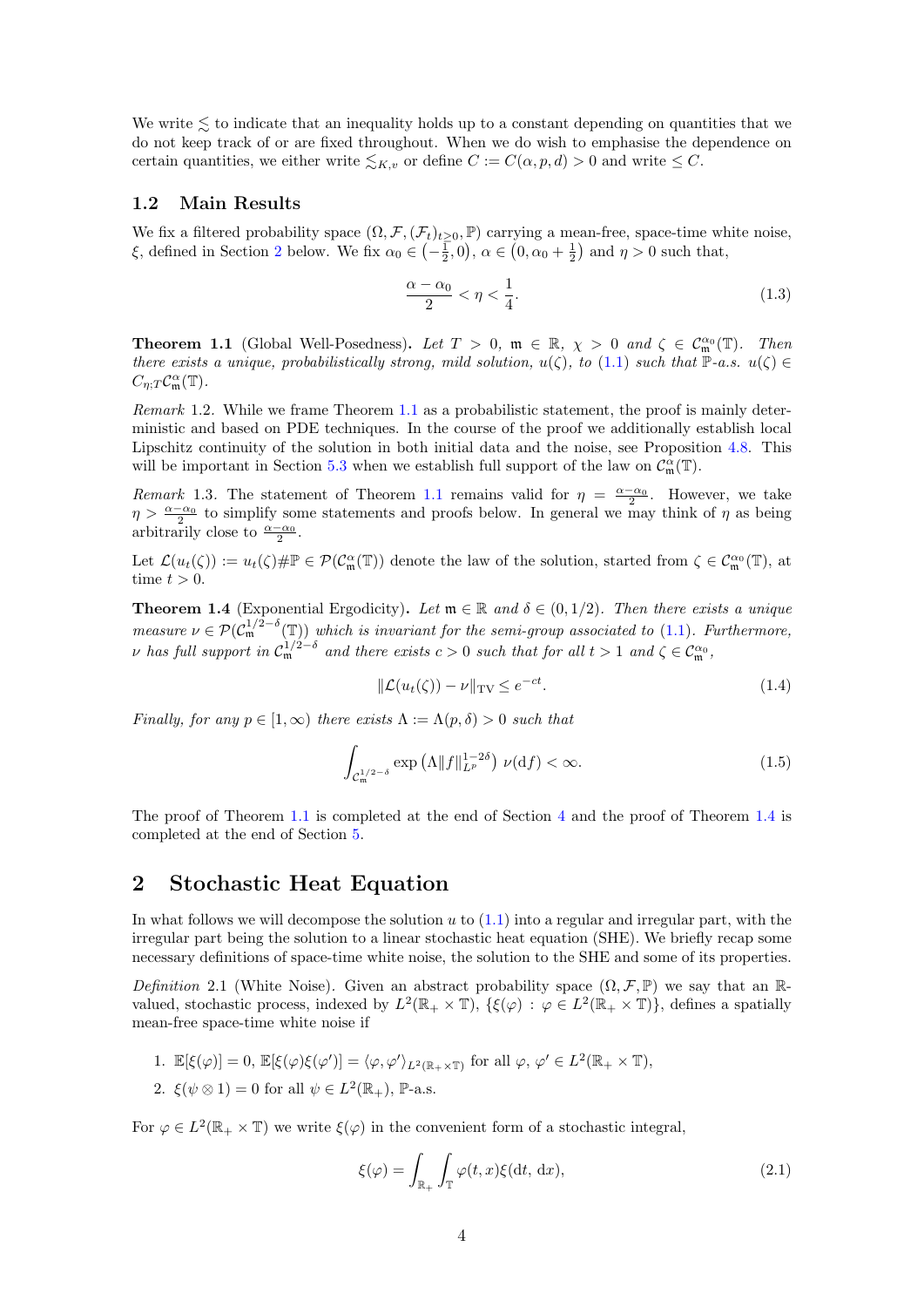We write $\lesssim$ to indicate that an inequality holds up to a constant depending on quantities that we do not keep track of or are fixed throughout. When we do wish to emphasise the dependence on certain quantities, we either write $\lesssim_{K,v}$ or define $C := C(\alpha, p, d) > 0$ and write $\leq C$.

## 1.2 Main Results

We fix a filtered probability space $(\Omega, \mathcal{F}, (\mathcal{F}_t)_{t\geq 0}, \mathbb{P})$ carrying a mean-free, space-time white noise, $\xi$, defined in Section 2 below. We fix $\alpha_0 \in \left(-\frac{1}{2}, 0\right)$, $\alpha \in \left(0, \alpha_0 + \frac{1}{2}\right)$ and $\eta > 0$ such that,

$$\frac{\alpha - \alpha_0}{2} < \eta < \frac{1}{4}. \tag{1.3}$$

**Theorem 1.1** (Global Well-Posedness)**.** *Let $T > 0$, $\mathfrak{m} \in \mathbb{R}$, $\chi > 0$ and $\zeta \in \mathcal{C}^{\alpha_0}_{\mathfrak{m}}(\mathbb{T})$. Then there exists a unique, probabilistically strong, mild solution, $u(\zeta)$, to (1.1) such that $\mathbb{P}$-a.s. $u(\zeta) \in C_{\eta;T}\mathcal{C}^{\alpha}_{\mathfrak{m}}(\mathbb{T})$.*

*Remark* 1.2. While we frame Theorem 1.1 as a probabilistic statement, the proof is mainly deterministic and based on PDE techniques. In the course of the proof we additionally establish local Lipschitz continuity of the solution in both initial data and the noise, see Proposition 4.8. This will be important in Section 5.3 when we establish full support of the law on $\mathcal{C}^{\alpha}_{\mathfrak{m}}(\mathbb{T})$.

*Remark* 1.3. The statement of Theorem 1.1 remains valid for $\eta = \frac{\alpha - \alpha_0}{2}$. However, we take $\eta > \frac{\alpha - \alpha_0}{2}$ to simplify some statements and proofs below. In general we may think of $\eta$ as being arbitrarily close to $\frac{\alpha - \alpha_0}{2}$.

Let $\mathcal{L}(u_t(\zeta)) := u_t(\zeta)\#\mathbb{P} \in \mathcal{P}(\mathcal{C}^{\alpha}_{\mathfrak{m}}(\mathbb{T}))$ denote the law of the solution, started from $\zeta \in \mathcal{C}^{\alpha_0}_{\mathfrak{m}}(\mathbb{T})$, at time $t > 0$.

**Theorem 1.4** (Exponential Ergodicity)**.** *Let $\mathfrak{m} \in \mathbb{R}$ and $\delta \in (0, 1/2)$. Then there exists a unique measure $\nu \in \mathcal{P}(\mathcal{C}^{1/2-\delta}_{\mathfrak{m}}(\mathbb{T}))$ which is invariant for the semi-group associated to (1.1). Furthermore, $\nu$ has full support in $\mathcal{C}^{1/2-\delta}_{\mathfrak{m}}$ and there exists $c > 0$ such that for all $t > 1$ and $\zeta \in \mathcal{C}^{\alpha_0}_{\mathfrak{m}}$,*

$$\|\mathcal{L}(u_t(\zeta)) - \nu\|_{\mathrm{TV}} \leq e^{-ct}. \tag{1.4}$$

*Finally, for any $p \in [1, \infty)$ there exists $\Lambda := \Lambda(p, \delta) > 0$ such that*

$$\int_{\mathcal{C}^{1/2-\delta}_{\mathfrak{m}}} \exp\left(\Lambda \|f\|^{1-2\delta}_{L^p}\right) \nu(\mathrm{d}f) < \infty. \tag{1.5}$$

The proof of Theorem 1.1 is completed at the end of Section 4 and the proof of Theorem 1.4 is completed at the end of Section 5.

# 2 Stochastic Heat Equation

In what follows we will decompose the solution $u$ to (1.1) into a regular and irregular part, with the irregular part being the solution to a linear stochastic heat equation (SHE). We briefly recap some necessary definitions of space-time white noise, the solution to the SHE and some of its properties.

*Definition* 2.1 (White Noise). Given an abstract probability space $(\Omega, \mathcal{F}, \mathbb{P})$ we say that an $\mathbb{R}$-valued, stochastic process, indexed by $L^2(\mathbb{R}_+ \times \mathbb{T})$, $\{\xi(\varphi) : \varphi \in L^2(\mathbb{R}_+ \times \mathbb{T})\}$, defines a spatially mean-free space-time white noise if

1. $\mathbb{E}[\xi(\varphi)] = 0$, $\mathbb{E}[\xi(\varphi)\xi(\varphi')] = \langle \varphi, \varphi' \rangle_{L^2(\mathbb{R}_+ \times \mathbb{T})}$ for all $\varphi, \varphi' \in L^2(\mathbb{R}_+ \times \mathbb{T})$,
2. $\xi(\psi \otimes 1) = 0$ for all $\psi \in L^2(\mathbb{R}_+)$, $\mathbb{P}$-a.s.

For $\varphi \in L^2(\mathbb{R}_+ \times \mathbb{T})$ we write $\xi(\varphi)$ in the convenient form of a stochastic integral,

$$\xi(\varphi) = \int_{\mathbb{R}_+} \int_{\mathbb{T}} \varphi(t, x) \xi(\mathrm{d}t, \mathrm{d}x), \tag{2.1}$$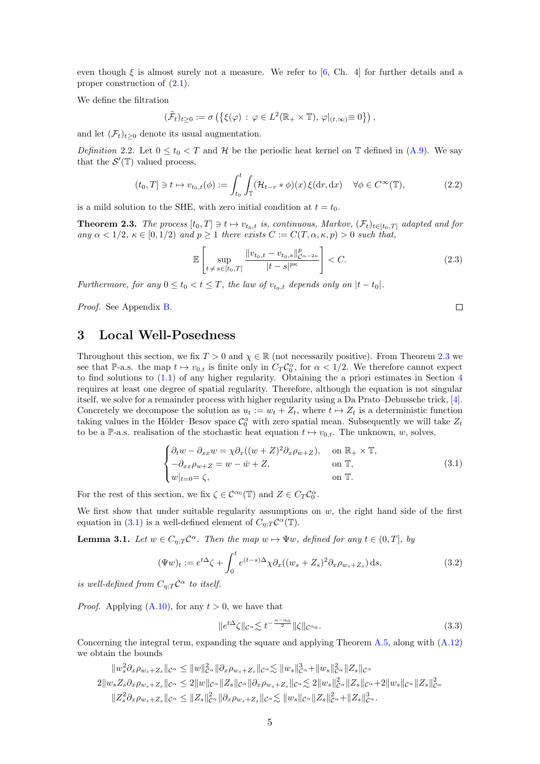even though $\xi$ is almost surely not a measure. We refer to [6, Ch. 4] for further details and a proper construction of (2.1).

We define the filtration

$$(\tilde{\mathcal{F}}_t)_{t\geq 0} := \sigma\left(\left\{\xi(\varphi)\,:\,\varphi\in L^2(\mathbb{R}_+\times\mathbb{T}),\,\varphi|_{(t,\infty)}\equiv 0\right\}\right),$$

and let $(\mathcal{F}_t)_{t\geq 0}$ denote its usual augmentation.

*Definition* 2.2. Let $0\leq t_0<T$ and $\mathcal{H}$ be the periodic heat kernel on $\mathbb{T}$ defined in (A.9). We say that the $\mathcal{S}'(\mathbb{T})$ valued process,

$$(t_0,T]\ni t\mapsto v_{t_0,t}(\phi) := \int_{t_0}^t\int_{\mathbb{T}}(\mathcal{H}_{t-r}*\phi)(x)\,\xi(\mathrm{d}r,\mathrm{d}x)\quad\forall \phi\in C^\infty(\mathbb{T}), \tag{2.2}$$

is a mild solution to the SHE, with zero initial condition at $t=t_0$.

**Theorem 2.3.** *The process $[t_0,T]\ni t\mapsto v_{t_0,t}$ is, continuous, Markov, $(\mathcal{F}_t)_{t\in[t_0,T]}$ adapted and for any $\alpha<1/2$, $\kappa\in[0,1/2)$ and $p\geq 1$ there exists $C:=C(T,\alpha,\kappa,p)>0$ such that,*

$$\mathbb{E}\left[\sup_{t\neq s\in[t_0,T]}\frac{\|v_{t_0,t}-v_{t_0,s}\|^p_{\mathcal{C}^{\alpha-2\kappa}}}{|t-s|^{p\kappa}}\right]<C. \tag{2.3}$$

*Furthermore, for any $0\leq t_0<t\leq T$, the law of $v_{t_0,t}$ depends only on $|t-t_0|$.*

*Proof.* See Appendix B. □

## 3 Local Well-Posedness

Throughout this section, we fix $T>0$ and $\chi\in\mathbb{R}$ (not necessarily positive). From Theorem 2.3 we see that $\mathbb{P}$-a.s. the map $t\mapsto v_{0,t}$ is finite only in $C_T\mathcal{C}^\alpha_0$, for $\alpha<1/2$. We therefore cannot expect to find solutions to (1.1) of any higher regularity. Obtaining the a priori estimates in Section 4 requires at least one degree of spatial regularity. Therefore, although the equation is not singular itself, we solve for a remainder process with higher regularity using a Da Prato–Debussche trick, [4]. Concretely we decompose the solution as $u_t:=w_t+Z_t$, where $t\mapsto Z_t$ is a deterministic function taking values in the Hölder–Besov space $\mathcal{C}^\alpha_0$ with zero spatial mean. Subsequently we will take $Z_t$ to be a $\mathbb{P}$-a.s. realisation of the stochastic heat equation $t\mapsto v_{0,t}$. The unknown, $w$, solves,

$$\begin{cases}\partial_t w-\partial_{xx}w=\chi\partial_x((w+Z)^2\partial_x\rho_{w+Z}), & \text{on } \mathbb{R}_+\times\mathbb{T},\\ -\partial_{xx}\rho_{w+Z}=w-\bar{w}+Z, & \text{on } \mathbb{T},\\ w|_{t=0}=\zeta, & \text{on } \mathbb{T}.\end{cases} \tag{3.1}$$

For the rest of this section, we fix $\zeta\in\mathcal{C}^{\alpha_0}(\mathbb{T})$ and $Z\in C_T\mathcal{C}^\alpha_0$.

We first show that under suitable regularity assumptions on $w$, the right hand side of the first equation in (3.1) is a well-defined element of $C_{\eta;T}\mathcal{C}^\alpha(\mathbb{T})$.

**Lemma 3.1.** *Let $w\in C_{\eta;T}\mathcal{C}^\alpha$. Then the map $w\mapsto\Psi w$, defined for any $t\in(0,T]$, by*

$$(\Psi w)_t := e^{t\Delta}\zeta+\int_0^t e^{(t-s)\Delta}\chi\partial_x((w_s+Z_s)^2\partial_x\rho_{w_s+Z_s})\,\mathrm{d}s, \tag{3.2}$$

*is well-defined from $C_{\eta;T}\mathcal{C}^\alpha$ to itself.*

*Proof.* Applying (A.10), for any $t>0$, we have that

$$\|e^{t\Delta}\zeta\|_{\mathcal{C}^\alpha}\lesssim t^{-\frac{\alpha-\alpha_0}{2}}\|\zeta\|_{\mathcal{C}^{\alpha_0}}. \tag{3.3}$$

Concerning the integral term, expanding the square and applying Theorem A.5, along with (A.12) we obtain the bounds

$$\begin{aligned}\|w_s^2\partial_x\rho_{w_s+Z_s}\|_{\mathcal{C}^\alpha} &\leq \|w\|^2_{\mathcal{C}^\alpha}\|\partial_x\rho_{w_s+Z_s}\|_{\mathcal{C}^\alpha}\lesssim \|w_s\|^3_{\mathcal{C}^\alpha}+\|w_s\|^2_{\mathcal{C}^\alpha}\|Z_s\|_{\mathcal{C}^\alpha}\\ 2\|w_sZ_s\partial_x\rho_{w_s+Z_s}\|_{\mathcal{C}^\alpha} &\leq 2\|w\|_{\mathcal{C}^\alpha}\|Z_s\|_{\mathcal{C}^\alpha}\|\partial_x\rho_{w_s+Z_s}\|_{\mathcal{C}^\alpha}\lesssim 2\|w_s\|^2_{\mathcal{C}^\alpha}\|Z_s\|_{\mathcal{C}^\alpha}+2\|w_s\|_{\mathcal{C}^\alpha}\|Z_s\|^2_{\mathcal{C}^\alpha}\\ \|Z_s^2\partial_x\rho_{w_s+Z_s}\|_{\mathcal{C}^\alpha} &\leq \|Z_s\|^2_{\mathcal{C}^\alpha}\|\partial_x\rho_{w_s+Z_s}\|_{\mathcal{C}^\alpha}\lesssim \|w_s\|_{\mathcal{C}^\alpha}\|Z_s\|^2_{\mathcal{C}^\alpha}+\|Z_s\|^3_{\mathcal{C}^\alpha}.\end{aligned}$$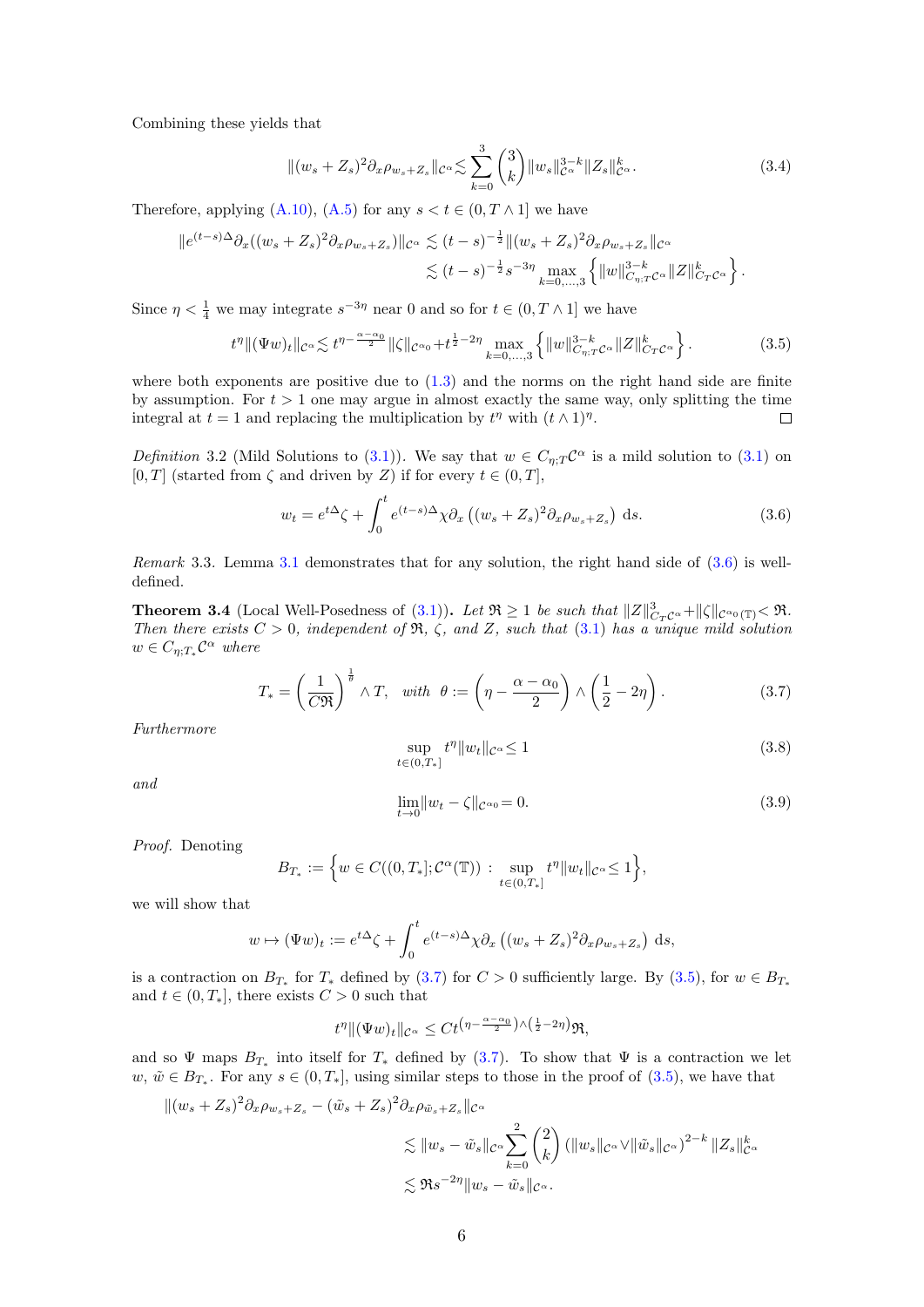Combining these yields that

$$\|(w_s+Z_s)^2\partial_x\rho_{w_s+Z_s}\|_{\mathcal{C}^\alpha}\lesssim\sum_{k=0}^{3}\binom{3}{k}\|w_s\|_{\mathcal{C}^\alpha}^{3-k}\|Z_s\|_{\mathcal{C}^\alpha}^{k}. \tag{3.4}$$

Therefore, applying (A.10), (A.5) for any $s<t\in(0,T\wedge 1]$ we have

$$\begin{aligned}\|e^{(t-s)\Delta}\partial_x((w_s+Z_s)^2\partial_x\rho_{w_s+Z_s})\|_{\mathcal{C}^\alpha}&\lesssim(t-s)^{-\frac12}\|(w_s+Z_s)^2\partial_x\rho_{w_s+Z_s}\|_{\mathcal{C}^\alpha}\\&\lesssim(t-s)^{-\frac12}s^{-3\eta}\max_{k=0,\dots,3}\left\{\|w\|_{C_{\eta;T}\mathcal{C}^\alpha}^{3-k}\|Z\|_{C_T\mathcal{C}^\alpha}^{k}\right\}.\end{aligned}$$

Since $\eta<\frac14$ we may integrate $s^{-3\eta}$ near 0 and so for $t\in(0,T\wedge 1]$ we have

$$t^\eta\|(\Psi w)_t\|_{\mathcal{C}^\alpha}\lesssim t^{\eta-\frac{\alpha-\alpha_0}{2}}\|\zeta\|_{\mathcal{C}^{\alpha_0}}+t^{\frac12-2\eta}\max_{k=0,\dots,3}\left\{\|w\|_{C_{\eta;T}\mathcal{C}^\alpha}^{3-k}\|Z\|_{C_T\mathcal{C}^\alpha}^{k}\right\}. \tag{3.5}$$

where both exponents are positive due to (1.3) and the norms on the right hand side are finite by assumption. For $t>1$ one may argue in almost exactly the same way, only splitting the time integral at $t=1$ and replacing the multiplication by $t^\eta$ with $(t\wedge 1)^\eta$. □

*Definition* 3.2 (Mild Solutions to (3.1)). We say that $w\in C_{\eta;T}\mathcal{C}^\alpha$ is a mild solution to (3.1) on $[0,T]$ (started from $\zeta$ and driven by $Z$) if for every $t\in(0,T]$,

$$w_t=e^{t\Delta}\zeta+\int_0^t e^{(t-s)\Delta}\chi\partial_x\left((w_s+Z_s)^2\partial_x\rho_{w_s+Z_s}\right)\,\mathrm{d}s. \tag{3.6}$$

*Remark* 3.3. Lemma 3.1 demonstrates that for any solution, the right hand side of (3.6) is well-defined.

**Theorem 3.4** (Local Well-Posedness of (3.1))**.** *Let $\mathfrak{R}\geq 1$ be such that $\|Z\|_{C_T\mathcal{C}^\alpha}^3+\|\zeta\|_{\mathcal{C}^{\alpha_0}(\mathbb{T})}<\mathfrak{R}$. Then there exists $C>0$, independent of $\mathfrak{R}$, $\zeta$, and $Z$, such that (3.1) has a unique mild solution $w\in C_{\eta;T_*}\mathcal{C}^\alpha$ where*

$$T_*=\left(\frac{1}{C\mathfrak{R}}\right)^{\frac1\theta}\wedge T,\quad\text{with }\theta:=\left(\eta-\frac{\alpha-\alpha_0}{2}\right)\wedge\left(\frac12-2\eta\right). \tag{3.7}$$

*Furthermore*

$$\sup_{t\in(0,T_*]}t^\eta\|w_t\|_{\mathcal{C}^\alpha}\leq 1 \tag{3.8}$$

*and*

$$\lim_{t\to0}\|w_t-\zeta\|_{\mathcal{C}^{\alpha_0}}=0. \tag{3.9}$$

*Proof.* Denoting

$$B_{T_*}:=\left\{w\in C((0,T_*];\mathcal{C}^\alpha(\mathbb{T}))\,:\,\sup_{t\in(0,T_*]}t^\eta\|w_t\|_{\mathcal{C}^\alpha}\leq 1\right\},$$

we will show that

$$w\mapsto(\Psi w)_t:=e^{t\Delta}\zeta+\int_0^t e^{(t-s)\Delta}\chi\partial_x\left((w_s+Z_s)^2\partial_x\rho_{w_s+Z_s}\right)\,\mathrm{d}s,$$

is a contraction on $B_{T_*}$ for $T_*$ defined by (3.7) for $C>0$ sufficiently large. By (3.5), for $w\in B_{T_*}$ and $t\in(0,T_*]$, there exists $C>0$ such that

$$t^\eta\|(\Psi w)_t\|_{\mathcal{C}^\alpha}\leq Ct^{\left(\eta-\frac{\alpha-\alpha_0}{2}\right)\wedge\left(\frac12-2\eta\right)}\mathfrak{R},$$

and so $\Psi$ maps $B_{T_*}$ into itself for $T_*$ defined by (3.7). To show that $\Psi$ is a contraction we let $w,\tilde w\in B_{T_*}$. For any $s\in(0,T_*]$, using similar steps to those in the proof of (3.5), we have that

$$\begin{aligned}\|(w_s+Z_s)^2\partial_x\rho_{w_s+Z_s}&-(\tilde w_s+Z_s)^2\partial_x\rho_{\tilde w_s+Z_s}\|_{\mathcal{C}^\alpha}\\&\lesssim\|w_s-\tilde w_s\|_{\mathcal{C}^\alpha}\sum_{k=0}^{2}\binom{2}{k}\left(\|w_s\|_{\mathcal{C}^\alpha}\vee\|\tilde w_s\|_{\mathcal{C}^\alpha}\right)^{2-k}\|Z_s\|_{\mathcal{C}^\alpha}^{k}\\&\lesssim\mathfrak{R}s^{-2\eta}\|w_s-\tilde w_s\|_{\mathcal{C}^\alpha}.\end{aligned}$$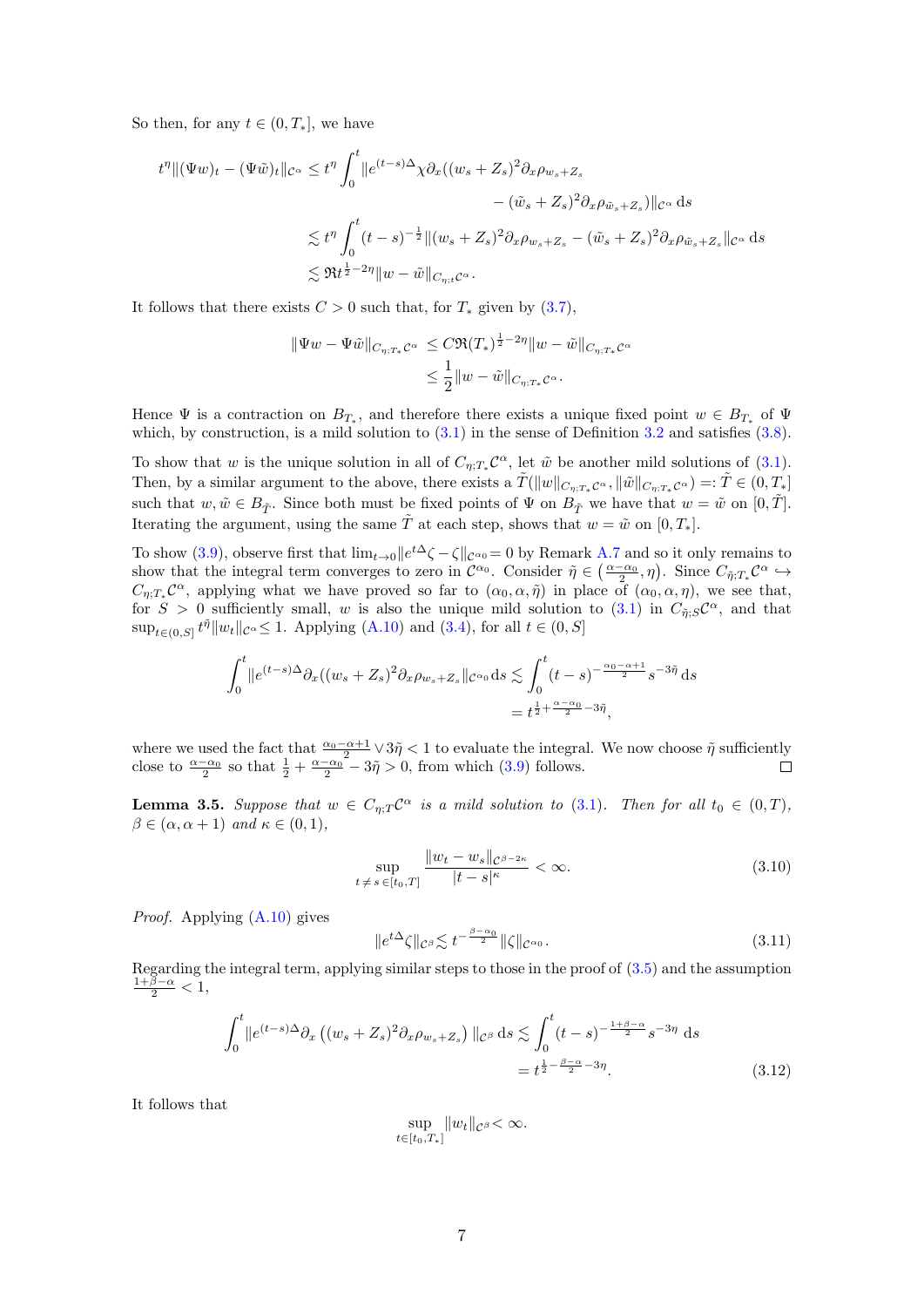So then, for any $t \in (0, T_*]$, we have

$$
\begin{aligned}
t^\eta \|(\Psi w)_t - (\Psi \tilde{w})_t\|_{\mathcal{C}^\alpha} &\leq t^\eta \int_0^t \|e^{(t-s)\Delta} \chi \partial_x ((w_s + Z_s)^2 \partial_x \rho_{w_s + Z_s} \\
&\qquad\qquad - (\tilde{w}_s + Z_s)^2 \partial_x \rho_{\tilde{w}_s + Z_s})\|_{\mathcal{C}^\alpha} \, \mathrm{d}s \\
&\lesssim t^\eta \int_0^t (t-s)^{-\frac{1}{2}} \|(w_s + Z_s)^2 \partial_x \rho_{w_s + Z_s} - (\tilde{w}_s + Z_s)^2 \partial_x \rho_{\tilde{w}_s + Z_s}\|_{\mathcal{C}^\alpha} \, \mathrm{d}s \\
&\lesssim \mathfrak{R} t^{\frac{1}{2} - 2\eta} \|w - \tilde{w}\|_{C_{\eta;t} \mathcal{C}^\alpha}.
\end{aligned}
$$

It follows that there exists $C > 0$ such that, for $T_*$ given by (3.7),

$$
\begin{aligned}
\|\Psi w - \Psi \tilde{w}\|_{C_{\eta;T_*} \mathcal{C}^\alpha} &\leq C \mathfrak{R} (T_*)^{\frac{1}{2} - 2\eta} \|w - \tilde{w}\|_{C_{\eta;T_*} \mathcal{C}^\alpha} \\
&\leq \frac{1}{2} \|w - \tilde{w}\|_{C_{\eta;T_*} \mathcal{C}^\alpha}.
\end{aligned}
$$

Hence $\Psi$ is a contraction on $B_{T_*}$, and therefore there exists a unique fixed point $w \in B_{T_*}$ of $\Psi$ which, by construction, is a mild solution to (3.1) in the sense of Definition 3.2 and satisfies (3.8).

To show that $w$ is the unique solution in all of $C_{\eta;T_*} \mathcal{C}^\alpha$, let $\tilde{w}$ be another mild solutions of (3.1). Then, by a similar argument to the above, there exists a $\tilde{T}(\|w\|_{C_{\eta;T_*} \mathcal{C}^\alpha}, \|\tilde{w}\|_{C_{\eta;T_*} \mathcal{C}^\alpha}) =: \tilde{T} \in (0, T_*]$ such that $w, \tilde{w} \in B_{\tilde{T}}$. Since both must be fixed points of $\Psi$ on $B_{\tilde{T}}$ we have that $w = \tilde{w}$ on $[0, \tilde{T}]$. Iterating the argument, using the same $\tilde{T}$ at each step, shows that $w = \tilde{w}$ on $[0, T_*]$.

To show (3.9), observe first that $\lim_{t \to 0} \|e^{t\Delta} \zeta - \zeta\|_{\mathcal{C}^{\alpha_0}} = 0$ by Remark A.7 and so it only remains to show that the integral term converges to zero in $\mathcal{C}^{\alpha_0}$. Consider $\tilde{\eta} \in \left(\frac{\alpha - \alpha_0}{2}, \eta\right)$. Since $C_{\tilde{\eta};T_*} \mathcal{C}^\alpha \hookrightarrow C_{\eta;T_*} \mathcal{C}^\alpha$, applying what we have proved so far to $(\alpha_0, \alpha, \tilde{\eta})$ in place of $(\alpha_0, \alpha, \eta)$, we see that, for $S > 0$ sufficiently small, $w$ is also the unique mild solution to (3.1) in $C_{\tilde{\eta};S} \mathcal{C}^\alpha$, and that $\sup_{t \in (0,S]} t^{\tilde{\eta}} \|w_t\|_{\mathcal{C}^\alpha} \leq 1$. Applying (A.10) and (3.4), for all $t \in (0, S]$

$$
\begin{aligned}
\int_0^t \|e^{(t-s)\Delta} \partial_x ((w_s + Z_s)^2 \partial_x \rho_{w_s + Z_s}\|_{\mathcal{C}^{\alpha_0}} \, \mathrm{d}s &\lesssim \int_0^t (t-s)^{-\frac{\alpha_0 - \alpha + 1}{2}} s^{-3\tilde{\eta}} \, \mathrm{d}s \\
&= t^{\frac{1}{2} + \frac{\alpha - \alpha_0}{2} - 3\tilde{\eta}},
\end{aligned}
$$

where we used the fact that $\frac{\alpha_0 - \alpha + 1}{2} \vee 3\tilde{\eta} < 1$ to evaluate the integral. We now choose $\tilde{\eta}$ sufficiently close to $\frac{\alpha - \alpha_0}{2}$ so that $\frac{1}{2} + \frac{\alpha - \alpha_0}{2} - 3\tilde{\eta} > 0$, from which (3.9) follows. $\square$

**Lemma 3.5.** *Suppose that $w \in C_{\eta;T} \mathcal{C}^\alpha$ is a mild solution to (3.1). Then for all $t_0 \in (0, T)$, $\beta \in (\alpha, \alpha + 1)$ and $\kappa \in (0, 1)$,*

$$
\sup_{t \neq s \in [t_0, T]} \frac{\|w_t - w_s\|_{\mathcal{C}^{\beta - 2\kappa}}}{|t - s|^\kappa} < \infty. \tag{3.10}
$$

*Proof.* Applying (A.10) gives

$$
\|e^{t\Delta} \zeta\|_{\mathcal{C}^\beta} \lesssim t^{-\frac{\beta - \alpha_0}{2}} \|\zeta\|_{\mathcal{C}^{\alpha_0}}. \tag{3.11}
$$

Regarding the integral term, applying similar steps to those in the proof of (3.5) and the assumption $\frac{1 + \beta - \alpha}{2} < 1$,

$$
\begin{aligned}
\int_0^t \|e^{(t-s)\Delta} \partial_x \left((w_s + Z_s)^2 \partial_x \rho_{w_s + Z_s}\right)\|_{\mathcal{C}^\beta} \, \mathrm{d}s &\lesssim \int_0^t (t-s)^{-\frac{1 + \beta - \alpha}{2}} s^{-3\eta} \, \mathrm{d}s \\
&= t^{\frac{1}{2} - \frac{\beta - \alpha}{2} - 3\eta}.
\end{aligned} \tag{3.12}
$$

It follows that

$$
\sup_{t \in [t_0, T_*]} \|w_t\|_{\mathcal{C}^\beta} < \infty.
$$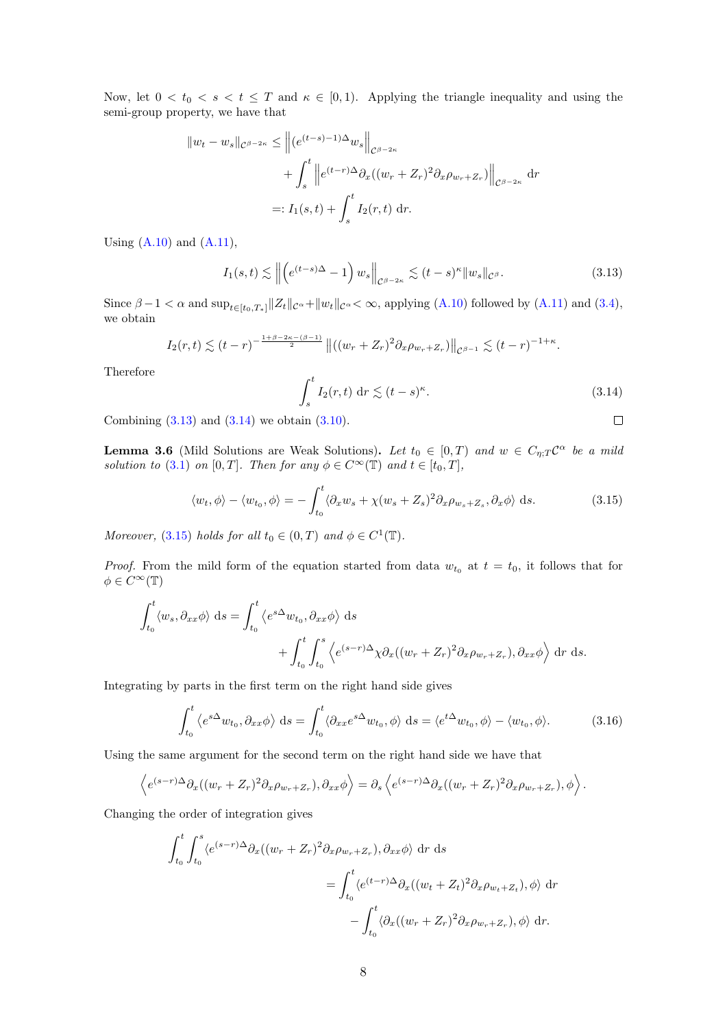Now, let $0 < t_0 < s < t \le T$ and $\kappa \in [0,1)$. Applying the triangle inequality and using the semi-group property, we have that

$$
\begin{aligned}
\|w_t - w_s\|_{\mathcal{C}^{\beta-2\kappa}} \le & \left\|(e^{(t-s)-1)\Delta} w_s\right\|_{\mathcal{C}^{\beta-2\kappa}} \\
& + \int_s^t \left\|e^{(t-r)\Delta}\partial_x((w_r + Z_r)^2\partial_x \rho_{w_r+Z_r})\right\|_{\mathcal{C}^{\beta-2\kappa}} \,\mathrm{d}r \\
=: & \, I_1(s,t) + \int_s^t I_2(r,t)\,\mathrm{d}r.
\end{aligned}
$$

Using (A.10) and (A.11),

$$
I_1(s,t) \lesssim \left\|\left(e^{(t-s)\Delta} - 1\right) w_s\right\|_{\mathcal{C}^{\beta-2\kappa}} \lesssim (t-s)^{\kappa}\|w_s\|_{\mathcal{C}^{\beta}}. \tag{3.13}
$$

Since $\beta - 1 < \alpha$ and $\sup_{t\in[t_0,T_*]}\|Z_t\|_{\mathcal{C}^\alpha} + \|w_t\|_{\mathcal{C}^\alpha} < \infty$, applying (A.10) followed by (A.11) and (3.4), we obtain

$$
I_2(r,t) \lesssim (t-r)^{-\frac{1+\beta-2\kappa-(\beta-1)}{2}} \left\|((w_r + Z_r)^2\partial_x\rho_{w_r+Z_r})\right\|_{\mathcal{C}^{\beta-1}} \lesssim (t-r)^{-1+\kappa}.
$$

Therefore

$$
\int_s^t I_2(r,t)\,\mathrm{d}r \lesssim (t-s)^{\kappa}. \tag{3.14}
$$

Combining (3.13) and (3.14) we obtain (3.10). ◻

**Lemma 3.6** (Mild Solutions are Weak Solutions)**.** *Let $t_0 \in [0,T)$ and $w \in C_{\eta;T}\mathcal{C}^\alpha$ be a mild solution to (3.1) on $[0,T]$. Then for any $\phi \in C^\infty(\mathbb{T})$ and $t \in [t_0,T]$,*

$$
\langle w_t, \phi\rangle - \langle w_{t_0}, \phi\rangle = -\int_{t_0}^t \langle \partial_x w_s + \chi(w_s + Z_s)^2\partial_x\rho_{w_s+Z_s}, \partial_x\phi\rangle\,\mathrm{d}s. \tag{3.15}
$$

*Moreover, (3.15) holds for all $t_0 \in (0,T)$ and $\phi \in C^1(\mathbb{T})$.*

*Proof.* From the mild form of the equation started from data $w_{t_0}$ at $t = t_0$, it follows that for $\phi \in C^\infty(\mathbb{T})$

$$
\begin{aligned}
\int_{t_0}^t \langle w_s, \partial_{xx}\phi\rangle\,\mathrm{d}s = & \int_{t_0}^t \left\langle e^{s\Delta}w_{t_0}, \partial_{xx}\phi\right\rangle\mathrm{d}s \\
& + \int_{t_0}^t\int_{t_0}^s \left\langle e^{(s-r)\Delta}\chi\partial_x((w_r+Z_r)^2\partial_x\rho_{w_r+Z_r}), \partial_{xx}\phi\right\rangle\mathrm{d}r\,\mathrm{d}s.
\end{aligned}
$$

Integrating by parts in the first term on the right hand side gives

$$
\int_{t_0}^t \left\langle e^{s\Delta}w_{t_0}, \partial_{xx}\phi\right\rangle\mathrm{d}s = \int_{t_0}^t \langle \partial_{xx}e^{s\Delta}w_{t_0}, \phi\rangle\,\mathrm{d}s = \langle e^{t\Delta}w_{t_0}, \phi\rangle - \langle w_{t_0}, \phi\rangle. \tag{3.16}
$$

Using the same argument for the second term on the right hand side we have that

$$
\left\langle e^{(s-r)\Delta}\partial_x((w_r+Z_r)^2\partial_x\rho_{w_r+Z_r}), \partial_{xx}\phi\right\rangle = \partial_s\left\langle e^{(s-r)\Delta}\partial_x((w_r+Z_r)^2\partial_x\rho_{w_r+Z_r}), \phi\right\rangle.
$$

Changing the order of integration gives

$$
\begin{aligned}
\int_{t_0}^t\int_{t_0}^s \langle e^{(s-r)\Delta}\partial_x((w_r+Z_r)^2\partial_x\rho_{w_r+Z_r}), \partial_{xx}\phi\rangle\,\mathrm{d}r\,\mathrm{d}s \\
= \int_{t_0}^t \langle e^{(t-r)\Delta}\partial_x((w_t+Z_t)^2\partial_x\rho_{w_t+Z_t}), \phi\rangle\,\mathrm{d}r \\
- \int_{t_0}^t \langle \partial_x((w_r+Z_r)^2\partial_x\rho_{w_r+Z_r}), \phi\rangle\,\mathrm{d}r.
\end{aligned}
$$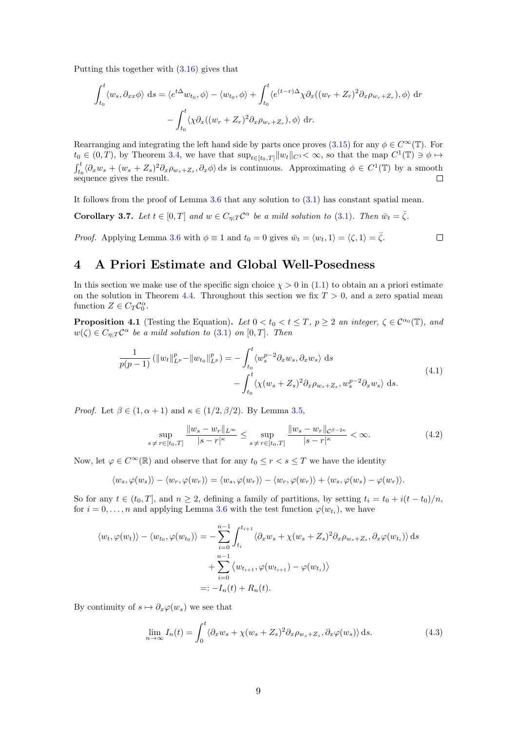Putting this together with (3.16) gives that

$$\int_{t_0}^{t} \langle w_s, \partial_{xx}\phi\rangle \,\mathrm{d}s = \langle e^{t\Delta} w_{t_0}, \phi\rangle - \langle w_{t_0}, \phi\rangle + \int_{t_0}^{t} \langle e^{(t-r)\Delta}\chi \partial_x((w_r + Z_r)^2 \partial_x \rho_{w_r+Z_r}), \phi\rangle \,\mathrm{d}r$$
$$- \int_{t_0}^{t} \langle \chi \partial_x((w_r + Z_r)^2 \partial_x \rho_{w_r+Z_r}), \phi\rangle \,\mathrm{d}r.$$

Rearranging and integrating the left hand side by parts once proves (3.15) for any $\phi \in C^\infty(\mathbb{T})$. For $t_0 \in (0,T)$, by Theorem 3.4, we have that $\sup_{t\in[t_0,T]}\|w_t\|_{C^1} < \infty$, so that the map $C^1(\mathbb{T}) \ni \phi \mapsto \int_{t_0}^t \langle \partial_x w_s + (w_s+Z_s)^2 \partial_x \rho_{w_s+Z_s}, \partial_x \phi\rangle \,\mathrm{d}s$ is continuous. Approximating $\phi \in C^1(\mathbb{T})$ by a smooth sequence gives the result. □

It follows from the proof of Lemma 3.6 that any solution to (3.1) has constant spatial mean.

**Corollary 3.7.** *Let $t \in [0,T]$ and $w \in C_{\eta;T}\mathcal{C}^\alpha$ be a mild solution to (3.1). Then $\bar{w}_t = \bar{\zeta}$.*

*Proof.* Applying Lemma 3.6 with $\phi \equiv 1$ and $t_0 = 0$ gives $\bar{w}_t = \langle w_t, 1\rangle = \langle \zeta, 1\rangle = \bar{\zeta}$. □

# 4 A Priori Estimate and Global Well-Posedness

In this section we make use of the specific sign choice $\chi > 0$ in (1.1) to obtain an a priori estimate on the solution in Theorem 4.4. Throughout this section we fix $T > 0$, and a zero spatial mean function $Z \in C_T\mathcal{C}^\alpha_0$.

**Proposition 4.1** (Testing the Equation)**.** *Let $0 < t_0 < t \leq T$, $p \geq 2$ an integer, $\zeta \in \mathcal{C}^{\alpha_0}(\mathbb{T})$, and $w(\zeta) \in C_{\eta;T}\mathcal{C}^\alpha$ be a mild solution to (3.1) on $[0,T]$. Then*

$$\frac{1}{p(p-1)}\left(\|w_t\|^p_{L^p} - \|w_{t_0}\|^p_{L^p}\right) = -\int_{t_0}^{t} \langle w_s^{p-2}\partial_x w_s, \partial_x w_s\rangle \,\mathrm{d}s$$
$$- \int_{t_0}^{t} \langle \chi (w_s+Z_s)^2 \partial_x \rho_{w_s+Z_s}, w_s^{p-2}\partial_x w_s\rangle \,\mathrm{d}s. \tag{4.1}$$

*Proof.* Let $\beta \in (1, \alpha+1)$ and $\kappa \in (1/2, \beta/2)$. By Lemma 3.5,

$$\sup_{s\neq r\in[t_0,T]} \frac{\|w_s - w_r\|_{L^\infty}}{|s-r|^\kappa} \leq \sup_{s\neq r\in[t_0,T]} \frac{\|w_s - w_r\|_{\mathcal{C}^{\beta-2\kappa}}}{|s-r|^\kappa} < \infty. \tag{4.2}$$

Now, let $\varphi \in C^\infty(\mathbb{R})$ and observe that for any $t_0 \leq r < s \leq T$ we have the identity

$$\langle w_s, \varphi(w_s)\rangle - \langle w_r, \varphi(w_r)\rangle = \langle w_s, \varphi(w_r)\rangle - \langle w_r, \varphi(w_r)\rangle + \langle w_s, \varphi(w_s) - \varphi(w_r)\rangle.$$

So for any $t \in (t_0, T]$, and $n \geq 2$, defining a family of partitions, by setting $t_i = t_0 + i(t-t_0)/n$, for $i = 0, \ldots, n$ and applying Lemma 3.6 with the test function $\varphi(w_{t_i})$, we have

$$\begin{aligned}
\langle w_t, \varphi(w_t)\rangle - \langle w_{t_0}, \varphi(w_{t_0})\rangle &= -\sum_{i=0}^{n-1}\int_{t_i}^{t_{i+1}} \langle \partial_x w_s + \chi(w_s+Z_s)^2\partial_x\rho_{w_s+Z_s}, \partial_x\varphi(w_{t_i})\rangle \,\mathrm{d}s \\
&\quad + \sum_{i=0}^{n-1} \left\langle w_{t_{i+1}}, \varphi(w_{t_{i+1}}) - \varphi(w_{t_i})\right\rangle \\
&=: -I_n(t) + R_n(t).
\end{aligned}$$

By continuity of $s \mapsto \partial_x \varphi(w_s)$ we see that

$$\lim_{n\to\infty} I_n(t) = \int_0^t \langle \partial_x w_s + \chi(w_s+Z_s)^2\partial_x\rho_{w_s+Z_s}, \partial_x\varphi(w_s)\rangle \,\mathrm{d}s. \tag{4.3}$$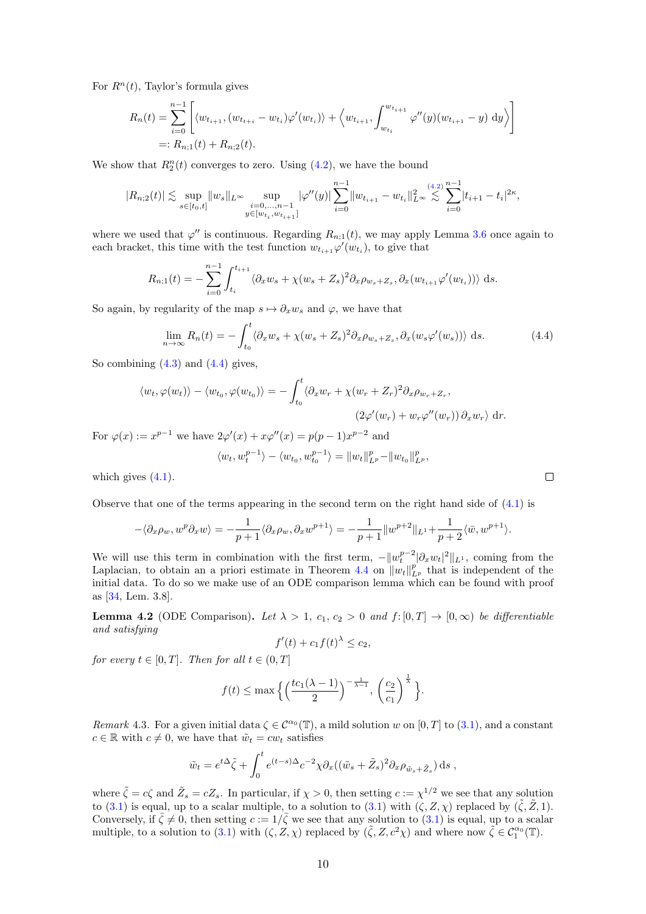For $R^n(t)$, Taylor's formula gives

$$
\begin{aligned}
R_n(t) &= \sum_{i=0}^{n-1}\left[\langle w_{t_{i+1}}, (w_{t_{t+i}} - w_{t_i})\varphi'(w_{t_i})\rangle + \left\langle w_{t_{i+1}}, \int_{w_{t_i}}^{w_{t_{i+1}}} \varphi''(y)(w_{t_{i+1}} - y)\, \mathrm{d}y\right\rangle\right] \\
&=: R_{n;1}(t) + R_{n;2}(t).
\end{aligned}
$$

We show that $R_2^n(t)$ converges to zero. Using (4.2), we have the bound

$$
|R_{n;2}(t)| \lesssim \sup_{s\in[t_0,t]} \|w_s\|_{L^\infty} \sup_{\substack{i=0,\dots,n-1\\ y\in[w_{t_i}, w_{t_{i+1}}]}} |\varphi''(y)| \sum_{i=0}^{n-1} \|w_{t_{i+1}} - w_{t_i}\|_{L^\infty}^2 \overset{(4.2)}{\lesssim} \sum_{i=0}^{n-1} |t_{i+1} - t_i|^{2\kappa},
$$

where we used that $\varphi''$ is continuous. Regarding $R_{n;1}(t)$, we may apply Lemma 3.6 once again to each bracket, this time with the test function $w_{t_{i+1}}\varphi'(w_{t_i})$, to give that

$$
R_{n;1}(t) = -\sum_{i=0}^{n-1} \int_{t_i}^{t_{i+1}} \langle \partial_x w_s + \chi(w_s + Z_s)^2 \partial_x \rho_{w_s+Z_s}, \partial_x(w_{t_{i+1}}\varphi'(w_{t_i}))\rangle\, \mathrm{d}s.
$$

So again, by regularity of the map $s \mapsto \partial_x w_s$ and $\varphi$, we have that

$$
\lim_{n\to\infty} R_n(t) = -\int_{t_0}^{t} \langle \partial_x w_s + \chi(w_s + Z_s)^2 \partial_x \rho_{w_s+Z_s}, \partial_x(w_s\varphi'(w_s))\rangle\, \mathrm{d}s. \tag{4.4}
$$

So combining (4.3) and (4.4) gives,

$$
\begin{aligned}
\langle w_t, \varphi(w_t)\rangle - \langle w_{t_0}, \varphi(w_{t_0})\rangle = -\int_{t_0}^{t} \langle \partial_x w_r + \chi(w_r + Z_r)^2 \partial_x \rho_{w_r+Z_r}, \\
(2\varphi'(w_r) + w_r\varphi''(w_r))\, \partial_x w_r\rangle\, \mathrm{d}r.
\end{aligned}
$$

For $\varphi(x) := x^{p-1}$ we have $2\varphi'(x) + x\varphi''(x) = p(p-1)x^{p-2}$ and

$$
\langle w_t, w_t^{p-1}\rangle - \langle w_{t_0}, w_{t_0}^{p-1}\rangle = \|w_t\|_{L^p}^p - \|w_{t_0}\|_{L^p}^p,
$$

which gives (4.1). □

Observe that one of the terms appearing in the second term on the right hand side of (4.1) is

$$
-\langle \partial_x \rho_w, w^p \partial_x w\rangle = -\frac{1}{p+1}\langle \partial_x \rho_w, \partial_x w^{p+1}\rangle = -\frac{1}{p+1}\|w^{p+2}\|_{L^1} + \frac{1}{p+2}\langle \bar{w}, w^{p+1}\rangle.
$$

We will use this term in combination with the first term, $-\|w_t^{p-2}|\partial_x w_t|^2\|_{L^1}$, coming from the Laplacian, to obtain an a priori estimate in Theorem 4.4 on $\|w_t\|_{L^p}^p$ that is independent of the initial data. To do so we make use of an ODE comparison lemma which can be found with proof as [34, Lem. 3.8].

**Lemma 4.2** (ODE Comparison). *Let $\lambda > 1$, $c_1$, $c_2 > 0$ and $f\colon [0,T] \to [0,\infty)$ be differentiable and satisfying*

$$
f'(t) + c_1 f(t)^\lambda \le c_2,
$$

*for every $t \in [0,T]$. Then for all $t \in (0,T]$*

$$
f(t) \le \max\left\{ \left(\frac{tc_1(\lambda-1)}{2}\right)^{-\frac{1}{\lambda-1}}, \left(\frac{c_2}{c_1}\right)^{\frac{1}{\lambda}} \right\}.
$$

*Remark* 4.3. For a given initial data $\zeta \in \mathcal{C}^{\alpha_0}(\mathbb{T})$, a mild solution $w$ on $[0,T]$ to (3.1), and a constant $c \in \mathbb{R}$ with $c \neq 0$, we have that $\tilde{w}_t = cw_t$ satisfies

$$
\tilde{w}_t = e^{t\Delta}\tilde{\zeta} + \int_0^t e^{(t-s)\Delta} c^{-2}\chi\partial_x((\tilde{w}_s + \tilde{Z}_s)^2 \partial_x \rho_{\tilde{w}_s+\tilde{Z}_s})\, \mathrm{d}s\ ,
$$

where $\tilde{\zeta} = c\zeta$ and $\tilde{Z}_s = cZ_s$. In particular, if $\chi > 0$, then setting $c := \chi^{1/2}$ we see that any solution to (3.1) is equal, up to a scalar multiple, to a solution to (3.1) with $(\zeta, Z, \chi)$ replaced by $(\tilde{\zeta}, \tilde{Z}, 1)$. Conversely, if $\bar{\zeta} \neq 0$, then setting $c := 1/\bar{\zeta}$ we see that any solution to (3.1) is equal, up to a scalar multiple, to a solution to (3.1) with $(\zeta, Z, \chi)$ replaced by $(\tilde{\zeta}, Z, c^2\chi)$ and where now $\tilde{\zeta} \in \mathcal{C}_1^{\alpha_0}(\mathbb{T})$.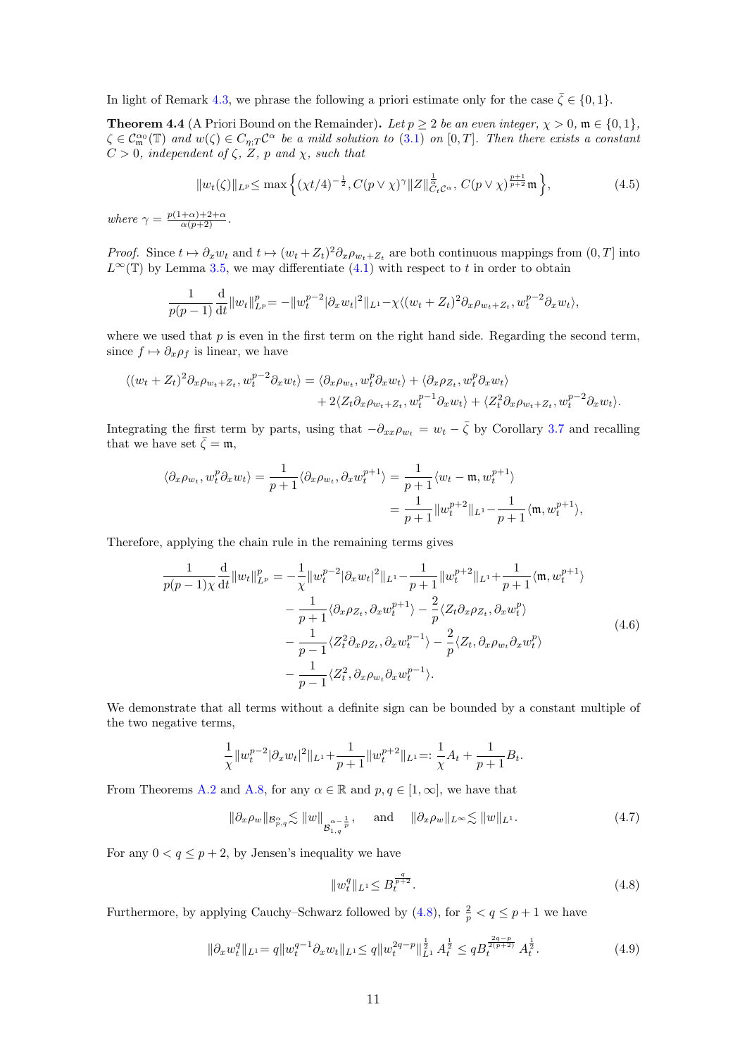In light of Remark 4.3, we phrase the following a priori estimate only for the case $\bar{\zeta} \in \{0, 1\}$.

**Theorem 4.4** (A Priori Bound on the Remainder). *Let $p \geq 2$ be an even integer, $\chi > 0$, $\mathfrak{m} \in \{0, 1\}$, $\zeta \in \mathcal{C}^{\alpha_0}_{\mathfrak{m}}(\mathbb{T})$ and $w(\zeta) \in C_{\eta;T}\mathcal{C}^{\alpha}$ be a mild solution to (3.1) on $[0, T]$. Then there exists a constant $C > 0$, independent of $\zeta$, $Z$, $p$ and $\chi$, such that*

$$\|w_t(\zeta)\|_{L^p} \leq \max\Big\{ (\chi t/4)^{-\frac{1}{2}}, C(p \vee \chi)^{\gamma} \|Z\|^{\frac{1}{\alpha}}_{C_t \mathcal{C}^{\alpha}}, C(p \vee \chi)^{\frac{p+1}{p+2}} \mathfrak{m} \Big\}, \tag{4.5}$$

*where $\gamma = \frac{p(1+\alpha)+2+\alpha}{\alpha(p+2)}$.*

*Proof.* Since $t \mapsto \partial_x w_t$ and $t \mapsto (w_t + Z_t)^2 \partial_x \rho_{w_t+Z_t}$ are both continuous mappings from $(0, T]$ into $L^{\infty}(\mathbb{T})$ by Lemma 3.5, we may differentiate (4.1) with respect to $t$ in order to obtain

$$\frac{1}{p(p-1)} \frac{\mathrm{d}}{\mathrm{d}t} \|w_t\|^p_{L^p} = -\|w_t^{p-2} |\partial_x w_t|^2\|_{L^1} - \chi \langle (w_t + Z_t)^2 \partial_x \rho_{w_t+Z_t}, w_t^{p-2} \partial_x w_t \rangle,$$

where we used that $p$ is even in the first term on the right hand side. Regarding the second term, since $f \mapsto \partial_x \rho_f$ is linear, we have

$$\begin{aligned} \langle (w_t + Z_t)^2 \partial_x \rho_{w_t+Z_t}, w_t^{p-2} \partial_x w_t \rangle = \langle \partial_x \rho_{w_t}, w_t^p \partial_x w_t \rangle + \langle \partial_x \rho_{Z_t}, w_t^p \partial_x w_t \rangle \\ + 2\langle Z_t \partial_x \rho_{w_t+Z_t}, w_t^{p-1} \partial_x w_t \rangle + \langle Z_t^2 \partial_x \rho_{w_t+Z_t}, w_t^{p-2} \partial_x w_t \rangle. \end{aligned}$$

Integrating the first term by parts, using that $-\partial_{xx} \rho_{w_t} = w_t - \bar{\zeta}$ by Corollary 3.7 and recalling that we have set $\bar{\zeta} = \mathfrak{m}$,

$$\begin{aligned} \langle \partial_x \rho_{w_t}, w_t^p \partial_x w_t \rangle = \frac{1}{p+1} \langle \partial_x \rho_{w_t}, \partial_x w_t^{p+1} \rangle &= \frac{1}{p+1} \langle w_t - \mathfrak{m}, w_t^{p+1} \rangle \\ &= \frac{1}{p+1} \|w_t^{p+2}\|_{L^1} - \frac{1}{p+1} \langle \mathfrak{m}, w_t^{p+1} \rangle, \end{aligned}$$

Therefore, applying the chain rule in the remaining terms gives

$$\begin{aligned} \frac{1}{p(p-1)\chi} \frac{\mathrm{d}}{\mathrm{d}t} \|w_t\|^p_{L^p} &= -\frac{1}{\chi} \|w_t^{p-2} |\partial_x w_t|^2\|_{L^1} - \frac{1}{p+1} \|w_t^{p+2}\|_{L^1} + \frac{1}{p+1} \langle \mathfrak{m}, w_t^{p+1} \rangle \\ &\quad - \frac{1}{p+1} \langle \partial_x \rho_{Z_t}, \partial_x w_t^{p+1} \rangle - \frac{2}{p} \langle Z_t \partial_x \rho_{Z_t}, \partial_x w_t^p \rangle \\ &\quad - \frac{1}{p-1} \langle Z_t^2 \partial_x \rho_{Z_t}, \partial_x w_t^{p-1} \rangle - \frac{2}{p} \langle Z_t, \partial_x \rho_{w_t} \partial_x w_t^p \rangle \\ &\quad - \frac{1}{p-1} \langle Z_t^2, \partial_x \rho_{w_t} \partial_x w_t^{p-1} \rangle. \end{aligned} \tag{4.6}$$

We demonstrate that all terms without a definite sign can be bounded by a constant multiple of the two negative terms,

$$\frac{1}{\chi} \|w_t^{p-2} |\partial_x w_t|^2\|_{L^1} + \frac{1}{p+1} \|w_t^{p+2}\|_{L^1} =: \frac{1}{\chi} A_t + \frac{1}{p+1} B_t.$$

From Theorems A.2 and A.8, for any $\alpha \in \mathbb{R}$ and $p, q \in [1, \infty]$, we have that

$$\|\partial_x \rho_w\|_{\mathcal{B}^{\alpha}_{p,q}} \lesssim \|w\|_{\mathcal{B}^{\alpha - \frac{1}{p}}_{1,q}}, \quad \text{and} \quad \|\partial_x \rho_w\|_{L^{\infty}} \lesssim \|w\|_{L^1}. \tag{4.7}$$

For any $0 < q \leq p + 2$, by Jensen's inequality we have

$$\|w_t^q\|_{L^1} \leq B_t^{\frac{q}{p+2}}. \tag{4.8}$$

Furthermore, by applying Cauchy–Schwarz followed by (4.8), for $\frac{2}{p} < q \leq p + 1$ we have

$$\|\partial_x w_t^q\|_{L^1} = q \|w_t^{q-1} \partial_x w_t\|_{L^1} \leq q \|w_t^{2q-p}\|^{\frac{1}{2}}_{L^1} A_t^{\frac{1}{2}} \leq q B_t^{\frac{2q-p}{2(p+2)}} A_t^{\frac{1}{2}}. \tag{4.9}$$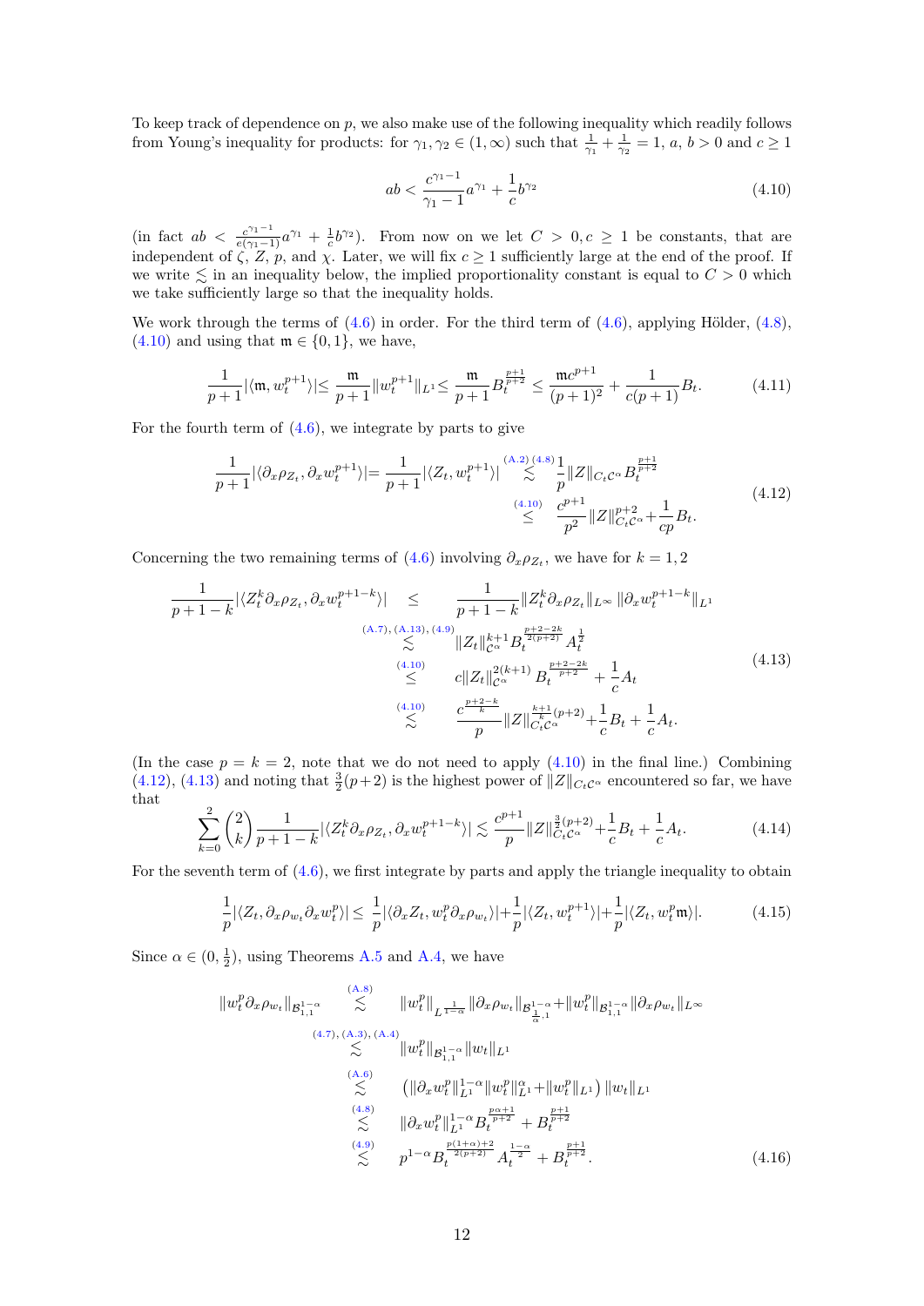To keep track of dependence on $p$, we also make use of the following inequality which readily follows from Young's inequality for products: for $\gamma_1, \gamma_2 \in (1,\infty)$ such that $\frac{1}{\gamma_1}+\frac{1}{\gamma_2}=1$, $a$, $b>0$ and $c\geq 1$

$$ab < \frac{c^{\gamma_1-1}}{\gamma_1-1}a^{\gamma_1} + \frac{1}{c}b^{\gamma_2} \tag{4.10}$$

(in fact $ab < \frac{c^{\gamma_1-1}}{e(\gamma_1-1)}a^{\gamma_1} + \frac{1}{c}b^{\gamma_2}$). From now on we let $C>0, c\geq 1$ be constants, that are independent of $\zeta$, $Z$, $p$, and $\chi$. Later, we will fix $c\geq 1$ sufficiently large at the end of the proof. If we write $\lesssim$ in an inequality below, the implied proportionality constant is equal to $C>0$ which we take sufficiently large so that the inequality holds.

We work through the terms of (4.6) in order. For the third term of (4.6), applying Hölder, (4.8), (4.10) and using that $\mathfrak{m}\in\{0,1\}$, we have,

$$\frac{1}{p+1}|\langle \mathfrak{m}, w_t^{p+1}\rangle| \leq \frac{\mathfrak{m}}{p+1}\|w_t^{p+1}\|_{L^1} \leq \frac{\mathfrak{m}}{p+1}B_t^{\frac{p+1}{p+2}} \leq \frac{\mathfrak{m}c^{p+1}}{(p+1)^2} + \frac{1}{c(p+1)}B_t. \tag{4.11}$$

For the fourth term of (4.6), we integrate by parts to give

$$\begin{aligned}
\frac{1}{p+1}|\langle \partial_x \rho_{Z_t}, \partial_x w_t^{p+1}\rangle| = \frac{1}{p+1}|\langle Z_t, w_t^{p+1}\rangle| &\overset{(A.2),(4.8)}{\lesssim} \frac{1}{p}\|Z\|_{C_t\mathcal{C}^\alpha} B_t^{\frac{p+1}{p+2}} \\
&\overset{(4.10)}{\leq} \frac{c^{p+1}}{p^2}\|Z\|_{C_t\mathcal{C}^\alpha}^{p+2} + \frac{1}{cp}B_t.
\end{aligned} \tag{4.12}$$

Concerning the two remaining terms of (4.6) involving $\partial_x\rho_{Z_t}$, we have for $k=1,2$

$$\begin{aligned}
\frac{1}{p+1-k}|\langle Z_t^k \partial_x \rho_{Z_t}, \partial_x w_t^{p+1-k}\rangle| &\leq \frac{1}{p+1-k}\|Z_t^k\partial_x\rho_{Z_t}\|_{L^\infty}\|\partial_x w_t^{p+1-k}\|_{L^1} \\
&\overset{(A.7),(A.13),(4.9)}{\lesssim} \|Z_t\|_{\mathcal{C}^\alpha}^{k+1} B_t^{\frac{p+2-2k}{2(p+2)}} A_t^{\frac{1}{2}} \\
&\overset{(4.10)}{\leq} c\|Z_t\|_{\mathcal{C}^\alpha}^{2(k+1)} B_t^{\frac{p+2-2k}{p+2}} + \frac{1}{c}A_t \\
&\overset{(4.10)}{\lesssim} \frac{c^{\frac{p+2-k}{k}}}{p}\|Z\|_{C_t\mathcal{C}^\alpha}^{\frac{k+1}{k}(p+2)} + \frac{1}{c}B_t + \frac{1}{c}A_t.
\end{aligned} \tag{4.13}$$

(In the case $p=k=2$, note that we do not need to apply (4.10) in the final line.) Combining (4.12), (4.13) and noting that $\frac{3}{2}(p+2)$ is the highest power of $\|Z\|_{C_t\mathcal{C}^\alpha}$ encountered so far, we have that

$$\sum_{k=0}^{2}\binom{2}{k}\frac{1}{p+1-k}|\langle Z_t^k\partial_x\rho_{Z_t}, \partial_x w_t^{p+1-k}\rangle| \lesssim \frac{c^{p+1}}{p}\|Z\|_{C_t\mathcal{C}^\alpha}^{\frac{3}{2}(p+2)} + \frac{1}{c}B_t + \frac{1}{c}A_t. \tag{4.14}$$

For the seventh term of (4.6), we first integrate by parts and apply the triangle inequality to obtain

$$\frac{1}{p}|\langle Z_t, \partial_x \rho_{w_t}\partial_x w_t^p\rangle| \leq \frac{1}{p}|\langle \partial_x Z_t, w_t^p \partial_x \rho_{w_t}\rangle| + \frac{1}{p}|\langle Z_t, w_t^{p+1}\rangle| + \frac{1}{p}|\langle Z_t, w_t^p \mathfrak{m}\rangle|. \tag{4.15}$$

Since $\alpha\in(0,\frac{1}{2})$, using Theorems A.5 and A.4, we have

$$\begin{aligned}
\|w_t^p\partial_x\rho_{w_t}\|_{\mathcal{B}^{1-\alpha}_{1,1}} &\overset{(A.8)}{\lesssim} \|w_t^p\|_{L^{\frac{1}{1-\alpha}}}\|\partial_x\rho_{w_t}\|_{\mathcal{B}^{1-\alpha}_{\frac{1}{\alpha},1}} + \|w_t^p\|_{\mathcal{B}^{1-\alpha}_{1,1}}\|\partial_x\rho_{w_t}\|_{L^\infty} \\
&\overset{(4.7),(A.3),(A.4)}{\lesssim} \|w_t^p\|_{\mathcal{B}^{1-\alpha}_{1,1}}\|w_t\|_{L^1} \\
&\overset{(A.6)}{\lesssim} \left(\|\partial_x w_t^p\|_{L^1}^{1-\alpha}\|w_t^p\|_{L^1}^{\alpha} + \|w_t^p\|_{L^1}\right)\|w_t\|_{L^1} \\
&\overset{(4.8)}{\lesssim} \|\partial_x w_t^p\|_{L^1}^{1-\alpha} B_t^{\frac{p\alpha+1}{p+2}} + B_t^{\frac{p+1}{p+2}} \\
&\overset{(4.9)}{\lesssim} p^{1-\alpha}B_t^{\frac{p(1+\alpha)+2}{2(p+2)}}A_t^{\frac{1-\alpha}{2}} + B_t^{\frac{p+1}{p+2}}.
\end{aligned} \tag{4.16}$$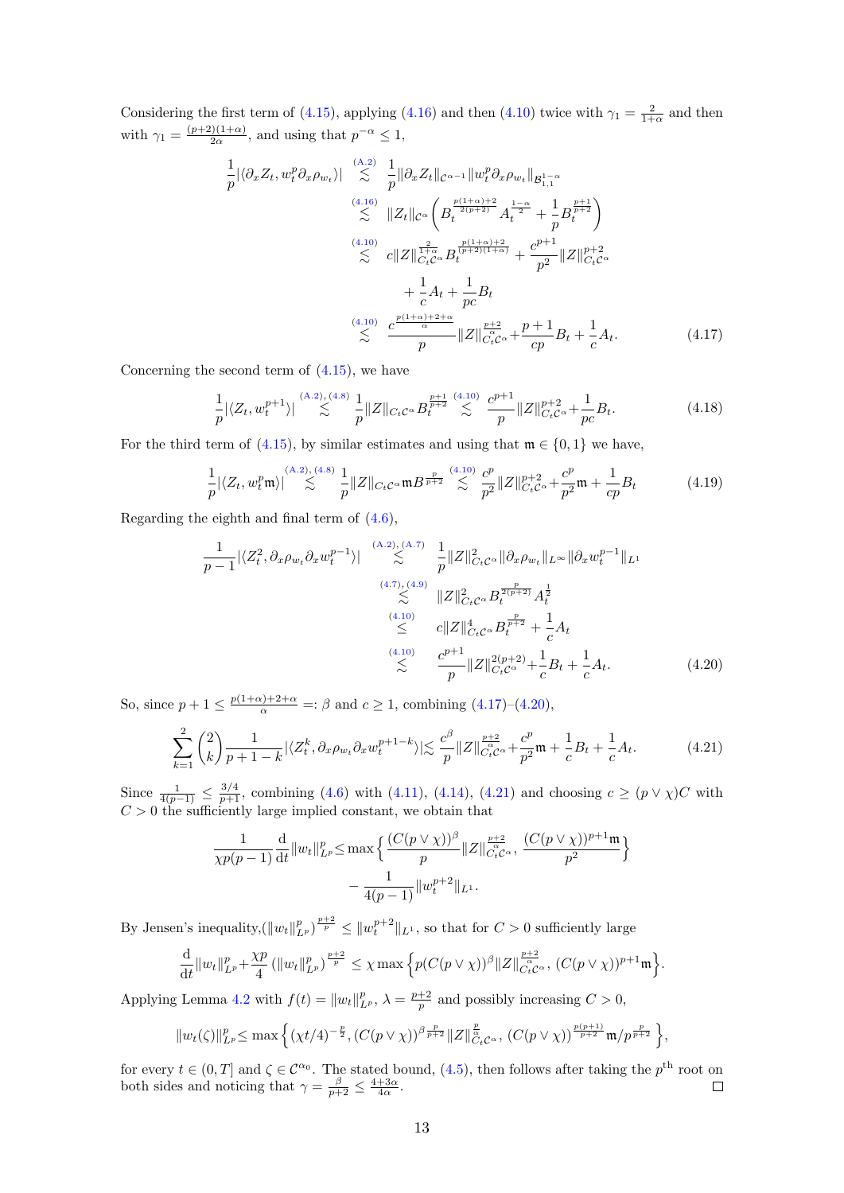Considering the first term of (4.15), applying (4.16) and then (4.10) twice with $\gamma_1 = \frac{2}{1+\alpha}$ and then with $\gamma_1 = \frac{(p+2)(1+\alpha)}{2\alpha}$, and using that $p^{-\alpha} \le 1$,

$$
\begin{aligned}
\frac{1}{p}|\langle \partial_x Z_t, w_t^p \partial_x \rho_{w_t}\rangle| &\overset{(A.2)}{\lesssim} \frac{1}{p}\|\partial_x Z_t\|_{\mathcal{C}^{\alpha-1}} \|w_t^p \partial_x \rho_{w_t}\|_{\mathcal{B}^{1-\alpha}_{1,1}} \\
&\overset{(4.16)}{\lesssim} \|Z_t\|_{\mathcal{C}^\alpha}\left(B_t^{\frac{p(1+\alpha)+2}{2(p+2)}} A_t^{\frac{1-\alpha}{2}} + \frac{1}{p}B_t^{\frac{p+1}{p+2}}\right) \\
&\overset{(4.10)}{\lesssim} c\|Z\|_{C_t\mathcal{C}^\alpha}^{\frac{2}{1+\alpha}} B_t^{\frac{p(1+\alpha)+2}{(p+2)(1+\alpha)}} + \frac{c^{p+1}}{p^2}\|Z\|_{C_t\mathcal{C}^\alpha}^{p+2} \\
&\qquad + \frac{1}{c}A_t + \frac{1}{pc}B_t \\
&\overset{(4.10)}{\lesssim} \frac{c^{\frac{p(1+\alpha)+2+\alpha}{\alpha}}}{p}\|Z\|_{C_t\mathcal{C}^\alpha}^{\frac{p+2}{\alpha}} + \frac{p+1}{cp}B_t + \frac{1}{c}A_t.
\end{aligned} \tag{4.17}
$$

Concerning the second term of (4.15), we have

$$
\frac{1}{p}|\langle Z_t, w_t^{p+1}\rangle| \overset{(A.2),(4.8)}{\lesssim} \frac{1}{p}\|Z\|_{C_t\mathcal{C}^\alpha} B_t^{\frac{p+1}{p+2}} \overset{(4.10)}{\lesssim} \frac{c^{p+1}}{p}\|Z\|_{C_t\mathcal{C}^\alpha}^{p+2} + \frac{1}{pc}B_t. \tag{4.18}
$$

For the third term of (4.15), by similar estimates and using that $\mathfrak{m} \in \{0,1\}$ we have,

$$
\frac{1}{p}|\langle Z_t, w_t^p \mathfrak{m}\rangle| \overset{(A.2),(4.8)}{\lesssim} \frac{1}{p}\|Z\|_{C_t\mathcal{C}^\alpha}\mathfrak{m}B^{\frac{p}{p+2}} \overset{(4.10)}{\lesssim} \frac{c^p}{p^2}\|Z\|_{C_t\mathcal{C}^\alpha}^{p+2} + \frac{c^p}{p^2}\mathfrak{m} + \frac{1}{cp}B_t \tag{4.19}
$$

Regarding the eighth and final term of (4.6),

$$
\begin{aligned}
\frac{1}{p-1}|\langle Z_t^2, \partial_x\rho_{w_t}\partial_x w_t^{p-1}\rangle| &\overset{(A.2),(A.7)}{\lesssim} \frac{1}{p}\|Z\|_{C_t\mathcal{C}^\alpha}^2 \|\partial_x \rho_{w_t}\|_{L^\infty}\|\partial_x w_t^{p-1}\|_{L^1} \\
&\overset{(4.7),(4.9)}{\lesssim} \|Z\|_{C_t\mathcal{C}^\alpha}^2 B_t^{\frac{p}{2(p+2)}} A_t^{\frac{1}{2}} \\
&\overset{(4.10)}{\le} c\|Z\|_{C_t\mathcal{C}^\alpha}^4 B_t^{\frac{p}{p+2}} + \frac{1}{c}A_t \\
&\overset{(4.10)}{\lesssim} \frac{c^{p+1}}{p}\|Z\|_{C_t\mathcal{C}^\alpha}^{2(p+2)} + \frac{1}{c}B_t + \frac{1}{c}A_t.
\end{aligned} \tag{4.20}
$$

So, since $p+1 \le \frac{p(1+\alpha)+2+\alpha}{\alpha} =: \beta$ and $c \ge 1$, combining (4.17)–(4.20),

$$
\sum_{k=1}^{2}\binom{2}{k}\frac{1}{p+1-k}|\langle Z_t^k, \partial_x\rho_{w_t}\partial_x w_t^{p+1-k}\rangle| \lesssim \frac{c^\beta}{p}\|Z\|_{C_t\mathcal{C}^\alpha}^{\frac{p+2}{\alpha}} + \frac{c^p}{p^2}\mathfrak{m} + \frac{1}{c}B_t + \frac{1}{c}A_t. \tag{4.21}
$$

Since $\frac{1}{4(p-1)} \le \frac{3/4}{p+1}$, combining (4.6) with (4.11), (4.14), (4.21) and choosing $c \ge (p \vee \chi)C$ with $C > 0$ the sufficiently large implied constant, we obtain that

$$
\begin{aligned}
\frac{1}{\chi p(p-1)}\frac{\mathrm{d}}{\mathrm{d}t}\|w_t\|_{L^p}^p &\le \max\Big\{\frac{(C(p\vee\chi))^\beta}{p}\|Z\|_{C_t\mathcal{C}^\alpha}^{\frac{p+2}{\alpha}},\ \frac{(C(p\vee\chi))^{p+1}\mathfrak{m}}{p^2}\Big\} \\
&\quad - \frac{1}{4(p-1)}\|w_t^{p+2}\|_{L^1}.
\end{aligned}
$$

By Jensen's inequality, $(\|w_t\|_{L^p}^p)^{\frac{p+2}{p}} \le \|w_t^{p+2}\|_{L^1}$, so that for $C > 0$ sufficiently large

$$
\frac{\mathrm{d}}{\mathrm{d}t}\|w_t\|_{L^p}^p + \frac{\chi p}{4}\left(\|w_t\|_{L^p}^p\right)^{\frac{p+2}{p}} \le \chi\max\Big\{p(C(p\vee\chi))^\beta\|Z\|_{C_t\mathcal{C}^\alpha}^{\frac{p+2}{\alpha}},\ (C(p\vee\chi))^{p+1}\mathfrak{m}\Big\}.
$$

Applying Lemma 4.2 with $f(t) = \|w_t\|_{L^p}^p$, $\lambda = \frac{p+2}{p}$ and possibly increasing $C > 0$,

$$
\|w_t(\zeta)\|_{L^p}^p \le \max\Big\{(\chi t/4)^{-\frac{p}{2}}, (C(p\vee\chi))^{\beta\frac{p}{p+2}}\|Z\|_{C_t\mathcal{C}^\alpha}^{\frac{p}{\alpha}}, (C(p\vee\chi))^{\frac{p(p+1)}{p+2}}\mathfrak{m}/p^{\frac{p}{p+2}}\Big\},
$$

for every $t \in (0,T]$ and $\zeta \in \mathcal{C}^{\alpha_0}$. The stated bound, (4.5), then follows after taking the $p^{\text{th}}$ root on both sides and noticing that $\gamma = \frac{\beta}{p+2} \le \frac{4+3\alpha}{4\alpha}$. $\square$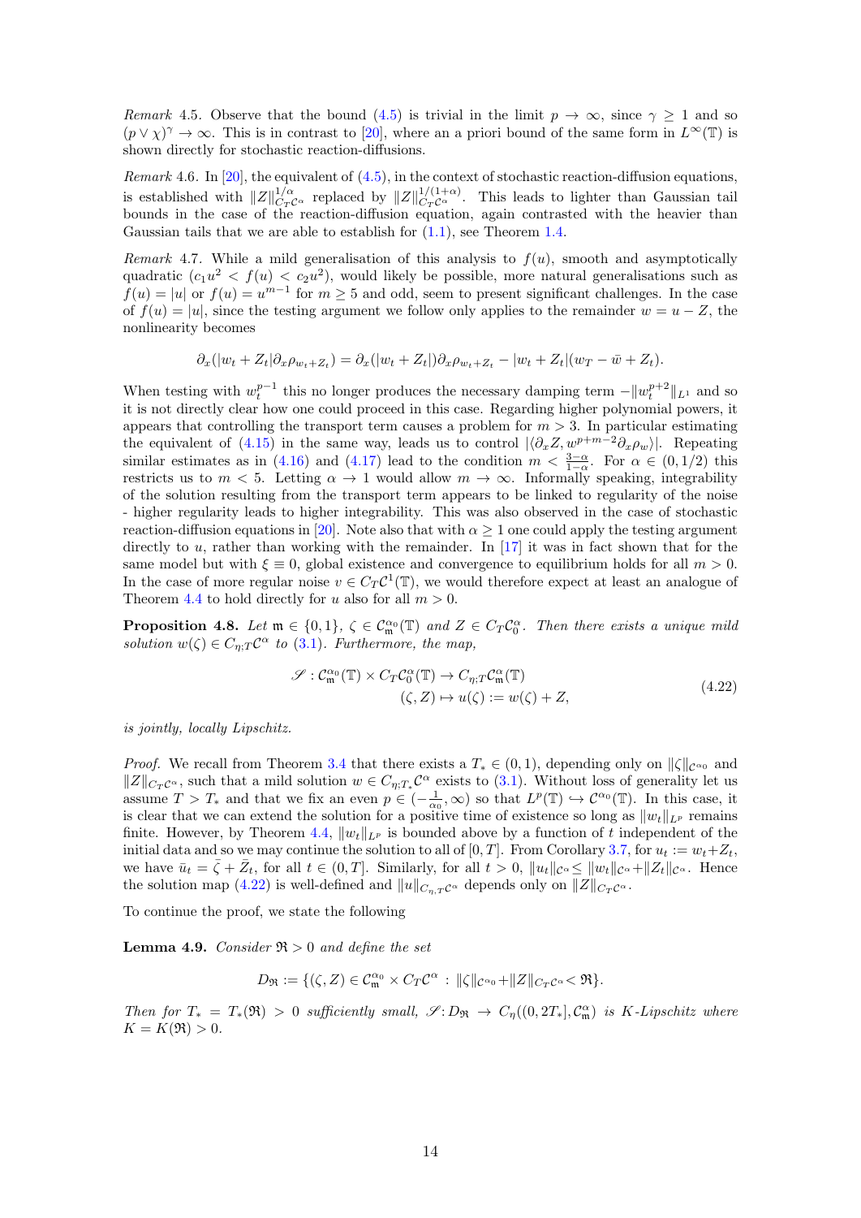*Remark* 4.5. Observe that the bound (4.5) is trivial in the limit $p \to \infty$, since $\gamma \geq 1$ and so $(p \vee \chi)^\gamma \to \infty$. This is in contrast to [20], where an a priori bound of the same form in $L^\infty(\mathbb{T})$ is shown directly for stochastic reaction-diffusions.

*Remark* 4.6. In [20], the equivalent of (4.5), in the context of stochastic reaction-diffusion equations, is established with $\|Z\|^{1/\alpha}_{C_T\mathcal{C}^\alpha}$ replaced by $\|Z\|^{1/(1+\alpha)}_{C_T\mathcal{C}^\alpha}$. This leads to lighter than Gaussian tail bounds in the case of the reaction-diffusion equation, again contrasted with the heavier than Gaussian tails that we are able to establish for (1.1), see Theorem 1.4.

*Remark* 4.7. While a mild generalisation of this analysis to $f(u)$, smooth and asymptotically quadratic ($c_1u^2 < f(u) < c_2u^2$), would likely be possible, more natural generalisations such as $f(u) = |u|$ or $f(u) = u^{m-1}$ for $m \geq 5$ and odd, seem to present significant challenges. In the case of $f(u) = |u|$, since the testing argument we follow only applies to the remainder $w = u - Z$, the nonlinearity becomes

$$\partial_x(|w_t + Z_t|\partial_x\rho_{w_t+Z_t}) = \partial_x(|w_t + Z_t|)\partial_x\rho_{w_t+Z_t} - |w_t + Z_t|(w_T - \bar{w} + Z_t).$$

When testing with $w_t^{p-1}$ this no longer produces the necessary damping term $-\|w_t^{p+2}\|_{L^1}$ and so it is not directly clear how one could proceed in this case. Regarding higher polynomial powers, it appears that controlling the transport term causes a problem for $m > 3$. In particular estimating the equivalent of (4.15) in the same way, leads us to control $|\langle \partial_x Z, w^{p+m-2}\partial_x\rho_w\rangle|$. Repeating similar estimates as in (4.16) and (4.17) lead to the condition $m < \frac{3-\alpha}{1-\alpha}$. For $\alpha \in (0, 1/2)$ this restricts us to $m < 5$. Letting $\alpha \to 1$ would allow $m \to \infty$. Informally speaking, integrability of the solution resulting from the transport term appears to be linked to regularity of the noise - higher regularity leads to higher integrability. This was also observed in the case of stochastic reaction-diffusion equations in [20]. Note also that with $\alpha \geq 1$ one could apply the testing argument directly to $u$, rather than working with the remainder. In [17] it was in fact shown that for the same model but with $\xi \equiv 0$, global existence and convergence to equilibrium holds for all $m > 0$. In the case of more regular noise $v \in C_T\mathcal{C}^1(\mathbb{T})$, we would therefore expect at least an analogue of Theorem 4.4 to hold directly for $u$ also for all $m > 0$.

**Proposition 4.8.** *Let $\mathfrak{m} \in \{0, 1\}$, $\zeta \in \mathcal{C}^{\alpha_0}_{\mathfrak{m}}(\mathbb{T})$ and $Z \in C_T\mathcal{C}^\alpha_0$. Then there exists a unique mild solution $w(\zeta) \in C_{\eta;T}\mathcal{C}^\alpha$ to (3.1). Furthermore, the map,*

$$\begin{aligned}
\mathscr{S} : \mathcal{C}^{\alpha_0}_{\mathfrak{m}}(\mathbb{T}) \times C_T\mathcal{C}^\alpha_0(\mathbb{T}) &\to C_{\eta;T}\mathcal{C}^\alpha_{\mathfrak{m}}(\mathbb{T}) \\
(\zeta, Z) &\mapsto u(\zeta) := w(\zeta) + Z,
\end{aligned} \tag{4.22}$$

*is jointly, locally Lipschitz.*

*Proof.* We recall from Theorem 3.4 that there exists a $T_* \in (0, 1)$, depending only on $\|\zeta\|_{\mathcal{C}^{\alpha_0}}$ and $\|Z\|_{C_T\mathcal{C}^\alpha}$, such that a mild solution $w \in C_{\eta;T_*}\mathcal{C}^\alpha$ exists to (3.1). Without loss of generality let us assume $T > T_*$ and that we fix an even $p \in (-\frac{1}{\alpha_0}, \infty)$ so that $L^p(\mathbb{T}) \hookrightarrow \mathcal{C}^{\alpha_0}(\mathbb{T})$. In this case, it is clear that we can extend the solution for a positive time of existence so long as $\|w_t\|_{L^p}$ remains finite. However, by Theorem 4.4, $\|w_t\|_{L^p}$ is bounded above by a function of $t$ independent of the initial data and so we may continue the solution to all of $[0, T]$. From Corollary 3.7, for $u_t := w_t + Z_t$, we have $\bar{u}_t = \bar{\zeta} + \bar{Z}_t$, for all $t \in (0, T]$. Similarly, for all $t > 0$, $\|u_t\|_{\mathcal{C}^\alpha} \leq \|w_t\|_{\mathcal{C}^\alpha} + \|Z_t\|_{\mathcal{C}^\alpha}$. Hence the solution map (4.22) is well-defined and $\|u\|_{C_{\eta,T}\mathcal{C}^\alpha}$ depends only on $\|Z\|_{C_T\mathcal{C}^\alpha}$.

To continue the proof, we state the following

**Lemma 4.9.** *Consider $\mathfrak{R} > 0$ and define the set*

$$D_{\mathfrak{R}} := \{(\zeta, Z) \in \mathcal{C}^{\alpha_0}_{\mathfrak{m}} \times C_T\mathcal{C}^\alpha : \|\zeta\|_{\mathcal{C}^{\alpha_0}} + \|Z\|_{C_T\mathcal{C}^\alpha} < \mathfrak{R}\}.$$

*Then for $T_* = T_*(\mathfrak{R}) > 0$ sufficiently small, $\mathscr{S} : D_{\mathfrak{R}} \to C_\eta((0, 2T_*], \mathcal{C}^\alpha_{\mathfrak{m}})$ is $K$-Lipschitz where $K = K(\mathfrak{R}) > 0$.*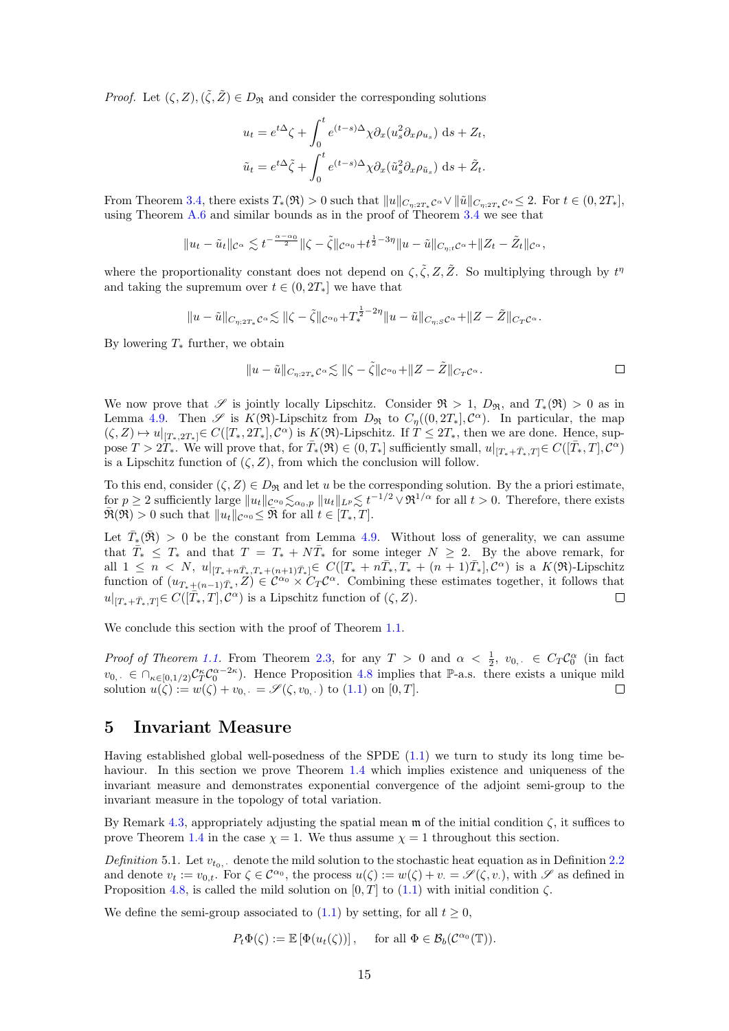*Proof.* Let $(\zeta, Z), (\tilde{\zeta}, \tilde{Z}) \in D_{\mathfrak{R}}$ and consider the corresponding solutions

$$u_t = e^{t\Delta}\zeta + \int_0^t e^{(t-s)\Delta}\chi\partial_x(u_s^2\partial_x\rho_{u_s})\,\mathrm{d}s + Z_t,$$
$$\tilde{u}_t = e^{t\Delta}\tilde{\zeta} + \int_0^t e^{(t-s)\Delta}\chi\partial_x(\tilde{u}_s^2\partial_x\rho_{\tilde{u}_s})\,\mathrm{d}s + \tilde{Z}_t.$$

From Theorem 3.4, there exists $T_*(\mathfrak{R}) > 0$ such that $\|u\|_{C_{\eta;2T_*}\mathcal{C}^\alpha} \vee \|\tilde{u}\|_{C_{\eta;2T_*}\mathcal{C}^\alpha} \leq 2$. For $t \in (0, 2T_*]$, using Theorem A.6 and similar bounds as in the proof of Theorem 3.4 we see that

$$\|u_t - \tilde{u}_t\|_{\mathcal{C}^\alpha} \lesssim t^{-\frac{\alpha-\alpha_0}{2}}\|\zeta - \tilde{\zeta}\|_{\mathcal{C}^{\alpha_0}} + t^{\frac{1}{2}-3\eta}\|u - \tilde{u}\|_{C_{\eta;t}\mathcal{C}^\alpha} + \|Z_t - \tilde{Z}_t\|_{\mathcal{C}^\alpha},$$

where the proportionality constant does not depend on $\zeta, \tilde{\zeta}, Z, \tilde{Z}$. So multiplying through by $t^\eta$ and taking the supremum over $t \in (0, 2T_*]$ we have that

$$\|u - \tilde{u}\|_{C_{\eta;2T_*}\mathcal{C}^\alpha} \lesssim \|\zeta - \tilde{\zeta}\|_{\mathcal{C}^{\alpha_0}} + T_*^{\frac{1}{2}-2\eta}\|u - \tilde{u}\|_{C_{\eta;S}\mathcal{C}^\alpha} + \|Z - \tilde{Z}\|_{C_T\mathcal{C}^\alpha}.$$

By lowering $T_*$ further, we obtain

$$\|u - \tilde{u}\|_{C_{\eta;2T_*}\mathcal{C}^\alpha} \lesssim \|\zeta - \tilde{\zeta}\|_{\mathcal{C}^{\alpha_0}} + \|Z - \tilde{Z}\|_{C_T\mathcal{C}^\alpha}.$$

□

We now prove that $\mathscr{S}$ is jointly locally Lipschitz. Consider $\mathfrak{R} > 1$, $D_{\mathfrak{R}}$, and $T_*(\mathfrak{R}) > 0$ as in Lemma 4.9. Then $\mathscr{S}$ is $K(\mathfrak{R})$-Lipschitz from $D_{\mathfrak{R}}$ to $C_\eta((0, 2T_*], \mathcal{C}^\alpha)$. In particular, the map $(\zeta, Z) \mapsto u|_{[T_*, 2T_*]} \in C([T_*, 2T_*], \mathcal{C}^\alpha)$ is $K(\mathfrak{R})$-Lipschitz. If $T \leq 2T_*$, then we are done. Hence, suppose $T > 2T_*$. We will prove that, for $\bar{T}_*(\mathfrak{R}) \in (0, T_*]$ sufficiently small, $u|_{[T_*+\bar{T}_*, T]} \in C([\bar{T}_*, T], \mathcal{C}^\alpha)$ is a Lipschitz function of $(\zeta, Z)$, from which the conclusion will follow.

To this end, consider $(\zeta, Z) \in D_{\mathfrak{R}}$ and let $u$ be the corresponding solution. By the a priori estimate, for $p \geq 2$ sufficiently large $\|u_t\|_{\mathcal{C}^{\alpha_0}} \lesssim_{\alpha_0, p} \|u_t\|_{L^p} \lesssim t^{-1/2} \vee \mathfrak{R}^{1/\alpha}$ for all $t > 0$. Therefore, there exists $\bar{\mathfrak{R}}(\mathfrak{R}) > 0$ such that $\|u_t\|_{\mathcal{C}^{\alpha_0}} \leq \bar{\mathfrak{R}}$ for all $t \in [T_*, T]$.

Let $\bar{T}_*(\bar{\mathfrak{R}}) > 0$ be the constant from Lemma 4.9. Without loss of generality, we can assume that $\bar{T}_* \leq T_*$ and that $T = T_* + N\bar{T}_*$ for some integer $N \geq 2$. By the above remark, for all $1 \leq n < N$, $u|_{[T_*+n\bar{T}_*, T_*+(n+1)\bar{T}_*]} \in C([T_* + n\bar{T}_*, T_* + (n+1)\bar{T}_*], \mathcal{C}^\alpha)$ is a $K(\mathfrak{R})$-Lipschitz function of $(u_{T_*+(n-1)\bar{T}_*}, Z) \in \mathcal{C}^{\alpha_0} \times C_T\mathcal{C}^\alpha$. Combining these estimates together, it follows that $u|_{[T_*+\bar{T}_*, T]} \in C([\bar{T}_*, T], \mathcal{C}^\alpha)$ is a Lipschitz function of $(\zeta, Z)$. □

We conclude this section with the proof of Theorem 1.1.

*Proof of Theorem 1.1.* From Theorem 2.3, for any $T > 0$ and $\alpha < \frac{1}{2}$, $v_{0,\cdot} \in C_T\mathcal{C}_0^\alpha$ (in fact $v_{0,\cdot} \in \cap_{\kappa\in[0,1/2)}\mathcal{C}_T^\kappa\mathcal{C}_0^{\alpha-2\kappa}$). Hence Proposition 4.8 implies that $\mathbb{P}$-a.s. there exists a unique mild solution $u(\zeta) := w(\zeta) + v_{0,\cdot} = \mathscr{S}(\zeta, v_{0,\cdot})$ to (1.1) on $[0, T]$. □

## 5 Invariant Measure

Having established global well-posedness of the SPDE (1.1) we turn to study its long time behaviour. In this section we prove Theorem 1.4 which implies existence and uniqueness of the invariant measure and demonstrates exponential convergence of the adjoint semi-group to the invariant measure in the topology of total variation.

By Remark 4.3, appropriately adjusting the spatial mean $\mathfrak{m}$ of the initial condition $\zeta$, it suffices to prove Theorem 1.4 in the case $\chi = 1$. We thus assume $\chi = 1$ throughout this section.

*Definition* 5.1. Let $v_{t_0,\cdot}$ denote the mild solution to the stochastic heat equation as in Definition 2.2 and denote $v_t := v_{0,t}$. For $\zeta \in \mathcal{C}^{\alpha_0}$, the process $u(\zeta) := w(\zeta) + v_\cdot = \mathscr{S}(\zeta, v_\cdot)$, with $\mathscr{S}$ as defined in Proposition 4.8, is called the mild solution on $[0, T]$ to (1.1) with initial condition $\zeta$.

We define the semi-group associated to (1.1) by setting, for all $t \geq 0$,

$$P_t\Phi(\zeta) := \mathbb{E}\left[\Phi(u_t(\zeta))\right], \quad \text{for all } \Phi \in \mathcal{B}_b(\mathcal{C}^{\alpha_0}(\mathbb{T})).$$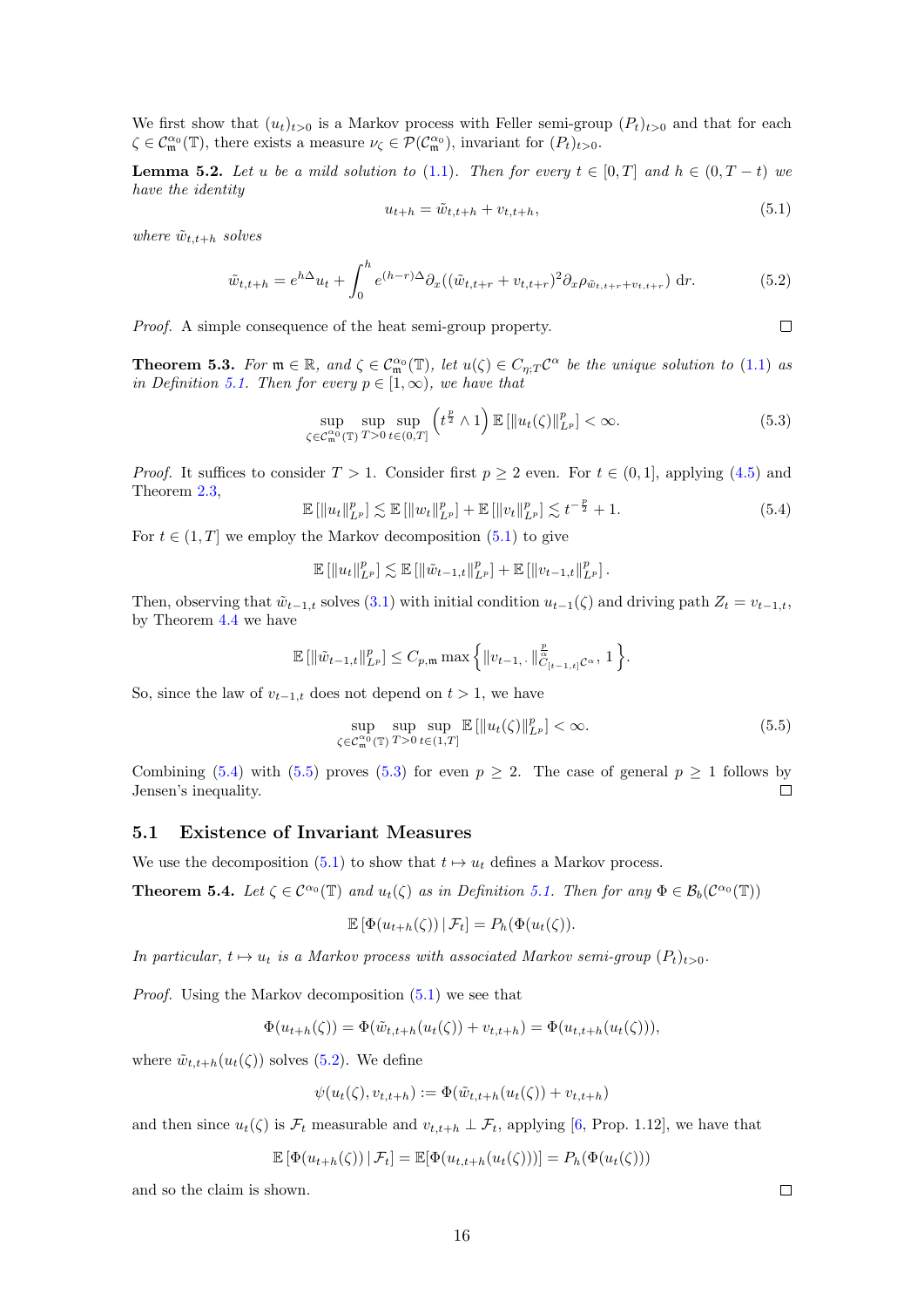We first show that $(u_t)_{t>0}$ is a Markov process with Feller semi-group $(P_t)_{t>0}$ and that for each $\zeta \in \mathcal{C}^{\alpha_0}_{\mathfrak{m}}(\mathbb{T})$, there exists a measure $\nu_\zeta \in \mathcal{P}(\mathcal{C}^{\alpha_0}_{\mathfrak{m}})$, invariant for $(P_t)_{t>0}$.

**Lemma 5.2.** *Let $u$ be a mild solution to (1.1). Then for every $t \in [0, T]$ and $h \in (0, T-t)$ we have the identity*

$$u_{t+h} = \tilde{w}_{t,t+h} + v_{t,t+h}, \tag{5.1}$$

*where $\tilde{w}_{t,t+h}$ solves*

$$\tilde{w}_{t,t+h} = e^{h\Delta} u_t + \int_0^h e^{(h-r)\Delta} \partial_x ((\tilde{w}_{t,t+r} + v_{t,t+r})^2 \partial_x \rho_{\tilde{w}_{t,t+r}+v_{t,t+r}}) \,\mathrm{d}r. \tag{5.2}$$

*Proof.* A simple consequence of the heat semi-group property. ◻

**Theorem 5.3.** *For $\mathfrak{m} \in \mathbb{R}$, and $\zeta \in \mathcal{C}^{\alpha_0}_{\mathfrak{m}}(\mathbb{T})$, let $u(\zeta) \in C_{\eta;T}\mathcal{C}^\alpha$ be the unique solution to (1.1) as in Definition 5.1. Then for every $p \in [1, \infty)$, we have that*

$$\sup_{\zeta \in \mathcal{C}^{\alpha_0}_{\mathfrak{m}}(\mathbb{T})} \sup_{T>0} \sup_{t \in (0,T]} \left(t^{\frac{p}{2}} \wedge 1\right) \mathbb{E}\left[\|u_t(\zeta)\|^p_{L^p}\right] < \infty. \tag{5.3}$$

*Proof.* It suffices to consider $T > 1$. Consider first $p \geq 2$ even. For $t \in (0, 1]$, applying (4.5) and Theorem 2.3,

$$\mathbb{E}\left[\|u_t\|^p_{L^p}\right] \lesssim \mathbb{E}\left[\|w_t\|^p_{L^p}\right] + \mathbb{E}\left[\|v_t\|^p_{L^p}\right] \lesssim t^{-\frac{p}{2}} + 1. \tag{5.4}$$

For $t \in (1, T]$ we employ the Markov decomposition (5.1) to give

$$\mathbb{E}\left[\|u_t\|^p_{L^p}\right] \lesssim \mathbb{E}\left[\|\tilde{w}_{t-1,t}\|^p_{L^p}\right] + \mathbb{E}\left[\|v_{t-1,t}\|^p_{L^p}\right].$$

Then, observing that $\tilde{w}_{t-1,t}$ solves (3.1) with initial condition $u_{t-1}(\zeta)$ and driving path $Z_t = v_{t-1,t}$, by Theorem 4.4 we have

$$\mathbb{E}\left[\|\tilde{w}_{t-1,t}\|^p_{L^p}\right] \leq C_{p,\mathfrak{m}} \max\left\{\|v_{t-1,\cdot}\|^{\frac{p}{\alpha}}_{C_{[t-1,t]}\mathcal{C}^\alpha},\, 1\right\}.$$

So, since the law of $v_{t-1,t}$ does not depend on $t > 1$, we have

$$\sup_{\zeta \in \mathcal{C}^{\alpha_0}_{\mathfrak{m}}(\mathbb{T})} \sup_{T>0} \sup_{t \in (1,T]} \mathbb{E}\left[\|u_t(\zeta)\|^p_{L^p}\right] < \infty. \tag{5.5}$$

Combining (5.4) with (5.5) proves (5.3) for even $p \geq 2$. The case of general $p \geq 1$ follows by Jensen's inequality. ◻

## 5.1 Existence of Invariant Measures

We use the decomposition (5.1) to show that $t \mapsto u_t$ defines a Markov process.

**Theorem 5.4.** *Let $\zeta \in \mathcal{C}^{\alpha_0}(\mathbb{T})$ and $u_t(\zeta)$ as in Definition 5.1. Then for any $\Phi \in \mathcal{B}_b(\mathcal{C}^{\alpha_0}(\mathbb{T}))$*

$$\mathbb{E}\left[\Phi(u_{t+h}(\zeta)) \,|\, \mathcal{F}_t\right] = P_h(\Phi(u_t(\zeta))).$$

*In particular, $t \mapsto u_t$ is a Markov process with associated Markov semi-group $(P_t)_{t>0}$.*

*Proof.* Using the Markov decomposition (5.1) we see that

$$\Phi(u_{t+h}(\zeta)) = \Phi(\tilde{w}_{t,t+h}(u_t(\zeta)) + v_{t,t+h}) = \Phi(u_{t,t+h}(u_t(\zeta))),$$

where $\tilde{w}_{t,t+h}(u_t(\zeta))$ solves (5.2). We define

$$\psi(u_t(\zeta), v_{t,t+h}) := \Phi(\tilde{w}_{t,t+h}(u_t(\zeta)) + v_{t,t+h})$$

and then since $u_t(\zeta)$ is $\mathcal{F}_t$ measurable and $v_{t,t+h} \perp \mathcal{F}_t$, applying [6, Prop. 1.12], we have that

$$\mathbb{E}\left[\Phi(u_{t+h}(\zeta)) \,|\, \mathcal{F}_t\right] = \mathbb{E}[\Phi(u_{t,t+h}(u_t(\zeta)))] = P_h(\Phi(u_t(\zeta)))$$

and so the claim is shown. ◻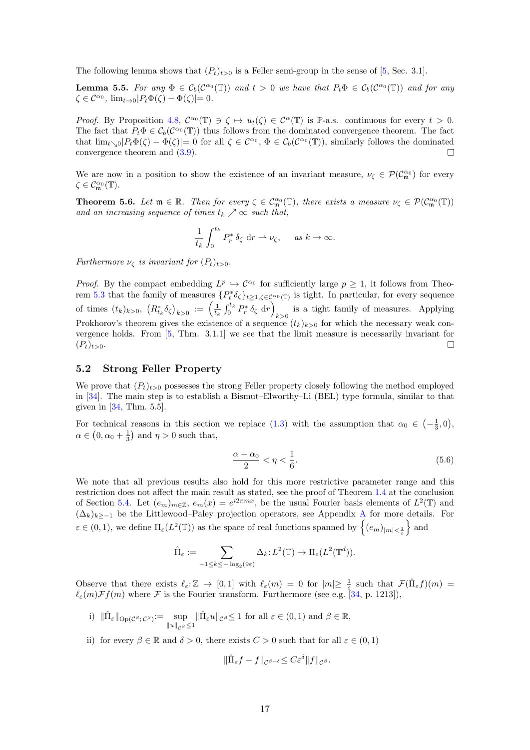The following lemma shows that $(P_t)_{t>0}$ is a Feller semi-group in the sense of [5, Sec. 3.1].

**Lemma 5.5.** *For any $\Phi \in \mathcal{C}_b(\mathcal{C}^{\alpha_0}(\mathbb{T}))$ and $t > 0$ we have that $P_t\Phi \in \mathcal{C}_b(\mathcal{C}^{\alpha_0}(\mathbb{T}))$ and for any $\zeta \in \mathcal{C}^{\alpha_0}$, $\lim_{t\to 0}|P_t\Phi(\zeta) - \Phi(\zeta)| = 0$.*

*Proof.* By Proposition 4.8, $\mathcal{C}^{\alpha_0}(\mathbb{T}) \ni \zeta \mapsto u_t(\zeta) \in \mathcal{C}^{\alpha}(\mathbb{T})$ is $\mathbb{P}$-a.s. continuous for every $t > 0$. The fact that $P_t\Phi \in \mathcal{C}_b(\mathcal{C}^{\alpha_0}(\mathbb{T}))$ thus follows from the dominated convergence theorem. The fact that $\lim_{t\searrow 0}|P_t\Phi(\zeta) - \Phi(\zeta)| = 0$ for all $\zeta \in \mathcal{C}^{\alpha_0}$, $\Phi \in \mathcal{C}_b(\mathcal{C}^{\alpha_0}(\mathbb{T}))$, similarly follows the dominated convergence theorem and (3.9). □

We are now in a position to show the existence of an invariant measure, $\nu_\zeta \in \mathcal{P}(\mathcal{C}^{\alpha_0}_{\mathfrak{m}})$ for every $\zeta \in \mathcal{C}^{\alpha_0}_{\mathfrak{m}}(\mathbb{T})$.

**Theorem 5.6.** *Let $\mathfrak{m} \in \mathbb{R}$. Then for every $\zeta \in \mathcal{C}^{\alpha_0}_{\mathfrak{m}}(\mathbb{T})$, there exists a measure $\nu_\zeta \in \mathcal{P}(\mathcal{C}^{\alpha_0}_{\mathfrak{m}}(\mathbb{T}))$ and an increasing sequence of times $t_k \nearrow \infty$ such that,*

$$\frac{1}{t_k}\int_0^{t_k} P_r^*\,\delta_\zeta \,\mathrm{d}r \rightharpoonup \nu_\zeta, \qquad \text{as } k \to \infty.$$

*Furthermore $\nu_\zeta$ is invariant for $(P_t)_{t>0}$.*

*Proof.* By the compact embedding $L^p \hookrightarrow \mathcal{C}^{\alpha_0}$ for sufficiently large $p \geq 1$, it follows from Theorem 5.3 that the family of measures $\{P_t^*\delta_\zeta\}_{t\geq 1, \zeta\in\mathcal{C}^{\alpha_0}(\mathbb{T})}$ is tight. In particular, for every sequence of times $(t_k)_{k>0}$, $\left(R^*_{t_k}\delta_\zeta\right)_{k>0} := \left(\frac{1}{t_k}\int_0^{t_k} P_r^*\,\delta_\zeta\,\mathrm{d}r\right)_{k>0}$ is a tight family of measures. Applying Prokhorov's theorem gives the existence of a sequence $(t_k)_{k>0}$ for which the necessary weak convergence holds. From [5, Thm. 3.1.1] we see that the limit measure is necessarily invariant for $(P_t)_{t>0}$. □

## 5.2 Strong Feller Property

We prove that $(P_t)_{t>0}$ possesses the strong Feller property closely following the method employed in [34]. The main step is to establish a Bismut–Elworthy–Li (BEL) type formula, similar to that given in [34, Thm. 5.5].

For technical reasons in this section we replace (1.3) with the assumption that $\alpha_0 \in \left(-\frac{1}{3}, 0\right)$, $\alpha \in \left(0, \alpha_0 + \frac{1}{3}\right)$ and $\eta > 0$ such that,

$$\frac{\alpha - \alpha_0}{2} < \eta < \frac{1}{6}. \tag{5.6}$$

We note that all previous results also hold for this more restrictive parameter range and this restriction does not affect the main result as stated, see the proof of Theorem 1.4 at the conclusion of Section 5.4. Let $(e_m)_{m\in\mathbb{Z}}$, $e_m(x) = e^{i2\pi mx}$, be the usual Fourier basis elements of $L^2(\mathbb{T})$ and $(\Delta_k)_{k\geq -1}$ be the Littlewood–Paley projection operators, see Appendix A for more details. For $\varepsilon \in (0,1)$, we define $\Pi_\varepsilon(L^2(\mathbb{T}))$ as the space of real functions spanned by $\left\{(e_m)_{|m|<\frac{1}{\varepsilon}}\right\}$ and

$$\hat{\Pi}_\varepsilon := \sum_{-1\leq k\leq -\log_2(9\varepsilon)} \Delta_k \colon L^2(\mathbb{T}) \to \Pi_\varepsilon(L^2(\mathbb{T}^d)).$$

Observe that there exists $\ell_\varepsilon \colon \mathbb{Z} \to [0,1]$ with $\ell_\varepsilon(m) = 0$ for $|m| \geq \frac{1}{\varepsilon}$ such that $\mathcal{F}(\hat{\Pi}_\varepsilon f)(m) = \ell_\varepsilon(m)\mathcal{F}f(m)$ where $\mathcal{F}$ is the Fourier transform. Furthermore (see e.g. [34, p. 1213]),

i) $\|\hat{\Pi}_\varepsilon\|_{\mathrm{Op}(\mathcal{C}^\beta;\mathcal{C}^\beta)} := \sup_{\|u\|_{\mathcal{C}^\beta}\leq 1}\|\hat{\Pi}_\varepsilon u\|_{\mathcal{C}^\beta} \leq 1$ for all $\varepsilon \in (0,1)$ and $\beta \in \mathbb{R}$,

ii) for every $\beta \in \mathbb{R}$ and $\delta > 0$, there exists $C > 0$ such that for all $\varepsilon \in (0,1)$

$$\|\hat{\Pi}_\varepsilon f - f\|_{\mathcal{C}^{\beta-\delta}} \leq C\varepsilon^\delta \|f\|_{\mathcal{C}^\beta}.$$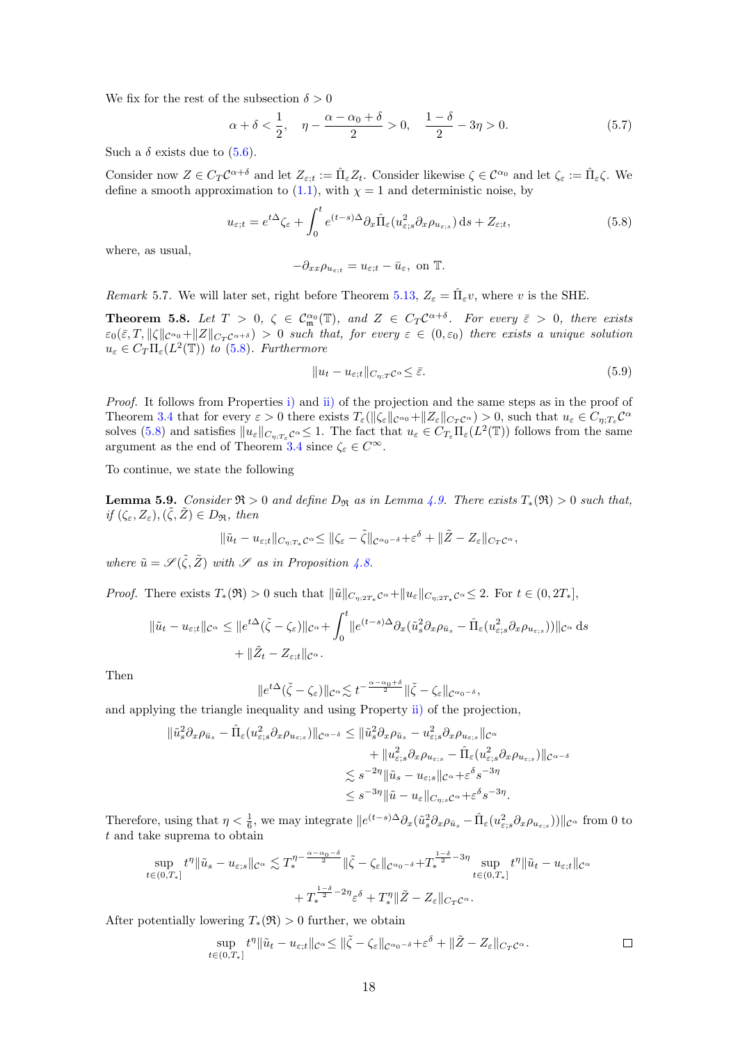We fix for the rest of the subsection $\delta > 0$

$$\alpha + \delta < \frac{1}{2}, \quad \eta - \frac{\alpha - \alpha_0 + \delta}{2} > 0, \quad \frac{1-\delta}{2} - 3\eta > 0. \tag{5.7}$$

Such a $\delta$ exists due to (5.6).

Consider now $Z \in C_T\mathcal{C}^{\alpha+\delta}$ and let $Z_{\varepsilon;t} := \hat{\Pi}_\varepsilon Z_t$. Consider likewise $\zeta \in \mathcal{C}^{\alpha_0}$ and let $\zeta_\varepsilon := \hat{\Pi}_\varepsilon \zeta$. We define a smooth approximation to (1.1), with $\chi = 1$ and deterministic noise, by

$$u_{\varepsilon;t} = e^{t\Delta}\zeta_\varepsilon + \int_0^t e^{(t-s)\Delta}\partial_x \hat{\Pi}_\varepsilon(u_{\varepsilon;s}^2 \partial_x \rho_{u_{\varepsilon;s}})\,\mathrm{d}s + Z_{\varepsilon;t}, \tag{5.8}$$

where, as usual,

$$-\partial_{xx}\rho_{u_{\varepsilon;t}} = u_{\varepsilon;t} - \bar{u}_\varepsilon, \text{ on } \mathbb{T}.$$

*Remark* 5.7. We will later set, right before Theorem 5.13, $Z_\varepsilon = \hat{\Pi}_\varepsilon v$, where $v$ is the SHE.

**Theorem 5.8.** *Let $T > 0$, $\zeta \in \mathcal{C}^{\alpha_0}_{\mathfrak{m}}(\mathbb{T})$, and $Z \in C_T\mathcal{C}^{\alpha+\delta}$. For every $\bar{\varepsilon} > 0$, there exists $\varepsilon_0(\bar{\varepsilon}, T, \|\zeta\|_{\mathcal{C}^{\alpha_0}} + \|Z\|_{C_T\mathcal{C}^{\alpha+\delta}}) > 0$ such that, for every $\varepsilon \in (0, \varepsilon_0)$ there exists a unique solution $u_\varepsilon \in C_T\Pi_\varepsilon(L^2(\mathbb{T}))$ to (5.8). Furthermore*

$$\|u_t - u_{\varepsilon;t}\|_{C_{\eta;T}\mathcal{C}^\alpha} \leq \bar{\varepsilon}. \tag{5.9}$$

*Proof.* It follows from Properties i) and ii) of the projection and the same steps as in the proof of Theorem 3.4 that for every $\varepsilon > 0$ there exists $T_\varepsilon(\|\zeta_\varepsilon\|_{\mathcal{C}^{\alpha_0}} + \|Z_\varepsilon\|_{C_T\mathcal{C}^\alpha}) > 0$, such that $u_\varepsilon \in C_{\eta;T_\varepsilon}\mathcal{C}^\alpha$ solves (5.8) and satisfies $\|u_\varepsilon\|_{C_{\eta;T_\varepsilon}\mathcal{C}^\alpha} \leq 1$. The fact that $u_\varepsilon \in C_{T_\varepsilon}\Pi_\varepsilon(L^2(\mathbb{T}))$ follows from the same argument as the end of Theorem 3.4 since $\zeta_\varepsilon \in C^\infty$.

To continue, we state the following

**Lemma 5.9.** *Consider $\mathfrak{R} > 0$ and define $D_\mathfrak{R}$ as in Lemma 4.9. There exists $T_*(\mathfrak{R}) > 0$ such that, if $(\zeta_\varepsilon, Z_\varepsilon), (\tilde{\zeta}, \tilde{Z}) \in D_\mathfrak{R}$, then*

$$\|\tilde{u}_t - u_{\varepsilon;t}\|_{C_{\eta;T_*}\mathcal{C}^\alpha} \leq \|\zeta_\varepsilon - \tilde{\zeta}\|_{\mathcal{C}^{\alpha_0-\delta}} + \varepsilon^\delta + \|\tilde{Z} - Z_\varepsilon\|_{C_T\mathcal{C}^\alpha},$$

*where $\tilde{u} = \mathscr{S}(\tilde{\zeta}, \tilde{Z})$ with $\mathscr{S}$ as in Proposition 4.8.*

*Proof.* There exists $T_*(\mathfrak{R}) > 0$ such that $\|\tilde{u}\|_{C_{\eta;2T_*}\mathcal{C}^\alpha} + \|u_\varepsilon\|_{C_{\eta;2T_*}\mathcal{C}^\alpha} \leq 2$. For $t \in (0, 2T_*]$,

$$\begin{aligned}
\|\tilde{u}_t - u_{\varepsilon;t}\|_{\mathcal{C}^\alpha} \leq{}& \|e^{t\Delta}(\tilde{\zeta} - \zeta_\varepsilon)\|_{\mathcal{C}^\alpha} + \int_0^t \|e^{(t-s)\Delta}\partial_x(\tilde{u}_s^2 \partial_x\rho_{\tilde{u}_s} - \hat{\Pi}_\varepsilon(u_{\varepsilon;s}^2\partial_x\rho_{u_{\varepsilon;s}}))\|_{\mathcal{C}^\alpha}\,\mathrm{d}s \\
&+ \|\tilde{Z}_t - Z_{\varepsilon;t}\|_{\mathcal{C}^\alpha}.
\end{aligned}$$

Then

$$\|e^{t\Delta}(\tilde{\zeta} - \zeta_\varepsilon)\|_{\mathcal{C}^\alpha} \lesssim t^{-\frac{\alpha-\alpha_0+\delta}{2}}\|\tilde{\zeta} - \zeta_\varepsilon\|_{\mathcal{C}^{\alpha_0-\delta}},$$

and applying the triangle inequality and using Property ii) of the projection,

$$\begin{aligned}
\|\tilde{u}_s^2\partial_x\rho_{\tilde{u}_s} - \hat{\Pi}_\varepsilon(u_{\varepsilon;s}^2\partial_x\rho_{u_{\varepsilon;s}})\|_{\mathcal{C}^{\alpha-\delta}} &\leq \|\tilde{u}_s^2\partial_x\rho_{\tilde{u}_s} - u_{\varepsilon;s}^2\partial_x\rho_{u_{\varepsilon;s}}\|_{\mathcal{C}^\alpha} \\
&\quad + \|u_{\varepsilon;s}^2\partial_x\rho_{u_{\varepsilon;s}} - \hat{\Pi}_\varepsilon(u_{\varepsilon;s}^2\partial_x\rho_{u_{\varepsilon;s}})\|_{\mathcal{C}^{\alpha-\delta}} \\
&\lesssim s^{-2\eta}\|\tilde{u}_s - u_{\varepsilon;s}\|_{\mathcal{C}^\alpha} + \varepsilon^\delta s^{-3\eta} \\
&\leq s^{-3\eta}\|\tilde{u} - u_\varepsilon\|_{C_{\eta;s}\mathcal{C}^\alpha} + \varepsilon^\delta s^{-3\eta}.
\end{aligned}$$

Therefore, using that $\eta < \frac{1}{6}$, we may integrate $\|e^{(t-s)\Delta}\partial_x(\tilde{u}_s^2\partial_x\rho_{\tilde{u}_s} - \hat{\Pi}_\varepsilon(u_{\varepsilon;s}^2\partial_x\rho_{u_{\varepsilon;s}}))\|_{\mathcal{C}^\alpha}$ from 0 to $t$ and take suprema to obtain

$$\begin{aligned}
\sup_{t\in(0,T_*]} t^\eta\|\tilde{u}_s - u_{\varepsilon;s}\|_{\mathcal{C}^\alpha} \lesssim{}& T_*^{\eta - \frac{\alpha-\alpha_0-\delta}{2}}\|\tilde{\zeta} - \zeta_\varepsilon\|_{\mathcal{C}^{\alpha_0-\delta}} + T_*^{\frac{1-\delta}{2}-3\eta}\sup_{t\in(0,T_*]} t^\eta\|\tilde{u}_t - u_{\varepsilon;t}\|_{\mathcal{C}^\alpha} \\
&+ T_*^{\frac{1-\delta}{2}-2\eta}\varepsilon^\delta + T_*^\eta\|\tilde{Z} - Z_\varepsilon\|_{C_T\mathcal{C}^\alpha}.
\end{aligned}$$

After potentially lowering $T_*(\mathfrak{R}) > 0$ further, we obtain

$$\sup_{t\in(0,T_*]} t^\eta\|\tilde{u}_t - u_{\varepsilon;t}\|_{\mathcal{C}^\alpha} \leq \|\tilde{\zeta} - \zeta_\varepsilon\|_{\mathcal{C}^{\alpha_0-\delta}} + \varepsilon^\delta + \|\tilde{Z} - Z_\varepsilon\|_{C_T\mathcal{C}^\alpha}. \qquad \square$$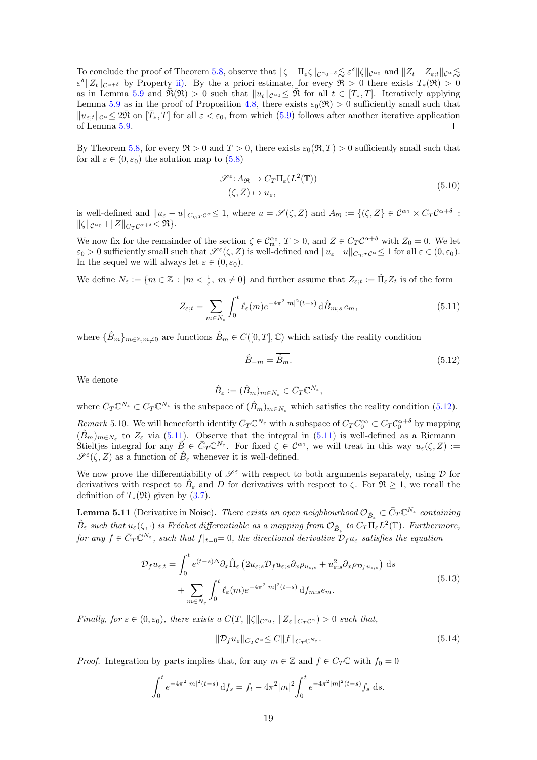To conclude the proof of Theorem 5.8, observe that $\|\zeta - \Pi_\varepsilon \zeta\|_{\mathcal{C}^{\alpha_0 - \delta}} \lesssim \varepsilon^\delta \|\zeta\|_{\mathcal{C}^{\alpha_0}}$ and $\|Z_t - Z_{\varepsilon;t}\|_{\mathcal{C}^\alpha} \lesssim \varepsilon^\delta \|Z_t\|_{\mathcal{C}^{\alpha+\delta}}$ by Property ii). By the a priori estimate, for every $\mathfrak{R} > 0$ there exists $T_*(\mathfrak{R}) > 0$ as in Lemma 5.9 and $\bar{\mathfrak{R}}(\mathfrak{R}) > 0$ such that $\|u_t\|_{\mathcal{C}^{\alpha_0}} \leq \bar{\mathfrak{R}}$ for all $t \in [T_*, T]$. Iteratively applying Lemma 5.9 as in the proof of Proposition 4.8, there exists $\varepsilon_0(\mathfrak{R}) > 0$ sufficiently small such that $\|u_{\varepsilon;t}\|_{\mathcal{C}^\alpha} \leq 2\bar{\mathfrak{R}}$ on $[\bar{T}_*, T]$ for all $\varepsilon < \varepsilon_0$, from which (5.9) follows after another iterative application of Lemma 5.9. □

By Theorem 5.8, for every $\mathfrak{R} > 0$ and $T > 0$, there exists $\varepsilon_0(\mathfrak{R}, T) > 0$ sufficiently small such that for all $\varepsilon \in (0, \varepsilon_0)$ the solution map to (5.8)

$$
\begin{aligned}
\mathscr{S}^\varepsilon \colon A_{\mathfrak{R}} &\to C_T \Pi_\varepsilon(L^2(\mathbb{T})) \\
(\zeta, Z) &\mapsto u_\varepsilon,
\end{aligned}
\tag{5.10}
$$

is well-defined and $\|u_\varepsilon - u\|_{C_{\eta;T}\mathcal{C}^\alpha} \leq 1$, where $u = \mathscr{S}(\zeta, Z)$ and $A_{\mathfrak{R}} := \{(\zeta, Z) \in \mathcal{C}^{\alpha_0} \times C_T \mathcal{C}^{\alpha+\delta} : \|\zeta\|_{\mathcal{C}^{\alpha_0}} + \|Z\|_{C_T \mathcal{C}^{\alpha+\delta}} < \mathfrak{R}\}$.

We now fix for the remainder of the section $\zeta \in \mathcal{C}^{\alpha_0}_{\mathfrak{m}}$, $T > 0$, and $Z \in C_T \mathcal{C}^{\alpha+\delta}$ with $Z_0 = 0$. We let $\varepsilon_0 > 0$ sufficiently small such that $\mathscr{S}^\varepsilon(\zeta, Z)$ is well-defined and $\|u_\varepsilon - u\|_{C_{\eta;T}\mathcal{C}^\alpha} \leq 1$ for all $\varepsilon \in (0, \varepsilon_0)$. In the sequel we will always let $\varepsilon \in (0, \varepsilon_0)$.

We define $N_\varepsilon := \{m \in \mathbb{Z} : |m| < \frac{1}{\varepsilon},\ m \neq 0\}$ and further assume that $Z_{\varepsilon;t} := \hat{\Pi}_\varepsilon Z_t$ is of the form

$$
Z_{\varepsilon;t} = \sum_{m \in N_\varepsilon} \int_0^t \ell_\varepsilon(m) e^{-4\pi^2 |m|^2 (t-s)} \,\mathrm{d}\hat{B}_{m;s}\, e_m,
\tag{5.11}
$$

where $\{\hat{B}_m\}_{m \in \mathbb{Z}, m \neq 0}$ are functions $\hat{B}_m \in C([0,T], \mathbb{C})$ which satisfy the reality condition

$$
\hat{B}_{-m} = \overline{\hat{B}_m}.
\tag{5.12}
$$

We denote

$$
\hat{B}_\varepsilon := (\hat{B}_m)_{m \in N_\varepsilon} \in \bar{C}_T \mathbb{C}^{N_\varepsilon},
$$

where $\bar{C}_T \mathbb{C}^{N_\varepsilon} \subset C_T \mathbb{C}^{N_\varepsilon}$ is the subspace of $(\hat{B}_m)_{m \in N_\varepsilon}$ which satisfies the reality condition (5.12).

*Remark* 5.10. We will henceforth identify $\bar{C}_T \mathbb{C}^{N_\varepsilon}$ with a subspace of $C_T C_0^\infty \subset C_T \mathcal{C}_0^{\alpha+\delta}$ by mapping $(\hat{B}_m)_{m \in N_\varepsilon}$ to $Z_\varepsilon$ via (5.11). Observe that the integral in (5.11) is well-defined as a Riemann–Stieltjes integral for any $\hat{B} \in \bar{C}_T \mathbb{C}^{N_\varepsilon}$. For fixed $\zeta \in \mathcal{C}^{\alpha_0}$, we will treat in this way $u_\varepsilon(\zeta, Z) := \mathscr{S}^\varepsilon(\zeta, Z)$ as a function of $\hat{B}_\varepsilon$ whenever it is well-defined.

We now prove the differentiability of $\mathscr{S}^\varepsilon$ with respect to both arguments separately, using $\mathcal{D}$ for derivatives with respect to $\hat{B}_\varepsilon$ and $D$ for derivatives with respect to $\zeta$. For $\mathfrak{R} \geq 1$, we recall the definition of $T_*(\mathfrak{R})$ given by (3.7).

**Lemma 5.11** (Derivative in Noise)**.** *There exists an open neighbourhood $\mathcal{O}_{\hat{B}_\varepsilon} \subset \bar{C}_T \mathbb{C}^{N_\varepsilon}$ containing $\hat{B}_\varepsilon$ such that $u_\varepsilon(\zeta, \cdot)$ is Fréchet differentiable as a mapping from $\mathcal{O}_{\hat{B}_\varepsilon}$ to $C_T \Pi_\varepsilon L^2(\mathbb{T})$. Furthermore, for any $f \in \bar{C}_T \mathbb{C}^{N_\varepsilon}$, such that $f|_{t=0} = 0$, the directional derivative $\mathcal{D}_f u_\varepsilon$ satisfies the equation*

$$
\begin{aligned}
\mathcal{D}_f u_{\varepsilon;t} = &\int_0^t e^{(t-s)\Delta} \partial_x \hat{\Pi}_\varepsilon \left( 2 u_{\varepsilon;s} \mathcal{D}_f u_{\varepsilon;s} \partial_x \rho_{u_{\varepsilon;s}} + u_{\varepsilon;s}^2 \partial_x \rho_{\mathcal{D}_f u_{\varepsilon;s}} \right) \mathrm{d}s \\
&+ \sum_{m \in N_\varepsilon} \int_0^t \ell_\varepsilon(m) e^{-4\pi^2 |m|^2 (t-s)} \,\mathrm{d}f_{m;s} e_m.
\end{aligned}
\tag{5.13}
$$

*Finally, for $\varepsilon \in (0, \varepsilon_0)$, there exists a $C(T, \|\zeta\|_{\mathcal{C}^{\alpha_0}}, \|Z_\varepsilon\|_{C_T \mathcal{C}^\alpha}) > 0$ such that,*

$$
\|\mathcal{D}_f u_\varepsilon\|_{C_T \mathcal{C}^\alpha} \leq C \|f\|_{C_T \mathbb{C}^{N_\varepsilon}}.
\tag{5.14}
$$

*Proof.* Integration by parts implies that, for any $m \in \mathbb{Z}$ and $f \in C_T \mathbb{C}$ with $f_0 = 0$

$$
\int_0^t e^{-4\pi^2 |m|^2 (t-s)} \,\mathrm{d}f_s = f_t - 4\pi^2 |m|^2 \int_0^t e^{-4\pi^2 |m|^2 (t-s)} f_s \,\mathrm{d}s.
$$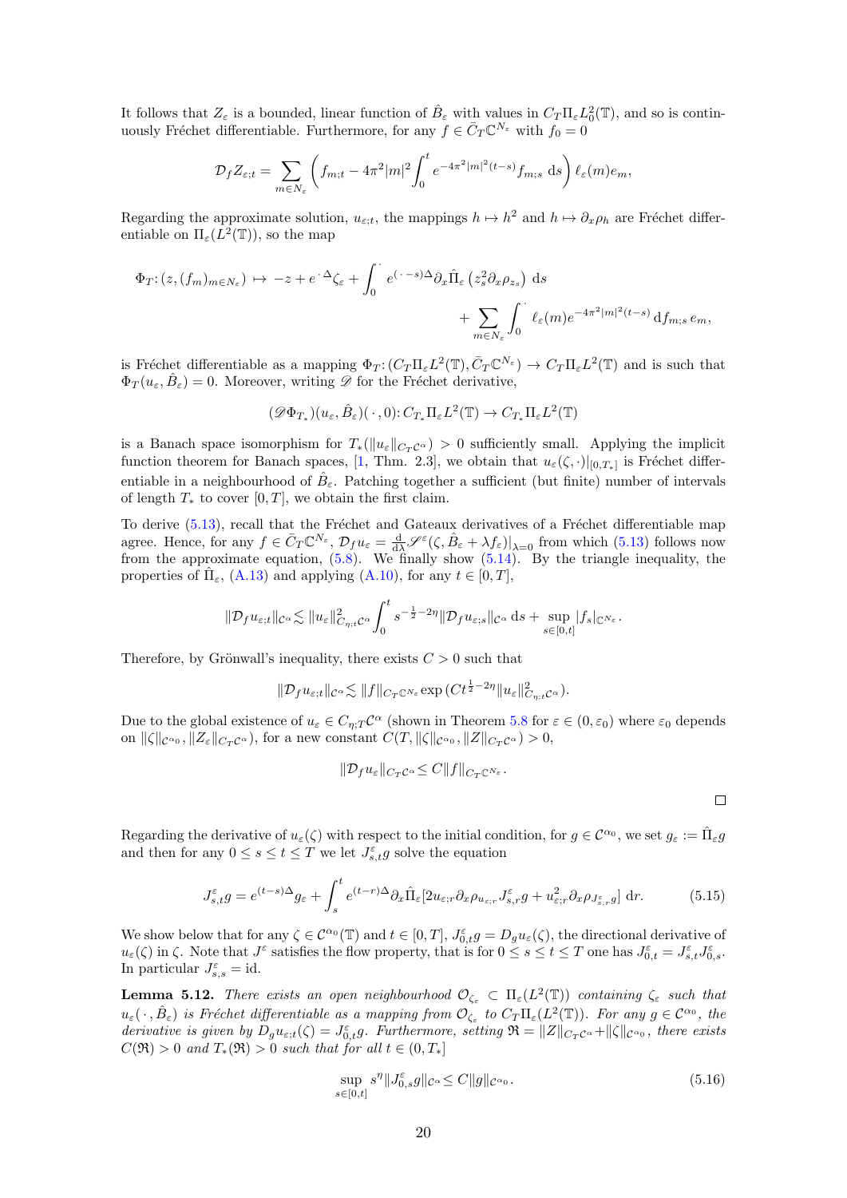It follows that $Z_\varepsilon$ is a bounded, linear function of $\hat{B}_\varepsilon$ with values in $C_T \Pi_\varepsilon L^2_0(\mathbb{T})$, and so is continuously Fréchet differentiable. Furthermore, for any $f \in \bar{C}_T \mathbb{C}^{N_\varepsilon}$ with $f_0 = 0$

$$\mathcal{D}_f Z_{\varepsilon;t} = \sum_{m \in N_\varepsilon} \left( f_{m;t} - 4\pi^2 |m|^2 \int_0^t e^{-4\pi^2 |m|^2 (t-s)} f_{m;s} \, \mathrm{d}s \right) \ell_\varepsilon(m) e_m,$$

Regarding the approximate solution, $u_{\varepsilon;t}$, the mappings $h \mapsto h^2$ and $h \mapsto \partial_x \rho_h$ are Fréchet differentiable on $\Pi_\varepsilon(L^2(\mathbb{T}))$, so the map

$$\Phi_T \colon (z, (f_m)_{m \in N_\varepsilon}) \mapsto -z + e^{\cdot \Delta} \zeta_\varepsilon + \int_0^\cdot e^{(\cdot - s)\Delta} \partial_x \hat{\Pi}_\varepsilon \left( z_s^2 \partial_x \rho_{z_s} \right) \mathrm{d}s$$
$$+ \sum_{m \in N_\varepsilon} \int_0^\cdot \ell_\varepsilon(m) e^{-4\pi^2 |m|^2 (t-s)} \, \mathrm{d} f_{m;s} \, e_m,$$

is Fréchet differentiable as a mapping $\Phi_T \colon (C_T \Pi_\varepsilon L^2(\mathbb{T}), \bar{C}_T \mathbb{C}^{N_\varepsilon}) \to C_T \Pi_\varepsilon L^2(\mathbb{T})$ and is such that $\Phi_T(u_\varepsilon, \hat{B}_\varepsilon) = 0$. Moreover, writing $\mathscr{D}$ for the Fréchet derivative,

$$(\mathscr{D}\Phi_{T_*})(u_\varepsilon, \hat{B}_\varepsilon)(\,\cdot\,, 0) \colon C_{T_*} \Pi_\varepsilon L^2(\mathbb{T}) \to C_{T_*} \Pi_\varepsilon L^2(\mathbb{T})$$

is a Banach space isomorphism for $T_*(\|u_\varepsilon\|_{C_T \mathcal{C}^\alpha}) > 0$ sufficiently small. Applying the implicit function theorem for Banach spaces, [1, Thm. 2.3], we obtain that $u_\varepsilon(\zeta, \cdot)|_{[0,T_*]}$ is Fréchet differentiable in a neighbourhood of $\hat{B}_\varepsilon$. Patching together a sufficient (but finite) number of intervals of length $T_*$ to cover $[0,T]$, we obtain the first claim.

To derive (5.13), recall that the Fréchet and Gateaux derivatives of a Fréchet differentiable map agree. Hence, for any $f \in \bar{C}_T \mathbb{C}^{N_\varepsilon}$, $\mathcal{D}_f u_\varepsilon = \frac{\mathrm{d}}{\mathrm{d}\lambda} \mathscr{S}^\varepsilon(\zeta, \hat{B}_\varepsilon + \lambda f_\varepsilon)|_{\lambda=0}$ from which (5.13) follows now from the approximate equation, (5.8). We finally show (5.14). By the triangle inequality, the properties of $\hat{\Pi}_\varepsilon$, (A.13) and applying (A.10), for any $t \in [0,T]$,

$$\|\mathcal{D}_f u_{\varepsilon;t}\|_{\mathcal{C}^\alpha} \lesssim \|u_\varepsilon\|^2_{C_{\eta;t} \mathcal{C}^\alpha} \int_0^t s^{-\frac{1}{2} - 2\eta} \|\mathcal{D}_f u_{\varepsilon;s}\|_{\mathcal{C}^\alpha} \, \mathrm{d}s + \sup_{s \in [0,t]} |f_s|_{\mathbb{C}^{N_\varepsilon}}.$$

Therefore, by Grönwall's inequality, there exists $C > 0$ such that

$$\|\mathcal{D}_f u_{\varepsilon;t}\|_{\mathcal{C}^\alpha} \lesssim \|f\|_{C_T \mathbb{C}^{N_\varepsilon}} \exp(C t^{\frac{1}{2} - 2\eta} \|u_\varepsilon\|^2_{C_{\eta;t} \mathcal{C}^\alpha}).$$

Due to the global existence of $u_\varepsilon \in C_{\eta;T} \mathcal{C}^\alpha$ (shown in Theorem 5.8 for $\varepsilon \in (0, \varepsilon_0)$ where $\varepsilon_0$ depends on $\|\zeta\|_{\mathcal{C}^{\alpha_0}}, \|Z_\varepsilon\|_{C_T \mathcal{C}^\alpha}$), for a new constant $C(T, \|\zeta\|_{\mathcal{C}^{\alpha_0}}, \|Z\|_{C_T \mathcal{C}^\alpha}) > 0$,

$$\|\mathcal{D}_f u_\varepsilon\|_{C_T \mathcal{C}^\alpha} \leq C \|f\|_{C_T \mathbb{C}^{N_\varepsilon}}.$$

□

Regarding the derivative of $u_\varepsilon(\zeta)$ with respect to the initial condition, for $g \in \mathcal{C}^{\alpha_0}$, we set $g_\varepsilon := \hat{\Pi}_\varepsilon g$ and then for any $0 \leq s \leq t \leq T$ we let $J^\varepsilon_{s,t} g$ solve the equation

$$J^\varepsilon_{s,t} g = e^{(t-s)\Delta} g_\varepsilon + \int_s^t e^{(t-r)\Delta} \partial_x \hat{\Pi}_\varepsilon [2 u_{\varepsilon;r} \partial_x \rho_{u_{\varepsilon;r}} J^\varepsilon_{s,r} g + u^2_{\varepsilon;r} \partial_x \rho_{J^\varepsilon_{s,r} g}] \, \mathrm{d}r. \tag{5.15}$$

We show below that for any $\zeta \in \mathcal{C}^{\alpha_0}(\mathbb{T})$ and $t \in [0,T]$, $J^\varepsilon_{0,t} g = D_g u_\varepsilon(\zeta)$, the directional derivative of $u_\varepsilon(\zeta)$ in $\zeta$. Note that $J^\varepsilon$ satisfies the flow property, that is for $0 \leq s \leq t \leq T$ one has $J^\varepsilon_{0,t} = J^\varepsilon_{s,t} J^\varepsilon_{0,s}$. In particular $J^\varepsilon_{s,s} = \mathrm{id}$.

**Lemma 5.12.** *There exists an open neighbourhood $\mathcal{O}_{\zeta_\varepsilon} \subset \Pi_\varepsilon(L^2(\mathbb{T}))$ containing $\zeta_\varepsilon$ such that $u_\varepsilon(\,\cdot\,, \hat{B}_\varepsilon)$ is Fréchet differentiable as a mapping from $\mathcal{O}_{\zeta_\varepsilon}$ to $C_T \Pi_\varepsilon(L^2(\mathbb{T}))$. For any $g \in \mathcal{C}^{\alpha_0}$, the derivative is given by $D_g u_{\varepsilon;t}(\zeta) = J^\varepsilon_{0,t} g$. Furthermore, setting $\mathfrak{R} = \|Z\|_{C_T \mathcal{C}^\alpha} + \|\zeta\|_{\mathcal{C}^{\alpha_0}}$, there exists $C(\mathfrak{R}) > 0$ and $T_*(\mathfrak{R}) > 0$ such that for all $t \in (0, T_*]$*

$$\sup_{s \in [0,t]} s^\eta \|J^\varepsilon_{0,s} g\|_{\mathcal{C}^\alpha} \leq C \|g\|_{\mathcal{C}^{\alpha_0}}. \tag{5.16}$$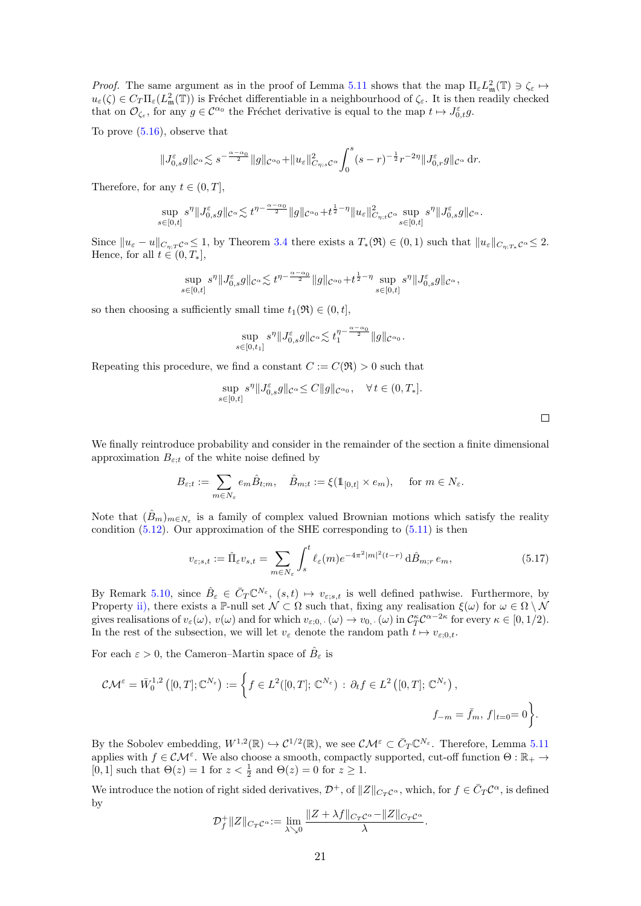*Proof.* The same argument as in the proof of Lemma 5.11 shows that the map $\Pi_\varepsilon L^2_{\mathfrak{m}}(\mathbb{T}) \ni \zeta_\varepsilon \mapsto u_\varepsilon(\zeta) \in C_T\Pi_\varepsilon(L^2_{\mathfrak{m}}(\mathbb{T}))$ is Fréchet differentiable in a neighbourhood of $\zeta_\varepsilon$. It is then readily checked that on $\mathcal{O}_{\zeta_\varepsilon}$, for any $g \in \mathcal{C}^{\alpha_0}$ the Fréchet derivative is equal to the map $t \mapsto J^\varepsilon_{0,t} g$.

To prove (5.16), observe that

$$
\|J^\varepsilon_{0,s} g\|_{\mathcal{C}^\alpha} \lesssim s^{-\frac{\alpha-\alpha_0}{2}} \|g\|_{\mathcal{C}^{\alpha_0}} + \|u_\varepsilon\|^2_{C_{\eta;s}\mathcal{C}^\alpha} \int_0^s (s-r)^{-\frac{1}{2}} r^{-2\eta} \|J^\varepsilon_{0,r} g\|_{\mathcal{C}^\alpha} \,\mathrm{d}r.
$$

Therefore, for any $t \in (0,T]$,

$$
\sup_{s\in[0,t]} s^\eta \|J^\varepsilon_{0,s} g\|_{\mathcal{C}^\alpha} \lesssim t^{\eta-\frac{\alpha-\alpha_0}{2}} \|g\|_{\mathcal{C}^{\alpha_0}} + t^{\frac{1}{2}-\eta} \|u_\varepsilon\|^2_{C_{\eta;t}\mathcal{C}^\alpha} \sup_{s\in[0,t]} s^\eta \|J^\varepsilon_{0,s} g\|_{\mathcal{C}^\alpha}.
$$

Since $\|u_\varepsilon - u\|_{C_{\eta;T}\mathcal{C}^\alpha} \le 1$, by Theorem 3.4 there exists a $T_*(\mathfrak{R}) \in (0,1)$ such that $\|u_\varepsilon\|_{C_{\eta;T_*}\mathcal{C}^\alpha} \le 2$. Hence, for all $t \in (0,T_*]$,

$$
\sup_{s\in[0,t]} s^\eta \|J^\varepsilon_{0,s} g\|_{\mathcal{C}^\alpha} \lesssim t^{\eta-\frac{\alpha-\alpha_0}{2}} \|g\|_{\mathcal{C}^{\alpha_0}} + t^{\frac{1}{2}-\eta} \sup_{s\in[0,t]} s^\eta \|J^\varepsilon_{0,s} g\|_{\mathcal{C}^\alpha},
$$

so then choosing a sufficiently small time $t_1(\mathfrak{R}) \in (0,t]$,

$$
\sup_{s\in[0,t_1]} s^\eta \|J^\varepsilon_{0,s} g\|_{\mathcal{C}^\alpha} \lesssim t_1^{\eta-\frac{\alpha-\alpha_0}{2}} \|g\|_{\mathcal{C}^{\alpha_0}}.
$$

Repeating this procedure, we find a constant $C := C(\mathfrak{R}) > 0$ such that

$$
\sup_{s\in[0,t]} s^\eta \|J^\varepsilon_{0,s} g\|_{\mathcal{C}^\alpha} \le C \|g\|_{\mathcal{C}^{\alpha_0}}, \quad \forall\, t \in (0,T_*].
$$

□

We finally reintroduce probability and consider in the remainder of the section a finite dimensional approximation $B_{\varepsilon;t}$ of the white noise defined by

$$
B_{\varepsilon;t} := \sum_{m\in N_\varepsilon} e_m \hat{B}_{t;m}, \quad \hat{B}_{m;t} := \xi(\mathbb{1}_{[0,t]} \times e_m), \quad \text{for } m \in N_\varepsilon.
$$

Note that $(\hat{B}_m)_{m\in N_\varepsilon}$ is a family of complex valued Brownian motions which satisfy the reality condition (5.12). Our approximation of the SHE corresponding to (5.11) is then

$$
v_{\varepsilon;s,t} := \hat{\Pi}_\varepsilon v_{s,t} = \sum_{m\in N_\varepsilon} \int_s^t \ell_\varepsilon(m) e^{-4\pi^2|m|^2(t-r)} \,\mathrm{d}\hat{B}_{m;r}\, e_m, \tag{5.17}
$$

By Remark 5.10, since $\hat{B}_\varepsilon \in \bar{C}_T\mathbb{C}^{N_\varepsilon}$, $(s,t) \mapsto v_{\varepsilon;s,t}$ is well defined pathwise. Furthermore, by Property ii), there exists a $\mathbb{P}$-null set $\mathcal{N} \subset \Omega$ such that, fixing any realisation $\xi(\omega)$ for $\omega \in \Omega \setminus \mathcal{N}$ gives realisations of $v_\varepsilon(\omega)$, $v(\omega)$ and for which $v_{\varepsilon;0,\cdot}(\omega) \to v_{0,\cdot}(\omega)$ in $\mathcal{C}^\kappa_T\mathcal{C}^{\alpha-2\kappa}$ for every $\kappa \in [0,1/2)$. In the rest of the subsection, we will let $v_\varepsilon$ denote the random path $t \mapsto v_{\varepsilon;0,t}$.

For each $\varepsilon > 0$, the Cameron–Martin space of $\hat{B}_\varepsilon$ is

$$
\mathcal{CM}^\varepsilon = \bar{W}^{1,2}_0\left([0,T];\mathbb{C}^{N_\varepsilon}\right) := \bigg\{ f \in L^2([0,T];\mathbb{C}^{N_\varepsilon}) \,:\, \partial_t f \in L^2\left([0,T];\mathbb{C}^{N_\varepsilon}\right), \qquad f_{-m} = \bar{f}_m,\ f|_{t=0} = 0 \bigg\}.
$$

By the Sobolev embedding, $W^{1,2}(\mathbb{R}) \hookrightarrow \mathcal{C}^{1/2}(\mathbb{R})$, we see $\mathcal{CM}^\varepsilon \subset \bar{C}_T\mathbb{C}^{N_\varepsilon}$. Therefore, Lemma 5.11 applies with $f \in \mathcal{CM}^\varepsilon$. We also choose a smooth, compactly supported, cut-off function $\Theta : \mathbb{R}_+ \to [0,1]$ such that $\Theta(z) = 1$ for $z < \frac{1}{2}$ and $\Theta(z) = 0$ for $z \ge 1$.

We introduce the notion of right sided derivatives, $\mathcal{D}^+$, of $\|Z\|_{C_T\mathcal{C}^\alpha}$, which, for $f \in \bar{C}_T\mathcal{C}^\alpha$, is defined by

$$
\mathcal{D}^+_f \|Z\|_{C_T\mathcal{C}^\alpha} := \lim_{\lambda \searrow 0} \frac{\|Z + \lambda f\|_{C_T\mathcal{C}^\alpha} - \|Z\|_{C_T\mathcal{C}^\alpha}}{\lambda}.
$$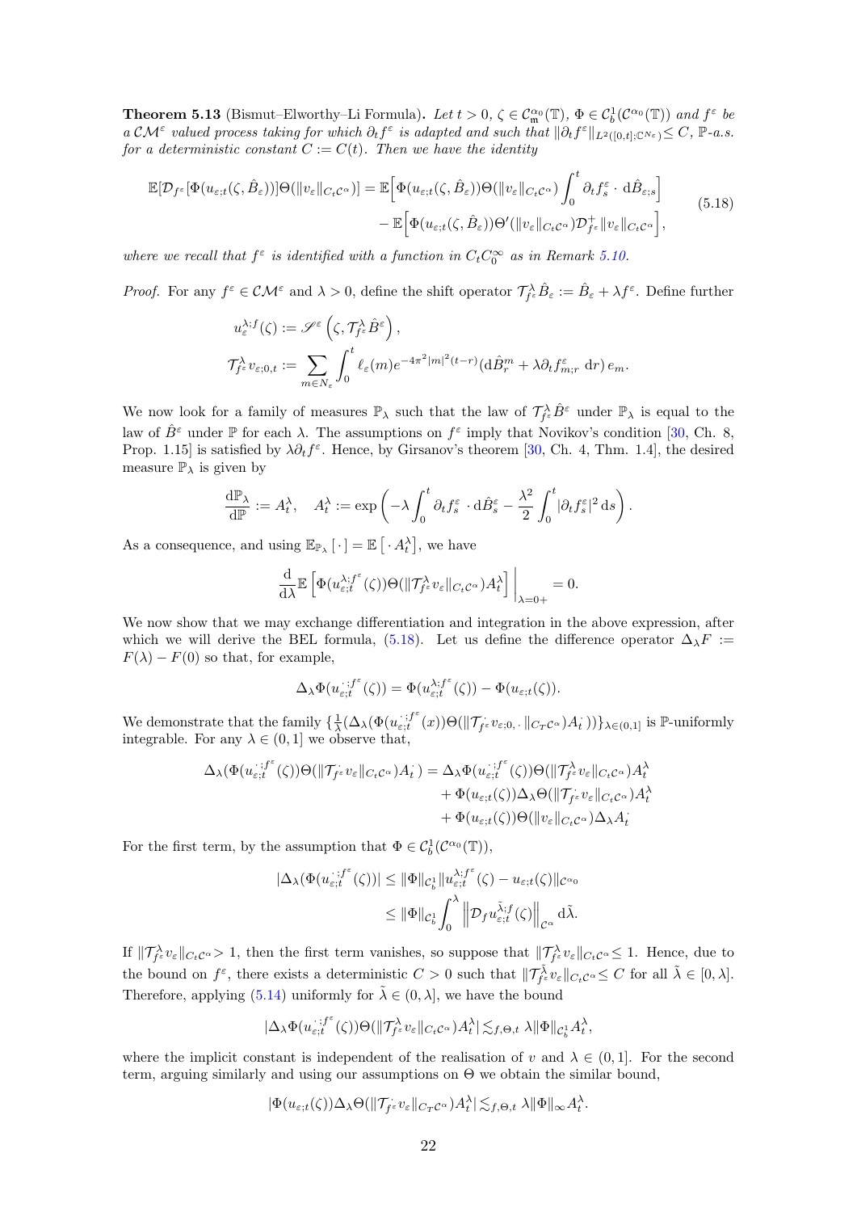**Theorem 5.13** (Bismut–Elworthy–Li Formula)**.** *Let $t > 0$, $\zeta \in \mathcal{C}^{\alpha_0}_{\mathfrak{m}}(\mathbb{T})$, $\Phi \in \mathcal{C}^1_b(\mathcal{C}^{\alpha_0}(\mathbb{T}))$ and $f^\varepsilon$ be a $\mathcal{CM}^\varepsilon$ valued process taking for which $\partial_t f^\varepsilon$ is adapted and such that $\|\partial_t f^\varepsilon\|_{L^2([0,t];\mathbb{C}^{N_\varepsilon})} \leq C$, $\mathbb{P}$-a.s. for a deterministic constant $C := C(t)$. Then we have the identity*

$$
\begin{aligned}
\mathbb{E}[\mathcal{D}_{f^\varepsilon}[\Phi(u_{\varepsilon;t}(\zeta,\hat{B}_\varepsilon))]\Theta(\|v_\varepsilon\|_{C_t\mathcal{C}^\alpha})] = \mathbb{E}\Big[\Phi(u_{\varepsilon;t}(\zeta,\hat{B}_\varepsilon))\Theta(\|v_\varepsilon\|_{C_t\mathcal{C}^\alpha})\int_0^t \partial_t f^\varepsilon_s \cdot \mathrm{d}\hat{B}_{\varepsilon;s}\Big] \\
- \mathbb{E}\Big[\Phi(u_{\varepsilon;t}(\zeta,\hat{B}_\varepsilon))\Theta'(\|v_\varepsilon\|_{C_t\mathcal{C}^\alpha})\mathcal{D}^+_{f^\varepsilon}\|v_\varepsilon\|_{C_t\mathcal{C}^\alpha}\Big],
\end{aligned}
\tag{5.18}
$$

*where we recall that $f^\varepsilon$ is identified with a function in $C_tC^\infty_0$ as in Remark 5.10.*

*Proof.* For any $f^\varepsilon \in \mathcal{CM}^\varepsilon$ and $\lambda > 0$, define the shift operator $\mathcal{T}^\lambda_{f^\varepsilon}\hat{B}_\varepsilon := \hat{B}_\varepsilon + \lambda f^\varepsilon$. Define further

$$
\begin{aligned}
u^{\lambda;f}_\varepsilon(\zeta) &:= \mathscr{S}^\varepsilon\left(\zeta, \mathcal{T}^\lambda_{f^\varepsilon}\hat{B}^\varepsilon\right), \\
\mathcal{T}^\lambda_{f^\varepsilon} v_{\varepsilon;0,t} &:= \sum_{m\in N_\varepsilon}\int_0^t \ell_\varepsilon(m)e^{-4\pi^2|m|^2(t-r)}(\mathrm{d}\hat{B}^m_r + \lambda\partial_t f^\varepsilon_{m;r}\,\mathrm{d}r)\,e_m.
\end{aligned}
$$

We now look for a family of measures $\mathbb{P}_\lambda$ such that the law of $\mathcal{T}^\lambda_{f^\varepsilon}\hat{B}^\varepsilon$ under $\mathbb{P}_\lambda$ is equal to the law of $\hat{B}^\varepsilon$ under $\mathbb{P}$ for each $\lambda$. The assumptions on $f^\varepsilon$ imply that Novikov's condition [30, Ch. 8, Prop. 1.15] is satisfied by $\lambda\partial_t f^\varepsilon$. Hence, by Girsanov's theorem [30, Ch. 4, Thm. 1.4], the desired measure $\mathbb{P}_\lambda$ is given by

$$
\frac{\mathrm{d}\mathbb{P}_\lambda}{\mathrm{d}\mathbb{P}} := A^\lambda_t, \quad A^\lambda_t := \exp\left(-\lambda\int_0^t \partial_t f^\varepsilon_s\cdot\mathrm{d}\hat{B}^\varepsilon_s - \frac{\lambda^2}{2}\int_0^t|\partial_t f^\varepsilon_s|^2\,\mathrm{d}s\right).
$$

As a consequence, and using $\mathbb{E}_{\mathbb{P}_\lambda}[\,\cdot\,] = \mathbb{E}\left[\,\cdot\,A^\lambda_t\right]$, we have

$$
\frac{\mathrm{d}}{\mathrm{d}\lambda}\mathbb{E}\left[\Phi(u^{\lambda;f^\varepsilon}_{\varepsilon;t}(\zeta))\Theta(\|\mathcal{T}^\lambda_{f^\varepsilon}v_\varepsilon\|_{C_t\mathcal{C}^\alpha})A^\lambda_t\right]\Big|_{\lambda=0+} = 0.
$$

We now show that we may exchange differentiation and integration in the above expression, after which we will derive the BEL formula, (5.18). Let us define the difference operator $\Delta_\lambda F := F(\lambda) - F(0)$ so that, for example,

$$
\Delta_\lambda\Phi(u^{\cdot;f^\varepsilon}_{\varepsilon;t}(\zeta)) = \Phi(u^{\lambda;f^\varepsilon}_{\varepsilon;t}(\zeta)) - \Phi(u_{\varepsilon;t}(\zeta)).
$$

We demonstrate that the family $\{\frac{1}{\lambda}(\Delta_\lambda(\Phi(u^{\cdot;f^\varepsilon}_{\varepsilon;t}(x))\Theta(\|\mathcal{T}^\cdot_{f^\varepsilon}v_{\varepsilon;0,\cdot}\|_{C_T\mathcal{C}^\alpha})A^\cdot_t))\}_{\lambda\in(0,1]}$ is $\mathbb{P}$-uniformly integrable. For any $\lambda \in (0,1]$ we observe that,

$$
\begin{aligned}
\Delta_\lambda(\Phi(u^{\cdot;f^\varepsilon}_{\varepsilon;t}(\zeta))\Theta(\|\mathcal{T}^\cdot_{f^\varepsilon}v_\varepsilon\|_{C_t\mathcal{C}^\alpha})A^\cdot_t) = \Delta_\lambda\Phi(u^{\cdot;f^\varepsilon}_{\varepsilon;t}(\zeta))\Theta(\|\mathcal{T}^\lambda_{f^\varepsilon}v_\varepsilon\|_{C_t\mathcal{C}^\alpha})A^\lambda_t \\
+ \Phi(u_{\varepsilon;t}(\zeta))\Delta_\lambda\Theta(\|\mathcal{T}^\cdot_{f^\varepsilon}v_\varepsilon\|_{C_t\mathcal{C}^\alpha})A^\lambda_t \\
+ \Phi(u_{\varepsilon;t}(\zeta))\Theta(\|v_\varepsilon\|_{C_t\mathcal{C}^\alpha})\Delta_\lambda A^\cdot_t
\end{aligned}
$$

For the first term, by the assumption that $\Phi \in \mathcal{C}^1_b(\mathcal{C}^{\alpha_0}(\mathbb{T}))$,

$$
\begin{aligned}
|\Delta_\lambda(\Phi(u^{\cdot;f^\varepsilon}_{\varepsilon;t}(\zeta))| &\leq \|\Phi\|_{\mathcal{C}^1_b}\|u^{\lambda;f^\varepsilon}_{\varepsilon;t}(\zeta) - u_{\varepsilon;t}(\zeta)\|_{\mathcal{C}^{\alpha_0}} \\
&\leq \|\Phi\|_{\mathcal{C}^1_b}\int_0^\lambda\left\|\mathcal{D}_f u^{\tilde{\lambda};f}_{\varepsilon;t}(\zeta)\right\|_{\mathcal{C}^\alpha}\mathrm{d}\tilde{\lambda}.
\end{aligned}
$$

If $\|\mathcal{T}^\lambda_{f^\varepsilon}v_\varepsilon\|_{C_t\mathcal{C}^\alpha} > 1$, then the first term vanishes, so suppose that $\|\mathcal{T}^\lambda_{f^\varepsilon}v_\varepsilon\|_{C_t\mathcal{C}^\alpha} \leq 1$. Hence, due to the bound on $f^\varepsilon$, there exists a deterministic $C > 0$ such that $\|\mathcal{T}^{\tilde{\lambda}}_{f^\varepsilon}v_\varepsilon\|_{C_t\mathcal{C}^\alpha} \leq C$ for all $\tilde{\lambda} \in [0,\lambda]$. Therefore, applying (5.14) uniformly for $\tilde{\lambda} \in (0,\lambda]$, we have the bound

$$
|\Delta_\lambda\Phi(u^{\cdot;f^\varepsilon}_{\varepsilon;t}(\zeta))\Theta(\|\mathcal{T}^\lambda_{f^\varepsilon}v_\varepsilon\|_{C_t\mathcal{C}^\alpha})A^\lambda_t| \lesssim_{f,\Theta,t} \lambda\|\Phi\|_{\mathcal{C}^1_b}A^\lambda_t,
$$

where the implicit constant is independent of the realisation of $v$ and $\lambda \in (0,1]$. For the second term, arguing similarly and using our assumptions on $\Theta$ we obtain the similar bound,

$$
|\Phi(u_{\varepsilon;t}(\zeta))\Delta_\lambda\Theta(\|\mathcal{T}^\cdot_{f^\varepsilon}v_\varepsilon\|_{C_T\mathcal{C}^\alpha})A^\lambda_t| \lesssim_{f,\Theta,t} \lambda\|\Phi\|_\infty A^\lambda_t.
$$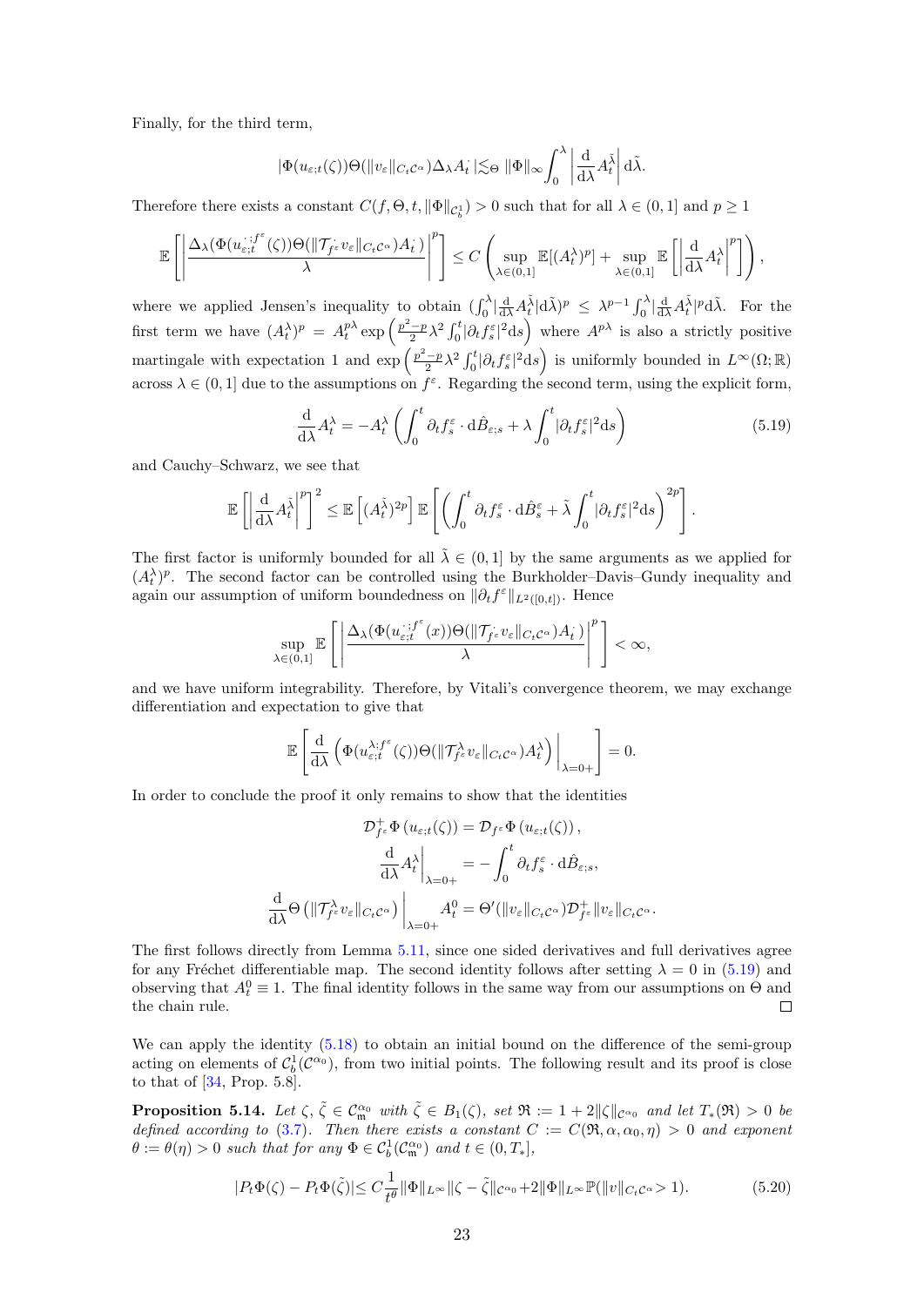Finally, for the third term,

$$|\Phi(u_{\varepsilon;t}(\zeta))\Theta(\|v_\varepsilon\|_{C_t\mathcal{C}^\alpha})\Delta_\lambda A_t^\cdot| \lesssim_\Theta \|\Phi\|_\infty \int_0^\lambda \left|\frac{\mathrm{d}}{\mathrm{d}\lambda} A_t^{\tilde{\lambda}}\right| \mathrm{d}\tilde{\lambda}.$$

Therefore there exists a constant $C(f, \Theta, t, \|\Phi\|_{\mathcal{C}_b^1}) > 0$ such that for all $\lambda \in (0,1]$ and $p \geq 1$

$$\mathbb{E}\left[\left|\frac{\Delta_\lambda(\Phi(u_{\varepsilon;t}^{\cdot;f^\varepsilon}(\zeta))\Theta(\|\mathcal{T}_{f^\varepsilon}^\cdot v_\varepsilon\|_{C_t\mathcal{C}^\alpha})A_t^\cdot)}{\lambda}\right|^p\right] \leq C\left(\sup_{\lambda\in(0,1]}\mathbb{E}[(A_t^\lambda)^p] + \sup_{\lambda\in(0,1]}\mathbb{E}\left[\left|\frac{\mathrm{d}}{\mathrm{d}\lambda}A_t^\lambda\right|^p\right]\right),$$

where we applied Jensen's inequality to obtain $(\int_0^\lambda |\frac{\mathrm{d}}{\mathrm{d}\lambda}A_t^{\tilde{\lambda}}|\mathrm{d}\tilde{\lambda})^p \leq \lambda^{p-1}\int_0^\lambda |\frac{\mathrm{d}}{\mathrm{d}\lambda}A_t^{\tilde{\lambda}}|^p\mathrm{d}\tilde{\lambda}$. For the first term we have $(A_t^\lambda)^p = A_t^{p\lambda}\exp\left(\frac{p^2-p}{2}\lambda^2\int_0^t|\partial_t f_s^\varepsilon|^2\mathrm{d}s\right)$ where $A^{p\lambda}$ is also a strictly positive martingale with expectation 1 and $\exp\left(\frac{p^2-p}{2}\lambda^2\int_0^t|\partial_t f_s^\varepsilon|^2\mathrm{d}s\right)$ is uniformly bounded in $L^\infty(\Omega;\mathbb{R})$ across $\lambda \in (0,1]$ due to the assumptions on $f^\varepsilon$. Regarding the second term, using the explicit form,

$$\frac{\mathrm{d}}{\mathrm{d}\lambda}A_t^\lambda = -A_t^\lambda\left(\int_0^t \partial_t f_s^\varepsilon \cdot \mathrm{d}\hat{B}_{\varepsilon;s} + \lambda\int_0^t|\partial_t f_s^\varepsilon|^2\mathrm{d}s\right) \tag{5.19}$$

and Cauchy–Schwarz, we see that

$$\mathbb{E}\left[\left|\frac{\mathrm{d}}{\mathrm{d}\lambda}A_t^{\tilde{\lambda}}\right|^p\right]^2 \leq \mathbb{E}\left[(A_t^{\tilde{\lambda}})^{2p}\right]\mathbb{E}\left[\left(\int_0^t \partial_t f_s^\varepsilon \cdot \mathrm{d}\hat{B}_s^\varepsilon + \tilde{\lambda}\int_0^t|\partial_t f_s^\varepsilon|^2\mathrm{d}s\right)^{2p}\right].$$

The first factor is uniformly bounded for all $\tilde{\lambda} \in (0,1]$ by the same arguments as we applied for $(A_t^\lambda)^p$. The second factor can be controlled using the Burkholder–Davis–Gundy inequality and again our assumption of uniform boundedness on $\|\partial_t f^\varepsilon\|_{L^2([0,t])}$. Hence

$$\sup_{\lambda\in(0,1]}\mathbb{E}\left[\left|\frac{\Delta_\lambda(\Phi(u_{\varepsilon;t}^{\cdot;f^\varepsilon}(x))\Theta(\|\mathcal{T}_{f^\varepsilon}^\cdot v_\varepsilon\|_{C_t\mathcal{C}^\alpha})A_t^\cdot)}{\lambda}\right|^p\right] < \infty,$$

and we have uniform integrability. Therefore, by Vitali's convergence theorem, we may exchange differentiation and expectation to give that

$$\mathbb{E}\left[\frac{\mathrm{d}}{\mathrm{d}\lambda}\left(\Phi(u_{\varepsilon;t}^{\lambda;f^\varepsilon}(\zeta))\Theta(\|\mathcal{T}_{f^\varepsilon}^\lambda v_\varepsilon\|_{C_t\mathcal{C}^\alpha})A_t^\lambda\right)\bigg|_{\lambda=0+}\right] = 0.$$

In order to conclude the proof it only remains to show that the identities

$$\mathcal{D}_{f^\varepsilon}^+\Phi(u_{\varepsilon;t}(\zeta)) = \mathcal{D}_{f^\varepsilon}\Phi(u_{\varepsilon;t}(\zeta)),$$

$$\frac{\mathrm{d}}{\mathrm{d}\lambda}A_t^\lambda\bigg|_{\lambda=0+} = -\int_0^t \partial_t f_s^\varepsilon \cdot \mathrm{d}\hat{B}_{\varepsilon;s},$$

$$\frac{\mathrm{d}}{\mathrm{d}\lambda}\Theta\left(\|\mathcal{T}_{f^\varepsilon}^\lambda v_\varepsilon\|_{C_t\mathcal{C}^\alpha}\right)\bigg|_{\lambda=0+} A_t^0 = \Theta'(\|v_\varepsilon\|_{C_t\mathcal{C}^\alpha})\mathcal{D}_{f^\varepsilon}^+\|v_\varepsilon\|_{C_t\mathcal{C}^\alpha}.$$

The first follows directly from Lemma 5.11, since one sided derivatives and full derivatives agree for any Fréchet differentiable map. The second identity follows after setting $\lambda = 0$ in (5.19) and observing that $A_t^0 \equiv 1$. The final identity follows in the same way from our assumptions on $\Theta$ and the chain rule. $\square$

We can apply the identity (5.18) to obtain an initial bound on the difference of the semi-group acting on elements of $\mathcal{C}_b^1(\mathcal{C}^{\alpha_0})$, from two initial points. The following result and its proof is close to that of [34, Prop. 5.8].

**Proposition 5.14.** *Let $\zeta, \tilde{\zeta} \in \mathcal{C}_{\mathfrak{m}}^{\alpha_0}$ with $\tilde{\zeta} \in B_1(\zeta)$, set $\mathfrak{R} := 1 + 2\|\zeta\|_{\mathcal{C}^{\alpha_0}}$ and let $T_*(\mathfrak{R}) > 0$ be defined according to (3.7). Then there exists a constant $C := C(\mathfrak{R}, \alpha, \alpha_0, \eta) > 0$ and exponent $\theta := \theta(\eta) > 0$ such that for any $\Phi \in \mathcal{C}_b^1(\mathcal{C}_{\mathfrak{m}}^{\alpha_0})$ and $t \in (0, T_*]$,*

$$|P_t\Phi(\zeta) - P_t\Phi(\tilde{\zeta})| \leq C\frac{1}{t^\theta}\|\Phi\|_{L^\infty}\|\zeta - \tilde{\zeta}\|_{\mathcal{C}^{\alpha_0}} + 2\|\Phi\|_{L^\infty}\mathbb{P}(\|v\|_{C_t\mathcal{C}^\alpha} > 1). \tag{5.20}$$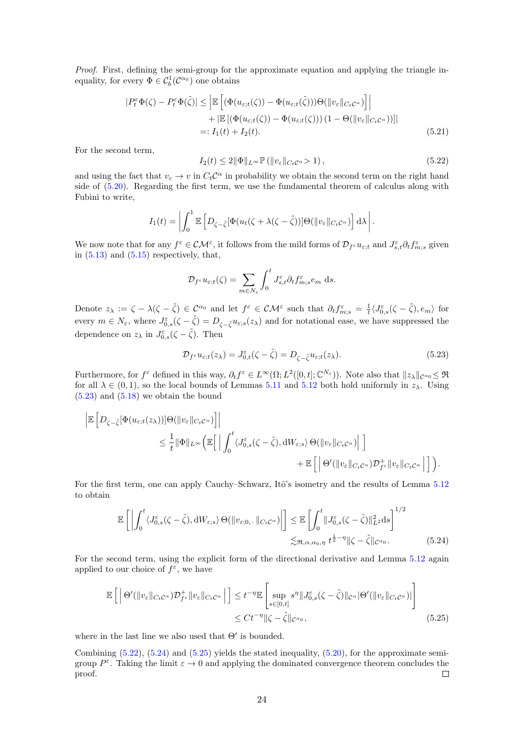*Proof.* First, defining the semi-group for the approximate equation and applying the triangle inequality, for every $\Phi \in \mathcal{C}_b^1(\mathcal{C}^{\alpha_0})$ one obtains

$$
\begin{aligned}
|P_t^\varepsilon \Phi(\zeta) - P_t^\varepsilon \Phi(\tilde{\zeta})| &\leq \left| \mathbb{E}\left[ (\Phi(u_{\varepsilon;t}(\zeta)) - \Phi(u_{\varepsilon;t}(\tilde{\zeta}))) \Theta(\|v_\varepsilon\|_{C_t\mathcal{C}^\alpha}) \right] \right| \\
&\quad + |\mathbb{E}\left[ (\Phi(u_{\varepsilon;t}(\zeta)) - \Phi(u_{\varepsilon;t}(\zeta)))\left(1 - \Theta(\|v_\varepsilon\|_{C_t\mathcal{C}^\alpha})\right)\right]| \\
&=: I_1(t) + I_2(t).
\end{aligned} \tag{5.21}
$$

For the second term,

$$
I_2(t) \leq 2\|\Phi\|_{L^\infty} \mathbb{P}\left( \|v_\varepsilon\|_{C_t\mathcal{C}^\alpha} > 1 \right), \tag{5.22}
$$

and using the fact that $v_\varepsilon \to v$ in $C_t\mathcal{C}^\alpha$ in probability we obtain the second term on the right hand side of (5.20). Regarding the first term, we use the fundamental theorem of calculus along with Fubini to write,

$$
I_1(t) = \left| \int_0^1 \mathbb{E}\left[ D_{\zeta - \tilde{\zeta}}[\Phi(u_t(\zeta + \lambda(\zeta - \tilde{\zeta}))]\Theta(\|v_\varepsilon\|_{C_t\mathcal{C}^\alpha}) \right] \mathrm{d}\lambda \right|.
$$

We now note that for any $f^\varepsilon \in \mathcal{CM}^\varepsilon$, it follows from the mild forms of $\mathcal{D}_{f^\varepsilon} u_{\varepsilon;t}$ and $J^\varepsilon_{s,t}\partial_t f^\varepsilon_{m;s}$ given in (5.13) and (5.15) respectively, that,

$$
\mathcal{D}_{f^\varepsilon} u_{\varepsilon;t}(\zeta) = \sum_{m \in N_\varepsilon} \int_0^t J^\varepsilon_{s,t} \partial_t f^\varepsilon_{m;s} e_m \, \mathrm{d}s.
$$

Denote $z_\lambda := \zeta - \lambda(\zeta - \tilde{\zeta}) \in \mathcal{C}^{\alpha_0}$ and let $f^\varepsilon \in \mathcal{CM}^\varepsilon$ such that $\partial_t f^\varepsilon_{m;s} = \frac{1}{t}\langle J^\varepsilon_{0,s}(\zeta - \tilde{\zeta}), e_m \rangle$ for every $m \in N_\varepsilon$, where $J^\varepsilon_{0,s}(\zeta - \tilde{\zeta}) = D_{\zeta - \tilde{\zeta}} u_{\varepsilon;s}(z_\lambda)$ and for notational ease, we have suppressed the dependence on $z_\lambda$ in $J^\varepsilon_{0,s}(\zeta - \tilde{\zeta})$. Then

$$
\mathcal{D}_{f^\varepsilon} u_{\varepsilon;t}(z_\lambda) = J^\varepsilon_{0,t}(\zeta - \tilde{\zeta}) = D_{\zeta - \tilde{\zeta}} u_{\varepsilon;t}(z_\lambda). \tag{5.23}
$$

Furthermore, for $f^\varepsilon$ defined in this way, $\partial_t f^\varepsilon \in L^\infty(\Omega; L^2([0,t]; \mathbb{C}^{N_\varepsilon}))$. Note also that $\|z_\lambda\|_{\mathcal{C}^{\alpha_0}} \leq \mathfrak{R}$ for all $\lambda \in (0,1)$, so the local bounds of Lemmas 5.11 and 5.12 both hold uniformly in $z_\lambda$. Using (5.23) and (5.18) we obtain the bound

$$
\begin{aligned}
&\left| \mathbb{E}\left[ D_{\zeta - \tilde{\zeta}}[\Phi(u_{\varepsilon;t}(z_\lambda))]\Theta(\|v_\varepsilon\|_{C_t\mathcal{C}^\alpha}) \right] \right| \\
&\qquad \leq \frac{1}{t}\|\Phi\|_{L^\infty} \Big( \mathbb{E}\Big[ \Big| \int_0^t \langle J^\varepsilon_{0,s}(\zeta - \tilde{\zeta}), \mathrm{d}W_{\varepsilon;s} \rangle \, \Theta(\|v_\varepsilon\|_{C_t\mathcal{C}^\alpha}) \Big| \Big] \\
&\qquad\qquad + \mathbb{E}\Big[ \Big| \Theta'(\|v_\varepsilon\|_{C_t\mathcal{C}^\alpha}) \mathcal{D}^+_{f^\varepsilon} \|v_\varepsilon\|_{C_t\mathcal{C}^\alpha} \Big| \Big] \Big).
\end{aligned}
$$

For the first term, one can apply Cauchy–Schwarz, Itô's isometry and the results of Lemma 5.12 to obtain

$$
\begin{aligned}
\mathbb{E}\left[ \left| \int_0^t \langle J^\varepsilon_{0,s}(\zeta - \tilde{\zeta}), \mathrm{d}W_{\varepsilon;s} \rangle \, \Theta(\|v_{\varepsilon;0,\cdot}\|_{C_t\mathcal{C}^\alpha}) \right| \right] &\leq \mathbb{E}\left[ \int_0^t \|J^\varepsilon_{0,s}(\zeta - \tilde{\zeta})\|^2_{L^2} \mathrm{d}s \right]^{1/2} \\
&\lesssim_{\mathfrak{R},\alpha,\alpha_0,\eta} t^{\frac{1}{2} - \eta} \|\zeta - \tilde{\zeta}\|_{\mathcal{C}^{\alpha_0}}.
\end{aligned} \tag{5.24}
$$

For the second term, using the explicit form of the directional derivative and Lemma 5.12 again applied to our choice of $f^\varepsilon$, we have

$$
\begin{aligned}
\mathbb{E}\left[ \left| \Theta'(\|v_\varepsilon\|_{C_t\mathcal{C}^\alpha}) \mathcal{D}^+_{f^\varepsilon} \|v_\varepsilon\|_{C_t\mathcal{C}^\alpha} \right| \right] &\leq t^{-\eta} \mathbb{E}\left[ \sup_{s \in [0,t]} s^\eta \|J^\varepsilon_{0,s}(\zeta - \tilde{\zeta})\|_{\mathcal{C}^\alpha} |\Theta'(\|v_\varepsilon\|_{C_t\mathcal{C}^\alpha})| \right] \\
&\leq C t^{-\eta} \|\zeta - \tilde{\zeta}\|_{\mathcal{C}^{\alpha_0}},
\end{aligned} \tag{5.25}
$$

where in the last line we also used that $\Theta'$ is bounded.

Combining (5.22), (5.24) and (5.25) yields the stated inequality, (5.20), for the approximate semi-group $P^\varepsilon$. Taking the limit $\varepsilon \to 0$ and applying the dominated convergence theorem concludes the proof. □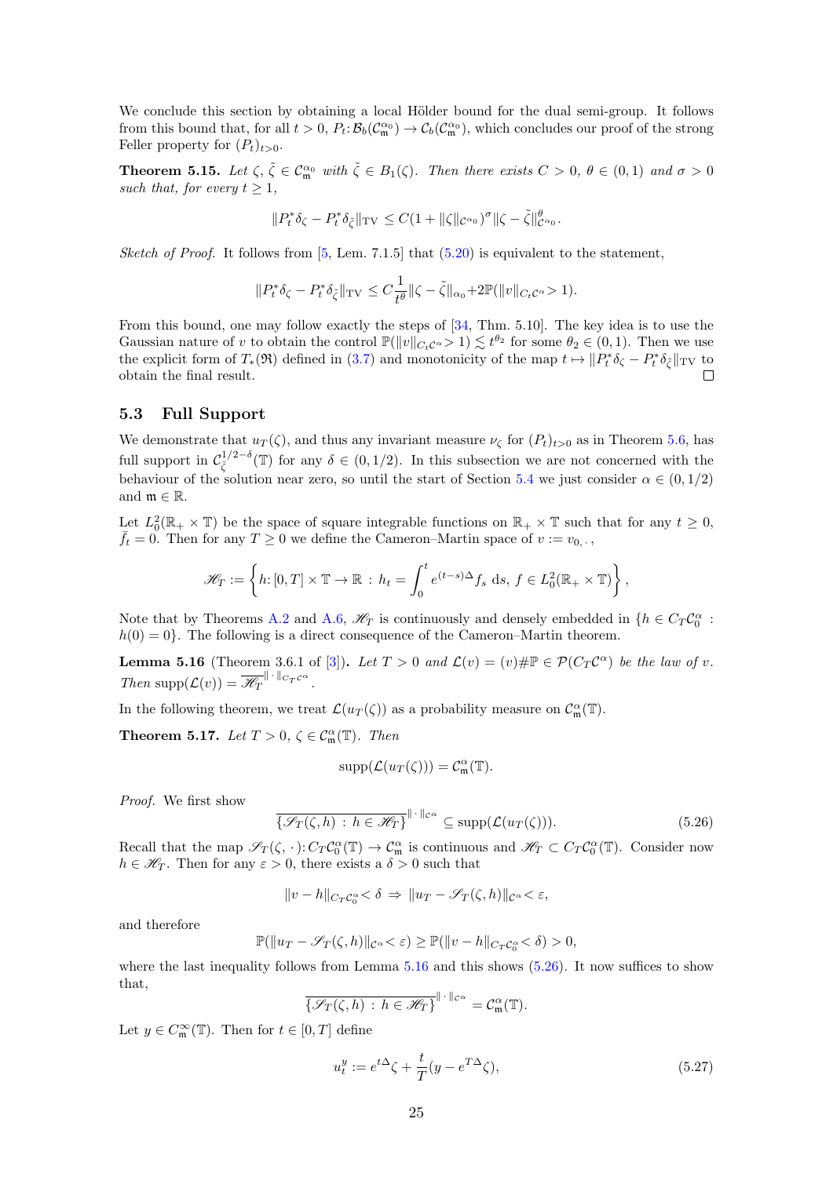We conclude this section by obtaining a local Hölder bound for the dual semi-group. It follows from this bound that, for all $t > 0$, $P_t\colon \mathcal{B}_b(\mathcal{C}^{\alpha_0}_{\mathfrak{m}}) \to \mathcal{C}_b(\mathcal{C}^{\alpha_0}_{\mathfrak{m}})$, which concludes our proof of the strong Feller property for $(P_t)_{t>0}$.

**Theorem 5.15.** *Let $\zeta, \tilde{\zeta} \in \mathcal{C}^{\alpha_0}_{\mathfrak{m}}$ with $\tilde{\zeta} \in B_1(\zeta)$. Then there exists $C > 0$, $\theta \in (0,1)$ and $\sigma > 0$ such that, for every $t \geq 1$,*

$$\|P_t^*\delta_\zeta - P_t^*\delta_{\tilde{\zeta}}\|_{\mathrm{TV}} \leq C(1 + \|\zeta\|_{\mathcal{C}^{\alpha_0}})^\sigma \|\zeta - \tilde{\zeta}\|^\theta_{\mathcal{C}^{\alpha_0}}.$$

*Sketch of Proof.* It follows from [5, Lem. 7.1.5] that (5.20) is equivalent to the statement,

$$\|P_t^*\delta_\zeta - P_t^*\delta_{\tilde{\zeta}}\|_{\mathrm{TV}} \leq C\frac{1}{t^\theta}\|\zeta - \tilde{\zeta}\|_{\alpha_0} + 2\mathbb{P}(\|v\|_{C_t\mathcal{C}^\alpha} > 1).$$

From this bound, one may follow exactly the steps of [34, Thm. 5.10]. The key idea is to use the Gaussian nature of $v$ to obtain the control $\mathbb{P}(\|v\|_{C_t\mathcal{C}^\alpha} > 1) \lesssim t^{\theta_2}$ for some $\theta_2 \in (0,1)$. Then we use the explicit form of $T_*(\mathfrak{R})$ defined in (3.7) and monotonicity of the map $t \mapsto \|P_t^*\delta_\zeta - P_t^*\delta_{\tilde{\zeta}}\|_{\mathrm{TV}}$ to obtain the final result. □

### 5.3 Full Support

We demonstrate that $u_T(\zeta)$, and thus any invariant measure $\nu_\zeta$ for $(P_t)_{t>0}$ as in Theorem 5.6, has full support in $\mathcal{C}^{1/2-\delta}_{\bar{\zeta}}(\mathbb{T})$ for any $\delta \in (0, 1/2)$. In this subsection we are not concerned with the behaviour of the solution near zero, so until the start of Section 5.4 we just consider $\alpha \in (0,1/2)$ and $\mathfrak{m} \in \mathbb{R}$.

Let $L^2_0(\mathbb{R}_+ \times \mathbb{T})$ be the space of square integrable functions on $\mathbb{R}_+ \times \mathbb{T}$ such that for any $t \geq 0$, $\bar{f}_t = 0$. Then for any $T \geq 0$ we define the Cameron–Martin space of $v := v_{0,\cdot}$,

$$\mathscr{H}_T := \left\{ h\colon [0,T] \times \mathbb{T} \to \mathbb{R} \,:\, h_t = \int_0^t e^{(t-s)\Delta} f_s \,\mathrm{d}s,\; f \in L^2_0(\mathbb{R}_+ \times \mathbb{T}) \right\},$$

Note that by Theorems A.2 and A.6, $\mathscr{H}_T$ is continuously and densely embedded in $\{h \in C_T\mathcal{C}^\alpha_0 : h(0) = 0\}$. The following is a direct consequence of the Cameron–Martin theorem.

**Lemma 5.16** (Theorem 3.6.1 of [3])**.** *Let $T > 0$ and $\mathcal{L}(v) = (v)\#\mathbb{P} \in \mathcal{P}(C_T\mathcal{C}^\alpha)$ be the law of $v$. Then $\operatorname{supp}(\mathcal{L}(v)) = \overline{\mathscr{H}_T}^{\|\cdot\|_{C_T\mathcal{C}^\alpha}}$.*

In the following theorem, we treat $\mathcal{L}(u_T(\zeta))$ as a probability measure on $\mathcal{C}^\alpha_{\mathfrak{m}}(\mathbb{T})$.

**Theorem 5.17.** *Let $T > 0$, $\zeta \in \mathcal{C}^\alpha_{\mathfrak{m}}(\mathbb{T})$. Then*

$$\operatorname{supp}(\mathcal{L}(u_T(\zeta))) = \mathcal{C}^\alpha_{\mathfrak{m}}(\mathbb{T}).$$

*Proof.* We first show

$$\overline{\{\mathscr{S}_T(\zeta, h) \,:\, h \in \mathscr{H}_T\}}^{\|\cdot\|_{\mathcal{C}^\alpha}} \subseteq \operatorname{supp}(\mathcal{L}(u_T(\zeta))). \tag{5.26}$$

Recall that the map $\mathscr{S}_T(\zeta, \cdot)\colon C_T\mathcal{C}^\alpha_0(\mathbb{T}) \to \mathcal{C}^\alpha_{\mathfrak{m}}$ is continuous and $\mathscr{H}_T \subset C_T\mathcal{C}^\alpha_0(\mathbb{T})$. Consider now $h \in \mathscr{H}_T$. Then for any $\varepsilon > 0$, there exists a $\delta > 0$ such that

$$\|v - h\|_{C_T\mathcal{C}^\alpha_0} < \delta \;\Rightarrow\; \|u_T - \mathscr{S}_T(\zeta, h)\|_{\mathcal{C}^\alpha} < \varepsilon,$$

and therefore

$$\mathbb{P}(\|u_T - \mathscr{S}_T(\zeta, h)\|_{\mathcal{C}^\alpha} < \varepsilon) \geq \mathbb{P}(\|v - h\|_{C_T\mathcal{C}^\alpha_0} < \delta) > 0,$$

where the last inequality follows from Lemma 5.16 and this shows (5.26). It now suffices to show that,

$$\overline{\{\mathscr{S}_T(\zeta, h) \,:\, h \in \mathscr{H}_T\}}^{\|\cdot\|_{\mathcal{C}^\alpha}} = \mathcal{C}^\alpha_{\mathfrak{m}}(\mathbb{T}).$$

Let $y \in C^\infty_{\mathfrak{m}}(\mathbb{T})$. Then for $t \in [0,T]$ define

$$u^y_t := e^{t\Delta}\zeta + \frac{t}{T}(y - e^{T\Delta}\zeta), \tag{5.27}$$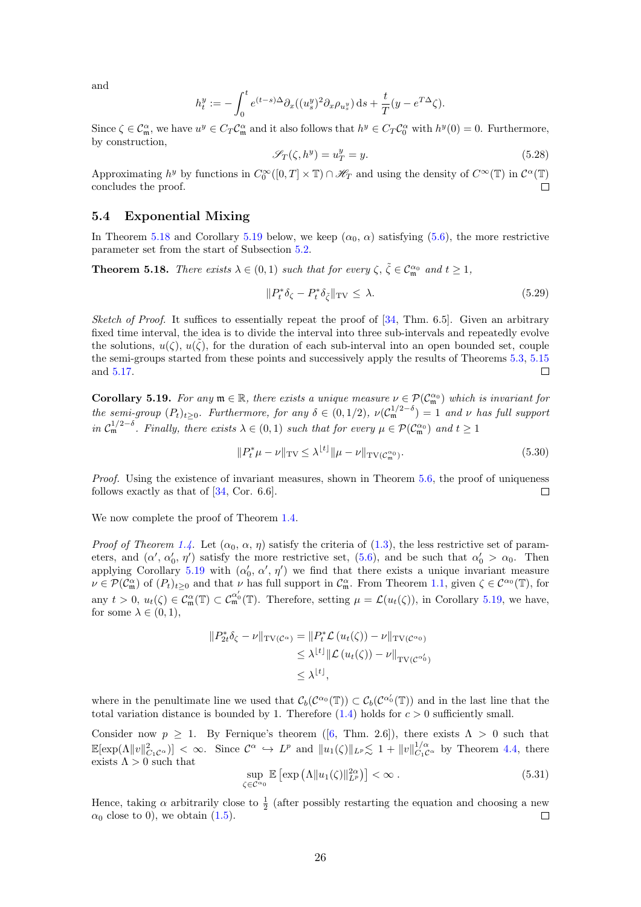and

$$h^y_t := -\int_0^t e^{(t-s)\Delta}\partial_x((u^y_s)^2\partial_x \rho_{u^y_s})\,\mathrm{d}s + \frac{t}{T}(y - e^{T\Delta}\zeta).$$

Since $\zeta \in \mathcal{C}^\alpha_{\mathfrak{m}}$, we have $u^y \in C_T\mathcal{C}^\alpha_{\mathfrak{m}}$ and it also follows that $h^y \in C_T\mathcal{C}^\alpha_0$ with $h^y(0) = 0$. Furthermore, by construction,

$$\mathscr{S}_T(\zeta, h^y) = u^y_T = y. \tag{5.28}$$

Approximating $h^y$ by functions in $C_0^\infty([0,T]\times\mathbb{T}) \cap \mathscr{H}_T$ and using the density of $C^\infty(\mathbb{T})$ in $\mathcal{C}^\alpha(\mathbb{T})$ concludes the proof. □

## 5.4 Exponential Mixing

In Theorem 5.18 and Corollary 5.19 below, we keep $(\alpha_0, \alpha)$ satisfying (5.6), the more restrictive parameter set from the start of Subsection 5.2.

**Theorem 5.18.** *There exists $\lambda \in (0,1)$ such that for every $\zeta, \tilde{\zeta} \in \mathcal{C}^{\alpha_0}_{\mathfrak{m}}$ and $t \geq 1$,*

$$\|P^*_t\delta_\zeta - P^*_t\delta_{\tilde{\zeta}}\|_{\mathrm{TV}} \leq \lambda. \tag{5.29}$$

*Sketch of Proof.* It suffices to essentially repeat the proof of [34, Thm. 6.5]. Given an arbitrary fixed time interval, the idea is to divide the interval into three sub-intervals and repeatedly evolve the solutions, $u(\zeta)$, $u(\tilde{\zeta})$, for the duration of each sub-interval into an open bounded set, couple the semi-groups started from these points and successively apply the results of Theorems 5.3, 5.15 and 5.17. □

**Corollary 5.19.** *For any $\mathfrak{m} \in \mathbb{R}$, there exists a unique measure $\nu \in \mathcal{P}(\mathcal{C}^{\alpha_0}_{\mathfrak{m}})$ which is invariant for the semi-group $(P_t)_{t\geq 0}$. Furthermore, for any $\delta \in (0,1/2)$, $\nu(\mathcal{C}^{1/2-\delta}_{\mathfrak{m}}) = 1$ and $\nu$ has full support in $\mathcal{C}^{1/2-\delta}_{\mathfrak{m}}$. Finally, there exists $\lambda \in (0,1)$ such that for every $\mu \in \mathcal{P}(\mathcal{C}^{\alpha_0}_{\mathfrak{m}})$ and $t \geq 1$*

$$\|P^*_t\mu - \nu\|_{\mathrm{TV}} \leq \lambda^{\lfloor t\rfloor}\|\mu - \nu\|_{\mathrm{TV}(\mathcal{C}^{\alpha_0}_{\mathfrak{m}})}. \tag{5.30}$$

*Proof.* Using the existence of invariant measures, shown in Theorem 5.6, the proof of uniqueness follows exactly as that of [34, Cor. 6.6]. □

We now complete the proof of Theorem 1.4.

*Proof of Theorem 1.4.* Let $(\alpha_0, \alpha, \eta)$ satisfy the criteria of (1.3), the less restrictive set of parameters, and $(\alpha', \alpha_0', \eta')$ satisfy the more restrictive set, (5.6), and be such that $\alpha_0' > \alpha_0$. Then applying Corollary 5.19 with $(\alpha_0', \alpha', \eta')$ we find that there exists a unique invariant measure $\nu \in \mathcal{P}(\mathcal{C}^\alpha_{\mathfrak{m}})$ of $(P_t)_{t\geq 0}$ and that $\nu$ has full support in $\mathcal{C}^\alpha_{\mathfrak{m}}$. From Theorem 1.1, given $\zeta \in \mathcal{C}^{\alpha_0}(\mathbb{T})$, for any $t > 0$, $u_t(\zeta) \in \mathcal{C}^\alpha_{\mathfrak{m}}(\mathbb{T}) \subset \mathcal{C}^{\alpha_0'}_{\mathfrak{m}}(\mathbb{T})$. Therefore, setting $\mu = \mathcal{L}(u_t(\zeta))$, in Corollary 5.19, we have, for some $\lambda \in (0,1)$,

$$\begin{aligned}
\|P^*_{2t}\delta_\zeta - \nu\|_{\mathrm{TV}(\mathcal{C}^\alpha)} &= \|P^*_t\mathcal{L}\left(u_t(\zeta)\right) - \nu\|_{\mathrm{TV}(\mathcal{C}^{\alpha_0})} \\
&\leq \lambda^{\lfloor t\rfloor}\|\mathcal{L}\left(u_t(\zeta)\right) - \nu\|_{\mathrm{TV}(\mathcal{C}^{\alpha_0'})} \\
&\leq \lambda^{\lfloor t\rfloor},
\end{aligned}$$

where in the penultimate line we used that $\mathcal{C}_b(\mathcal{C}^{\alpha_0}(\mathbb{T})) \subset \mathcal{C}_b(\mathcal{C}^{\alpha_0'}(\mathbb{T}))$ and in the last line that the total variation distance is bounded by 1. Therefore (1.4) holds for $c > 0$ sufficiently small.

Consider now $p \geq 1$. By Fernique's theorem ([6, Thm. 2.6]), there exists $\Lambda > 0$ such that $\mathbb{E}[\exp(\Lambda\|v\|^2_{C_1\mathcal{C}^\alpha})] < \infty$. Since $\mathcal{C}^\alpha \hookrightarrow L^p$ and $\|u_1(\zeta)\|_{L^p} \lesssim 1 + \|v\|^{1/\alpha}_{C_1\mathcal{C}^\alpha}$ by Theorem 4.4, there exists $\Lambda > 0$ such that

$$\sup_{\zeta\in\mathcal{C}^{\alpha_0}} \mathbb{E}\left[\exp\left(\Lambda\|u_1(\zeta)\|^{2\alpha}_{L^p}\right)\right] < \infty\,. \tag{5.31}$$

Hence, taking $\alpha$ arbitrarily close to $\frac{1}{2}$ (after possibly restarting the equation and choosing a new $\alpha_0$ close to 0), we obtain (1.5). □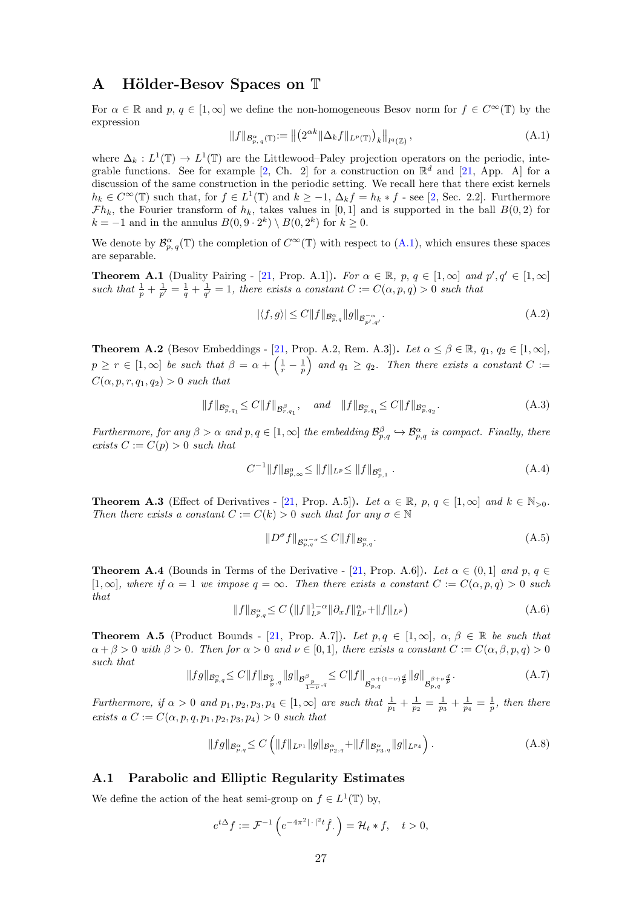# A Hölder-Besov Spaces on $\mathbb{T}$

For $\alpha \in \mathbb{R}$ and $p, q \in [1,\infty]$ we define the non-homogeneous Besov norm for $f \in C^\infty(\mathbb{T})$ by the expression

$$\|f\|_{\mathcal{B}^\alpha_{p,q}(\mathbb{T})} := \left\| \left(2^{\alpha k}\|\Delta_k f\|_{L^p(\mathbb{T})}\right)_k \right\|_{l^q(\mathbb{Z})}, \tag{A.1}$$

where $\Delta_k : L^1(\mathbb{T}) \to L^1(\mathbb{T})$ are the Littlewood–Paley projection operators on the periodic, integrable functions. See for example [2, Ch. 2] for a construction on $\mathbb{R}^d$ and [21, App. A] for a discussion of the same construction in the periodic setting. We recall here that there exist kernels $h_k \in C^\infty(\mathbb{T})$ such that, for $f \in L^1(\mathbb{T})$ and $k \geq -1$, $\Delta_k f = h_k * f$ - see [2, Sec. 2.2]. Furthermore $\mathcal{F}h_k$, the Fourier transform of $h_k$, takes values in $[0,1]$ and is supported in the ball $B(0,2)$ for $k=-1$ and in the annulus $B(0, 9\cdot 2^k)\setminus B(0,2^k)$ for $k \geq 0$.

We denote by $\mathcal{B}^\alpha_{p,q}(\mathbb{T})$ the completion of $C^\infty(\mathbb{T})$ with respect to (A.1), which ensures these spaces are separable.

**Theorem A.1** (Duality Pairing - [21, Prop. A.1])**.** *For $\alpha \in \mathbb{R}$, $p, q \in [1,\infty]$ and $p', q' \in [1,\infty]$ such that $\frac{1}{p}+\frac{1}{p'} = \frac{1}{q}+\frac{1}{q'} = 1$, there exists a constant $C := C(\alpha,p,q) > 0$ such that*

$$|\langle f, g\rangle| \leq C\|f\|_{\mathcal{B}^\alpha_{p,q}}\|g\|_{\mathcal{B}^{-\alpha}_{p',q'}}. \tag{A.2}$$

**Theorem A.2** (Besov Embeddings - [21, Prop. A.2, Rem. A.3])**.** *Let $\alpha \leq \beta \in \mathbb{R}$, $q_1, q_2 \in [1,\infty]$, $p \geq r \in [1,\infty]$ be such that $\beta = \alpha + \left(\frac{1}{r}-\frac{1}{p}\right)$ and $q_1 \geq q_2$. Then there exists a constant $C := C(\alpha,p,r,q_1,q_2) > 0$ such that*

$$\|f\|_{\mathcal{B}^\alpha_{p,q_1}} \leq C\|f\|_{\mathcal{B}^\beta_{r,q_1}}, \quad \text{and} \quad \|f\|_{\mathcal{B}^\alpha_{p,q_1}} \leq C\|f\|_{\mathcal{B}^\alpha_{p,q_2}}. \tag{A.3}$$

*Furthermore, for any $\beta > \alpha$ and $p, q \in [1,\infty]$ the embedding $\mathcal{B}^\beta_{p,q} \hookrightarrow \mathcal{B}^\alpha_{p,q}$ is compact. Finally, there exists $C := C(p) > 0$ such that*

$$C^{-1}\|f\|_{\mathcal{B}^0_{p,\infty}} \leq \|f\|_{L^p} \leq \|f\|_{\mathcal{B}^0_{p,1}}. \tag{A.4}$$

**Theorem A.3** (Effect of Derivatives - [21, Prop. A.5])**.** *Let $\alpha \in \mathbb{R}$, $p, q \in [1,\infty]$ and $k \in \mathbb{N}_{>0}$. Then there exists a constant $C := C(k) > 0$ such that for any $\sigma \in \mathbb{N}$*

$$\|D^\sigma f\|_{\mathcal{B}^{\alpha-\sigma}_{p,q}} \leq C\|f\|_{\mathcal{B}^\alpha_{p,q}}. \tag{A.5}$$

**Theorem A.4** (Bounds in Terms of the Derivative - [21, Prop. A.6])**.** *Let $\alpha \in (0,1]$ and $p, q \in [1,\infty]$, where if $\alpha = 1$ we impose $q = \infty$. Then there exists a constant $C := C(\alpha,p,q) > 0$ such that*

$$\|f\|_{\mathcal{B}^\alpha_{p,q}} \leq C\left(\|f\|^{1-\alpha}_{L^p}\|\partial_x f\|^\alpha_{L^p} + \|f\|_{L^p}\right) \tag{A.6}$$

**Theorem A.5** (Product Bounds - [21, Prop. A.7])**.** *Let $p, q \in [1,\infty]$, $\alpha, \beta \in \mathbb{R}$ be such that $\alpha+\beta > 0$ with $\beta > 0$. Then for $\alpha > 0$ and $\nu \in [0,1]$, there exists a constant $C := C(\alpha,\beta,p,q) > 0$ such that*

$$\|fg\|_{\mathcal{B}^\alpha_{p,q}} \leq C\|f\|_{\mathcal{B}^\alpha_{\frac{p}{\nu},q}}\|g\|_{\mathcal{B}^\beta_{\frac{p}{1-\nu},q}} \leq C\|f\|_{\mathcal{B}^{\alpha+(1-\nu)\frac{d}{p}}_{p,q}}\|g\|_{\mathcal{B}^{\beta+\nu\frac{d}{p}}_{p,q}}. \tag{A.7}$$

*Furthermore, if $\alpha > 0$ and $p_1, p_2, p_3, p_4 \in [1,\infty]$ are such that $\frac{1}{p_1}+\frac{1}{p_2} = \frac{1}{p_3}+\frac{1}{p_4} = \frac{1}{p}$, then there exists a $C := C(\alpha,p,q,p_1,p_2,p_3,p_4) > 0$ such that*

$$\|fg\|_{\mathcal{B}^\alpha_{p,q}} \leq C\left(\|f\|_{L^{p_1}}\|g\|_{\mathcal{B}^\alpha_{p_2,q}} + \|f\|_{\mathcal{B}^\alpha_{p_3,q}}\|g\|_{L^{p_4}}\right). \tag{A.8}$$

## A.1 Parabolic and Elliptic Regularity Estimates

We define the action of the heat semi-group on $f \in L^1(\mathbb{T})$ by,

$$e^{t\Delta}f := \mathcal{F}^{-1}\left(e^{-4\pi^2|\cdot|^2 t}\hat{f}_\cdot\right) = \mathcal{H}_t * f, \quad t > 0,$$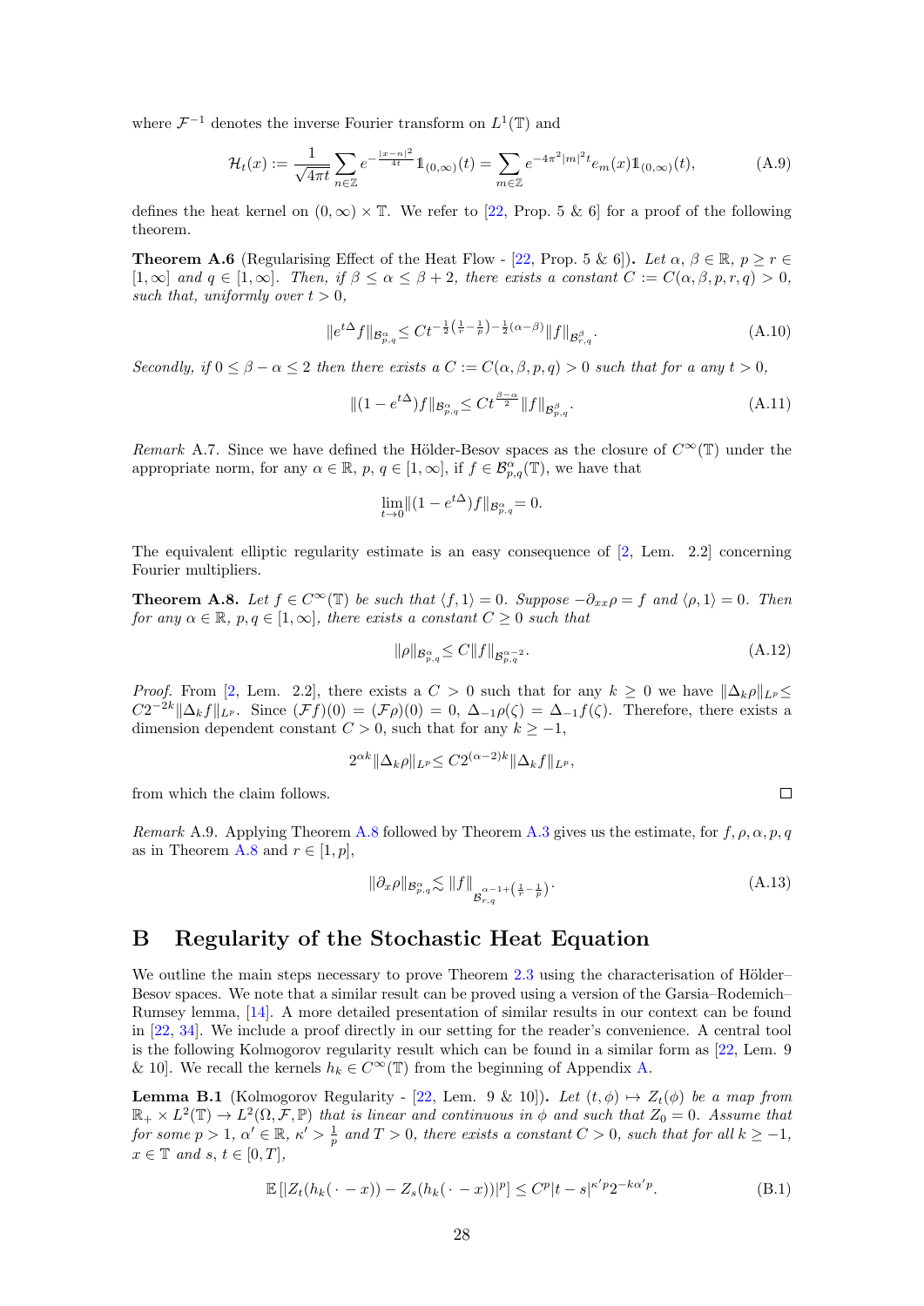where $\mathcal{F}^{-1}$ denotes the inverse Fourier transform on $L^1(\mathbb{T})$ and

$$\mathcal{H}_t(x) := \frac{1}{\sqrt{4\pi t}} \sum_{n\in\mathbb{Z}} e^{-\frac{|x-n|^2}{4t}} \mathbb{1}_{(0,\infty)}(t) = \sum_{m\in\mathbb{Z}} e^{-4\pi^2|m|^2 t} e_m(x) \mathbb{1}_{(0,\infty)}(t), \tag{A.9}$$

defines the heat kernel on $(0,\infty)\times\mathbb{T}$. We refer to [22, Prop. 5 & 6] for a proof of the following theorem.

**Theorem A.6** (Regularising Effect of the Heat Flow - [22, Prop. 5 & 6])**.** *Let $\alpha$, $\beta \in \mathbb{R}$, $p \geq r \in [1,\infty]$ and $q \in [1,\infty]$. Then, if $\beta \leq \alpha \leq \beta+2$, there exists a constant $C := C(\alpha,\beta,p,r,q) > 0$, such that, uniformly over $t>0$,*

$$\|e^{t\Delta} f\|_{\mathcal{B}^\alpha_{p,q}} \leq C t^{-\frac{1}{2}\left(\frac{1}{r}-\frac{1}{p}\right)-\frac{1}{2}(\alpha-\beta)} \|f\|_{\mathcal{B}^\beta_{r,q}}. \tag{A.10}$$

*Secondly, if $0 \leq \beta-\alpha \leq 2$ then there exists a $C := C(\alpha,\beta,p,q) > 0$ such that for a any $t>0$,*

$$\|(1-e^{t\Delta})f\|_{\mathcal{B}^\alpha_{p,q}} \leq C t^{\frac{\beta-\alpha}{2}} \|f\|_{\mathcal{B}^\beta_{p,q}}. \tag{A.11}$$

*Remark* A.7. Since we have defined the Hölder-Besov spaces as the closure of $C^\infty(\mathbb{T})$ under the appropriate norm, for any $\alpha\in\mathbb{R}$, $p$, $q\in[1,\infty]$, if $f\in\mathcal{B}^\alpha_{p,q}(\mathbb{T})$, we have that

$$\lim_{t\to 0} \|(1-e^{t\Delta})f\|_{\mathcal{B}^\alpha_{p,q}} = 0.$$

The equivalent elliptic regularity estimate is an easy consequence of [2, Lem. 2.2] concerning Fourier multipliers.

**Theorem A.8.** *Let $f\in C^\infty(\mathbb{T})$ be such that $\langle f,1\rangle = 0$. Suppose $-\partial_{xx}\rho = f$ and $\langle \rho,1\rangle = 0$. Then for any $\alpha\in\mathbb{R}$, $p,q\in[1,\infty]$, there exists a constant $C\geq 0$ such that*

$$\|\rho\|_{\mathcal{B}^\alpha_{p,q}} \leq C\|f\|_{\mathcal{B}^{\alpha-2}_{p,q}}. \tag{A.12}$$

*Proof.* From [2, Lem. 2.2], there exists a $C>0$ such that for any $k\geq 0$ we have $\|\Delta_k\rho\|_{L^p} \leq C2^{-2k}\|\Delta_k f\|_{L^p}$. Since $(\mathcal{F}f)(0) = (\mathcal{F}\rho)(0) = 0$, $\Delta_{-1}\rho(\zeta) = \Delta_{-1}f(\zeta)$. Therefore, there exists a dimension dependent constant $C>0$, such that for any $k\geq -1$,

$$2^{\alpha k}\|\Delta_k\rho\|_{L^p} \leq C2^{(\alpha-2)k}\|\Delta_k f\|_{L^p},$$

from which the claim follows. □

*Remark* A.9. Applying Theorem A.8 followed by Theorem A.3 gives us the estimate, for $f,\rho,\alpha,p,q$ as in Theorem A.8 and $r\in[1,p]$,

$$\|\partial_x\rho\|_{\mathcal{B}^\alpha_{p,q}} \lesssim \|f\|_{\mathcal{B}^{\alpha-1+\left(\frac{1}{r}-\frac{1}{p}\right)}_{r,q}}. \tag{A.13}$$

# B Regularity of the Stochastic Heat Equation

We outline the main steps necessary to prove Theorem 2.3 using the characterisation of Hölder–Besov spaces. We note that a similar result can be proved using a version of the Garsia–Rodemich–Rumsey lemma, [14]. A more detailed presentation of similar results in our context can be found in [22, 34]. We include a proof directly in our setting for the reader's convenience. A central tool is the following Kolmogorov regularity result which can be found in a similar form as [22, Lem. 9 & 10]. We recall the kernels $h_k\in C^\infty(\mathbb{T})$ from the beginning of Appendix A.

**Lemma B.1** (Kolmogorov Regularity - [22, Lem. 9 & 10])**.** *Let $(t,\phi)\mapsto Z_t(\phi)$ be a map from $\mathbb{R}_+\times L^2(\mathbb{T})\to L^2(\Omega,\mathcal{F},\mathbb{P})$ that is linear and continuous in $\phi$ and such that $Z_0 = 0$. Assume that for some $p>1$, $\alpha'\in\mathbb{R}$, $\kappa'>\frac{1}{p}$ and $T>0$, there exists a constant $C>0$, such that for all $k\geq -1$, $x\in\mathbb{T}$ and $s$, $t\in[0,T]$,*

$$\mathbb{E}\left[|Z_t(h_k(\,\cdot\,-x)) - Z_s(h_k(\,\cdot\,-x))|^p\right] \leq C^p|t-s|^{\kappa' p}2^{-k\alpha' p}. \tag{B.1}$$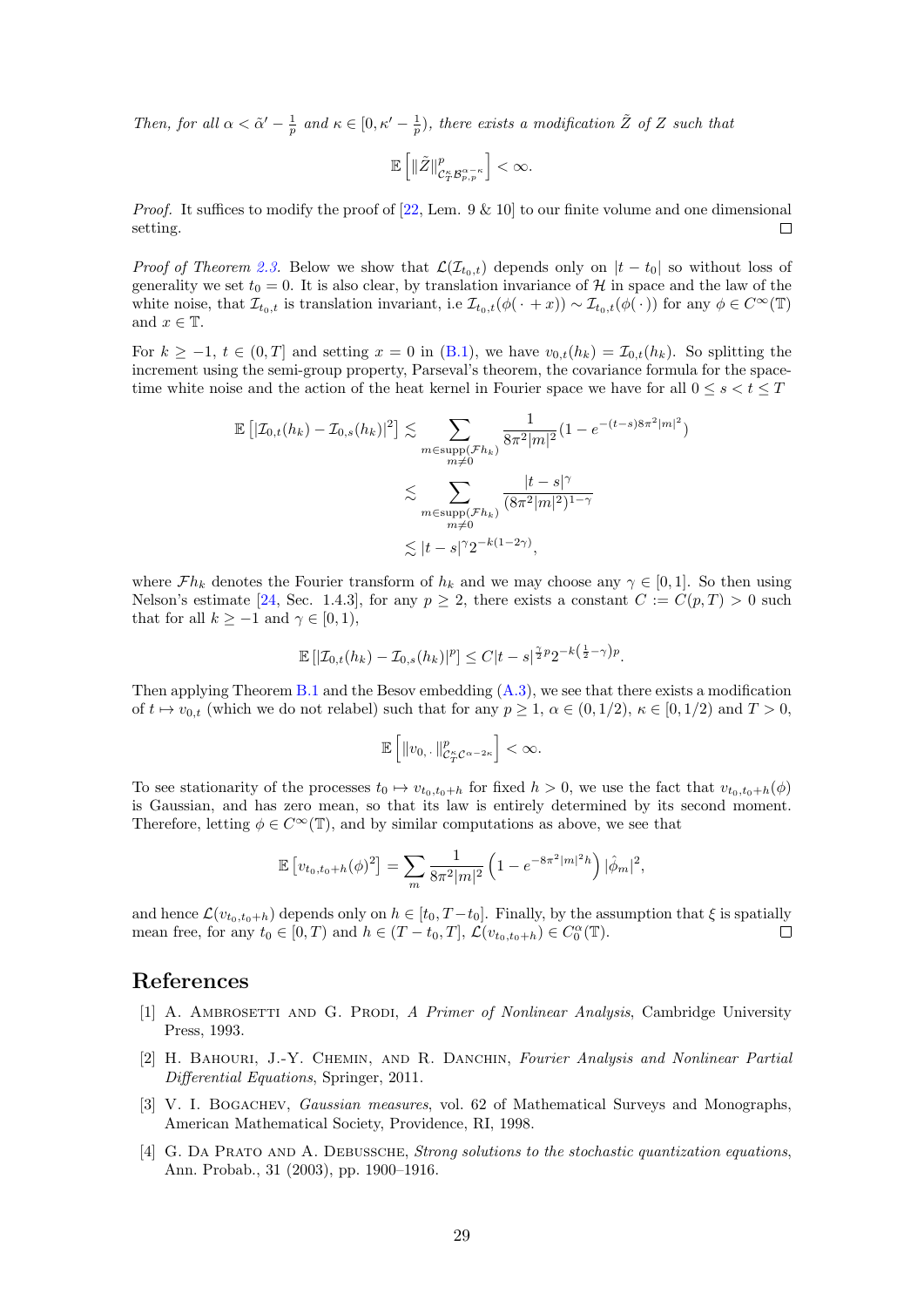*Then, for all $\alpha < \tilde{\alpha}' - \frac{1}{p}$ and $\kappa \in [0, \kappa' - \frac{1}{p})$, there exists a modification $\tilde{Z}$ of $Z$ such that*

$$\mathbb{E}\left[\|\tilde{Z}\|^p_{\mathcal{C}^\kappa_T \mathcal{B}^{\alpha-\kappa}_{p,p}}\right] < \infty.$$

*Proof.* It suffices to modify the proof of [22, Lem. 9 & 10] to our finite volume and one dimensional setting. □

*Proof of Theorem 2.3.* Below we show that $\mathcal{L}(\mathcal{I}_{t_0,t})$ depends only on $|t - t_0|$ so without loss of generality we set $t_0 = 0$. It is also clear, by translation invariance of $\mathcal{H}$ in space and the law of the white noise, that $\mathcal{I}_{t_0,t}$ is translation invariant, i.e $\mathcal{I}_{t_0,t}(\phi(\,\cdot\, + x)) \sim \mathcal{I}_{t_0,t}(\phi(\,\cdot\,))$ for any $\phi \in C^\infty(\mathbb{T})$ and $x \in \mathbb{T}$.

For $k \geq -1$, $t \in (0, T]$ and setting $x = 0$ in (B.1), we have $v_{0,t}(h_k) = \mathcal{I}_{0,t}(h_k)$. So splitting the increment using the semi-group property, Parseval's theorem, the covariance formula for the space-time white noise and the action of the heat kernel in Fourier space we have for all $0 \leq s < t \leq T$

$$\begin{aligned}
\mathbb{E}\left[|\mathcal{I}_{0,t}(h_k) - \mathcal{I}_{0,s}(h_k)|^2\right] &\lesssim \sum_{\substack{m \in \mathrm{supp}(\mathcal{F}h_k)\\ m \neq 0}} \frac{1}{8\pi^2|m|^2}(1 - e^{-(t-s)8\pi^2|m|^2}) \\
&\lesssim \sum_{\substack{m \in \mathrm{supp}(\mathcal{F}h_k)\\ m \neq 0}} \frac{|t-s|^\gamma}{(8\pi^2|m|^2)^{1-\gamma}} \\
&\lesssim |t-s|^\gamma 2^{-k(1-2\gamma)},
\end{aligned}$$

where $\mathcal{F}h_k$ denotes the Fourier transform of $h_k$ and we may choose any $\gamma \in [0, 1]$. So then using Nelson's estimate [24, Sec. 1.4.3], for any $p \geq 2$, there exists a constant $C := C(p, T) > 0$ such that for all $k \geq -1$ and $\gamma \in [0, 1)$,

$$\mathbb{E}\left[|\mathcal{I}_{0,t}(h_k) - \mathcal{I}_{0,s}(h_k)|^p\right] \leq C|t-s|^{\frac{\gamma}{2}p} 2^{-k\left(\frac{1}{2}-\gamma\right)p}.$$

Then applying Theorem B.1 and the Besov embedding (A.3), we see that there exists a modification of $t \mapsto v_{0,t}$ (which we do not relabel) such that for any $p \geq 1$, $\alpha \in (0, 1/2)$, $\kappa \in [0, 1/2)$ and $T > 0$,

$$\mathbb{E}\left[\|v_{0,\,\cdot}\|^p_{\mathcal{C}^\kappa_T \mathcal{C}^{\alpha-2\kappa}}\right] < \infty.$$

To see stationarity of the processes $t_0 \mapsto v_{t_0,t_0+h}$ for fixed $h > 0$, we use the fact that $v_{t_0,t_0+h}(\phi)$ is Gaussian, and has zero mean, so that its law is entirely determined by its second moment. Therefore, letting $\phi \in C^\infty(\mathbb{T})$, and by similar computations as above, we see that

$$\mathbb{E}\left[v_{t_0,t_0+h}(\phi)^2\right] = \sum_m \frac{1}{8\pi^2|m|^2}\left(1 - e^{-8\pi^2|m|^2 h}\right)|\hat{\phi}_m|^2,$$

and hence $\mathcal{L}(v_{t_0,t_0+h})$ depends only on $h \in [t_0, T - t_0]$. Finally, by the assumption that $\xi$ is spatially mean free, for any $t_0 \in [0, T)$ and $h \in (T - t_0, T]$, $\mathcal{L}(v_{t_0,t_0+h}) \in C^\alpha_0(\mathbb{T})$. □

# References

[1] A. Ambrosetti and G. Prodi, *A Primer of Nonlinear Analysis*, Cambridge University Press, 1993.

[2] H. Bahouri, J.-Y. Chemin, and R. Danchin, *Fourier Analysis and Nonlinear Partial Differential Equations*, Springer, 2011.

[3] V. I. Bogachev, *Gaussian measures*, vol. 62 of Mathematical Surveys and Monographs, American Mathematical Society, Providence, RI, 1998.

[4] G. Da Prato and A. Debussche, *Strong solutions to the stochastic quantization equations*, Ann. Probab., 31 (2003), pp. 1900–1916.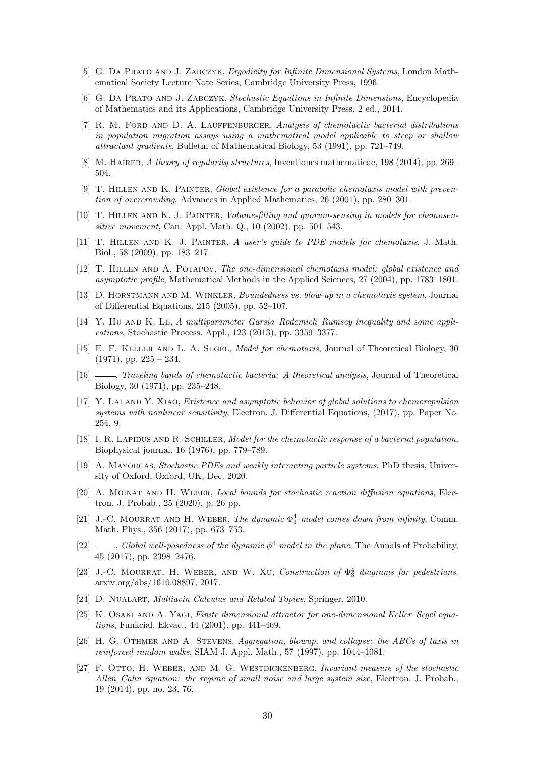[5] G. Da Prato and J. Zabczyk, *Ergodicity for Infinite Dimensional Systems*, London Mathematical Society Lecture Note Series, Cambridge University Press, 1996.

[6] G. Da Prato and J. Zabczyk, *Stochastic Equations in Infinite Dimensions*, Encyclopedia of Mathematics and its Applications, Cambridge University Press, 2 ed., 2014.

[7] R. M. Ford and D. A. Lauffenburger, *Analysis of chemotactic bacterial distributions in population migration assays using a mathematical model applicable to steep or shallow attractant gradients*, Bulletin of Mathematical Biology, 53 (1991), pp. 721–749.

[8] M. Hairer, *A theory of regularity structures*, Inventiones mathematicae, 198 (2014), pp. 269–504.

[9] T. Hillen and K. Painter, *Global existence for a parabolic chemotaxis model with prevention of overcrowding*, Advances in Applied Mathematics, 26 (2001), pp. 280–301.

[10] T. Hillen and K. J. Painter, *Volume-filling and quorum-sensing in models for chemosensitive movement*, Can. Appl. Math. Q., 10 (2002), pp. 501–543.

[11] T. Hillen and K. J. Painter, *A user's guide to PDE models for chemotaxis*, J. Math. Biol., 58 (2009), pp. 183–217.

[12] T. Hillen and A. Potapov, *The one-dimensional chemotaxis model: global existence and asymptotic profile*, Mathematical Methods in the Applied Sciences, 27 (2004), pp. 1783–1801.

[13] D. Horstmann and M. Winkler, *Boundedness vs. blow-up in a chemotaxis system*, Journal of Differential Equations, 215 (2005), pp. 52–107.

[14] Y. Hu and K. Le, *A multiparameter Garsia–Rodemich–Rumsey inequality and some applications*, Stochastic Process. Appl., 123 (2013), pp. 3359–3377.

[15] E. F. Keller and L. A. Segel, *Model for chemotaxis*, Journal of Theoretical Biology, 30 (1971), pp. 225 – 234.

[16] ——, *Traveling bands of chemotactic bacteria: A theoretical analysis*, Journal of Theoretical Biology, 30 (1971), pp. 235–248.

[17] Y. Lai and Y. Xiao, *Existence and asymptotic behavior of global solutions to chemorepulsion systems with nonlinear sensitivity*, Electron. J. Differential Equations, (2017), pp. Paper No. 254, 9.

[18] I. R. Lapidus and R. Schiller, *Model for the chemotactic response of a bacterial population*, Biophysical journal, 16 (1976), pp. 779–789.

[19] A. Mayorcas, *Stochastic PDEs and weakly interacting particle systems*, PhD thesis, University of Oxford, Oxford, UK, Dec. 2020.

[20] A. Moinat and H. Weber, *Local bounds for stochastic reaction diffusion equations*, Electron. J. Probab., 25 (2020), p. 26 pp.

[21] J.-C. Mourrat and H. Weber, *The dynamic $\Phi^4_3$ model comes down from infinity*, Comm. Math. Phys., 356 (2017), pp. 673–753.

[22] ——, *Global well-posedness of the dynamic $\phi^4$ model in the plane*, The Annals of Probability, 45 (2017), pp. 2398–2476.

[23] J.-C. Mourrat, H. Weber, and W. Xu, *Construction of $\Phi^4_3$ diagrams for pedestrians*. arxiv.org/abs/1610.08897, 2017.

[24] D. Nualart, *Malliavin Calculus and Related Topics*, Springer, 2010.

[25] K. Osaki and A. Yagi, *Finite dimensional attractor for one-dimensional Keller–Segel equations*, Funkcial. Ekvac., 44 (2001), pp. 441–469.

[26] H. G. Othmer and A. Stevens, *Aggregation, blowup, and collapse: the ABCs of taxis in reinforced random walks*, SIAM J. Appl. Math., 57 (1997), pp. 1044–1081.

[27] F. Otto, H. Weber, and M. G. Westdickenberg, *Invariant measure of the stochastic Allen–Cahn equation: the regime of small noise and large system size*, Electron. J. Probab., 19 (2014), pp. no. 23, 76.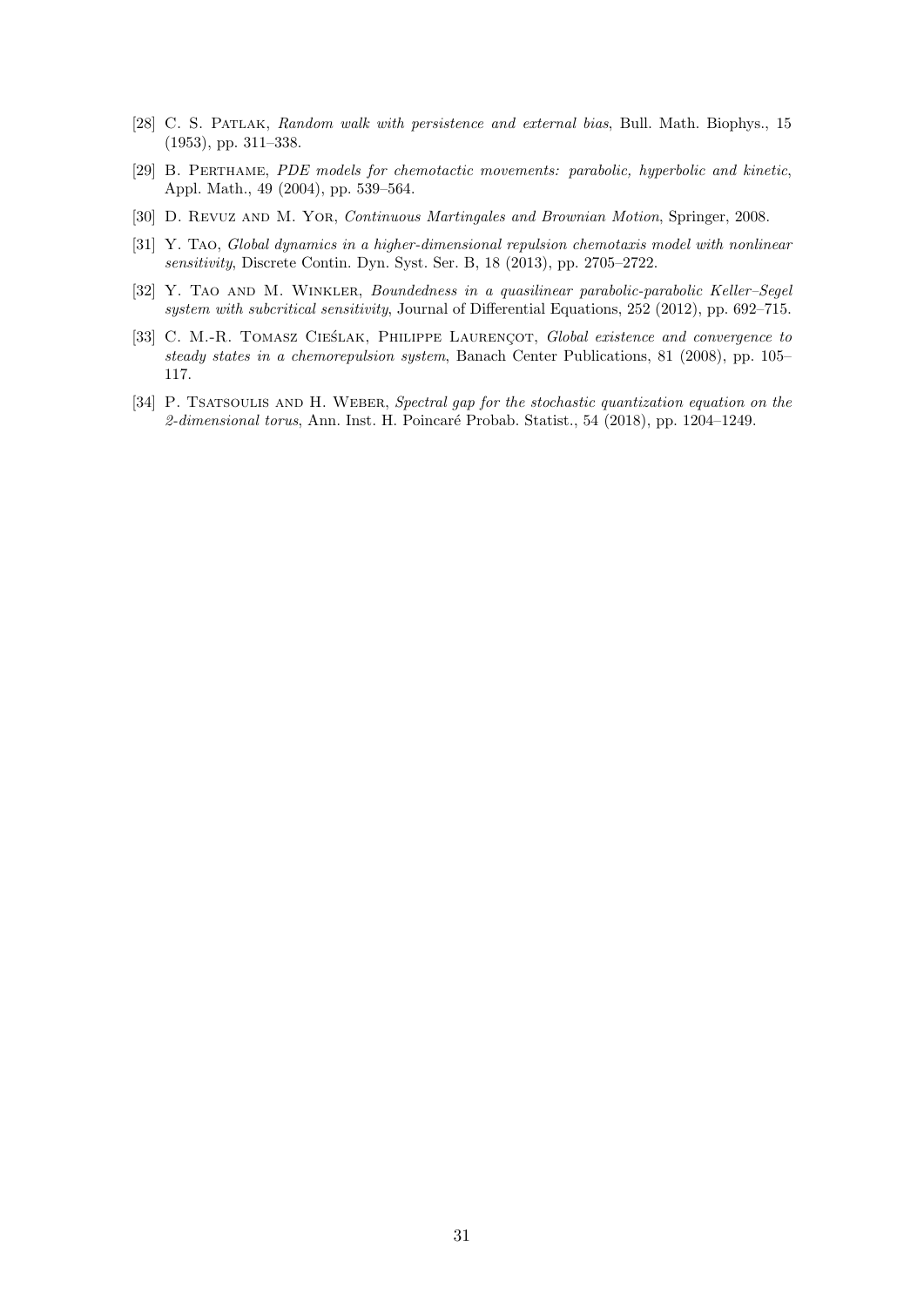[28] C. S. Patlak, *Random walk with persistence and external bias*, Bull. Math. Biophys., 15 (1953), pp. 311–338.

[29] B. Perthame, *PDE models for chemotactic movements: parabolic, hyperbolic and kinetic*, Appl. Math., 49 (2004), pp. 539–564.

[30] D. Revuz and M. Yor, *Continuous Martingales and Brownian Motion*, Springer, 2008.

[31] Y. Tao, *Global dynamics in a higher-dimensional repulsion chemotaxis model with nonlinear sensitivity*, Discrete Contin. Dyn. Syst. Ser. B, 18 (2013), pp. 2705–2722.

[32] Y. Tao and M. Winkler, *Boundedness in a quasilinear parabolic-parabolic Keller–Segel system with subcritical sensitivity*, Journal of Differential Equations, 252 (2012), pp. 692–715.

[33] C. M.-R. Tomasz Cieślak, Philippe Laurençot, *Global existence and convergence to steady states in a chemorepulsion system*, Banach Center Publications, 81 (2008), pp. 105–117.

[34] P. Tsatsoulis and H. Weber, *Spectral gap for the stochastic quantization equation on the 2-dimensional torus*, Ann. Inst. H. Poincaré Probab. Statist., 54 (2018), pp. 1204–1249.